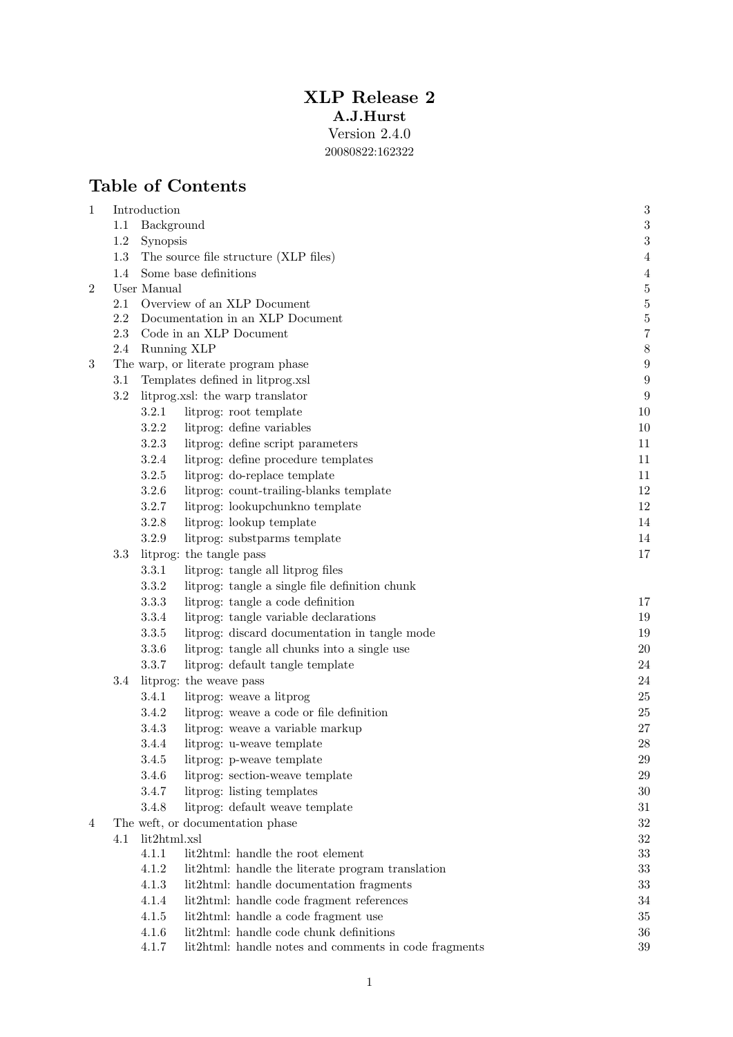# XLP Release 2

**A.J.Hurst**

Version 2.4.0

20080822:162322

## Table of Contents

| | | | |
|---|---|---|---|
| 1 | Introduction | | 3 |
| | 1.1 | Background | 3 |
| | 1.2 | Synopsis | 3 |
| | 1.3 | The source file structure (XLP files) | 4 |
| | 1.4 | Some base definitions | 4 |
| 2 | User Manual | | 5 |
| | 2.1 | Overview of an XLP Document | 5 |
| | 2.2 | Documentation in an XLP Document | 5 |
| | 2.3 | Code in an XLP Document | 7 |
| | 2.4 | Running XLP | 8 |
| 3 | The warp, or literate program phase | | 9 |
| | 3.1 | Templates defined in litprog.xsl | 9 |
| | 3.2 | litprog.xsl: the warp translator | 9 |
| | 3.2.1 | litprog: root template | 10 |
| | 3.2.2 | litprog: define variables | 10 |
| | 3.2.3 | litprog: define script parameters | 11 |
| | 3.2.4 | litprog: define procedure templates | 11 |
| | 3.2.5 | litprog: do-replace template | 11 |
| | 3.2.6 | litprog: count-trailing-blanks template | 12 |
| | 3.2.7 | litprog: lookupchunkno template | 12 |
| | 3.2.8 | litprog: lookup template | 14 |
| | 3.2.9 | litprog: substparms template | 14 |
| | 3.3 | litprog: the tangle pass | 17 |
| | 3.3.1 | litprog: tangle all litprog files | |
| | 3.3.2 | litprog: tangle a single file definition chunk | |
| | 3.3.3 | litprog: tangle a code definition | 17 |
| | 3.3.4 | litprog: tangle variable declarations | 19 |
| | 3.3.5 | litprog: discard documentation in tangle mode | 19 |
| | 3.3.6 | litprog: tangle all chunks into a single use | 20 |
| | 3.3.7 | litprog: default tangle template | 24 |
| | 3.4 | litprog: the weave pass | 24 |
| | 3.4.1 | litprog: weave a litprog | 25 |
| | 3.4.2 | litprog: weave a code or file definition | 25 |
| | 3.4.3 | litprog: weave a variable markup | 27 |
| | 3.4.4 | litprog: u-weave template | 28 |
| | 3.4.5 | litprog: p-weave template | 29 |
| | 3.4.6 | litprog: section-weave template | 29 |
| | 3.4.7 | litprog: listing templates | 30 |
| | 3.4.8 | litprog: default weave template | 31 |
| 4 | The weft, or documentation phase | | 32 |
| | 4.1 | lit2html.xsl | 32 |
| | 4.1.1 | lit2html: handle the root element | 33 |
| | 4.1.2 | lit2html: handle the literate program translation | 33 |
| | 4.1.3 | lit2html: handle documentation fragments | 33 |
| | 4.1.4 | lit2html: handle code fragment references | 34 |
| | 4.1.5 | lit2html: handle a code fragment use | 35 |
| | 4.1.6 | lit2html: handle code chunk definitions | 36 |
| | 4.1.7 | lit2html: handle notes and comments in code fragments | 39 |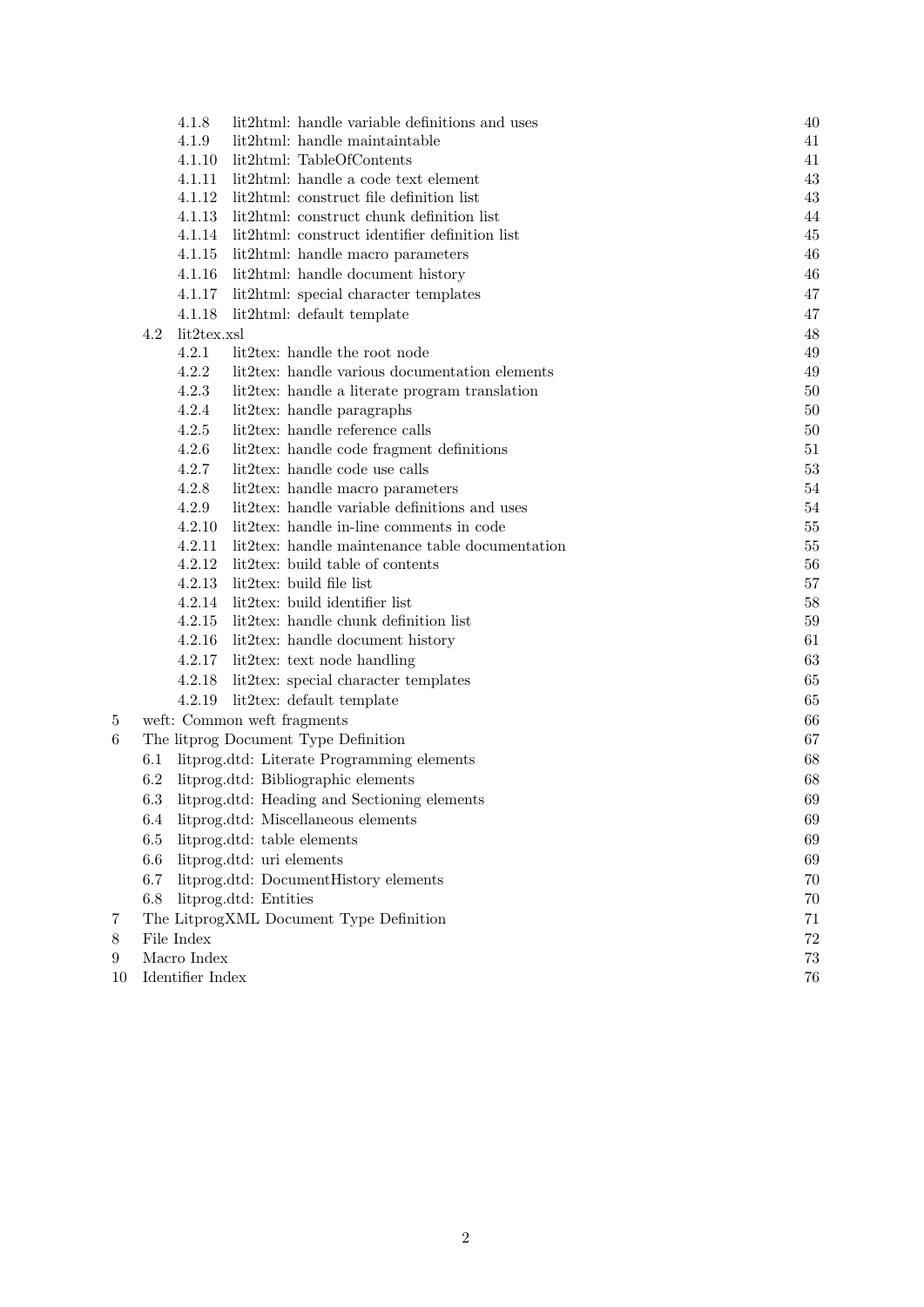| | | | |
|---|---|---|---|
| | 4.1.8 | lit2html: handle variable definitions and uses | 40 |
| | 4.1.9 | lit2html: handle maintaintable | 41 |
| | 4.1.10 | lit2html: TableOfContents | 41 |
| | 4.1.11 | lit2html: handle a code text element | 43 |
| | 4.1.12 | lit2html: construct file definition list | 43 |
| | 4.1.13 | lit2html: construct chunk definition list | 44 |
| | 4.1.14 | lit2html: construct identifier definition list | 45 |
| | 4.1.15 | lit2html: handle macro parameters | 46 |
| | 4.1.16 | lit2html: handle document history | 46 |
| | 4.1.17 | lit2html: special character templates | 47 |
| | 4.1.18 | lit2html: default template | 47 |
| | 4.2 | lit2tex.xsl | 48 |
| | 4.2.1 | lit2tex: handle the root node | 49 |
| | 4.2.2 | lit2tex: handle various documentation elements | 49 |
| | 4.2.3 | lit2tex: handle a literate program translation | 50 |
| | 4.2.4 | lit2tex: handle paragraphs | 50 |
| | 4.2.5 | lit2tex: handle reference calls | 50 |
| | 4.2.6 | lit2tex: handle code fragment definitions | 51 |
| | 4.2.7 | lit2tex: handle code use calls | 53 |
| | 4.2.8 | lit2tex: handle macro parameters | 54 |
| | 4.2.9 | lit2tex: handle variable definitions and uses | 54 |
| | 4.2.10 | lit2tex: handle in-line comments in code | 55 |
| | 4.2.11 | lit2tex: handle maintenance table documentation | 55 |
| | 4.2.12 | lit2tex: build table of contents | 56 |
| | 4.2.13 | lit2tex: build file list | 57 |
| | 4.2.14 | lit2tex: build identifier list | 58 |
| | 4.2.15 | lit2tex: handle chunk definition list | 59 |
| | 4.2.16 | lit2tex: handle document history | 61 |
| | 4.2.17 | lit2tex: text node handling | 63 |
| | 4.2.18 | lit2tex: special character templates | 65 |
| | 4.2.19 | lit2tex: default template | 65 |
| 5 | | weft: Common weft fragments | 66 |
| 6 | | The litprog Document Type Definition | 67 |
| | 6.1 | litprog.dtd: Literate Programming elements | 68 |
| | 6.2 | litprog.dtd: Bibliographic elements | 68 |
| | 6.3 | litprog.dtd: Heading and Sectioning elements | 69 |
| | 6.4 | litprog.dtd: Miscellaneous elements | 69 |
| | 6.5 | litprog.dtd: table elements | 69 |
| | 6.6 | litprog.dtd: uri elements | 69 |
| | 6.7 | litprog.dtd: DocumentHistory elements | 70 |
| | 6.8 | litprog.dtd: Entities | 70 |
| 7 | | The LitprogXML Document Type Definition | 71 |
| 8 | | File Index | 72 |
| 9 | | Macro Index | 73 |
| 10 | | Identifier Index | 76 |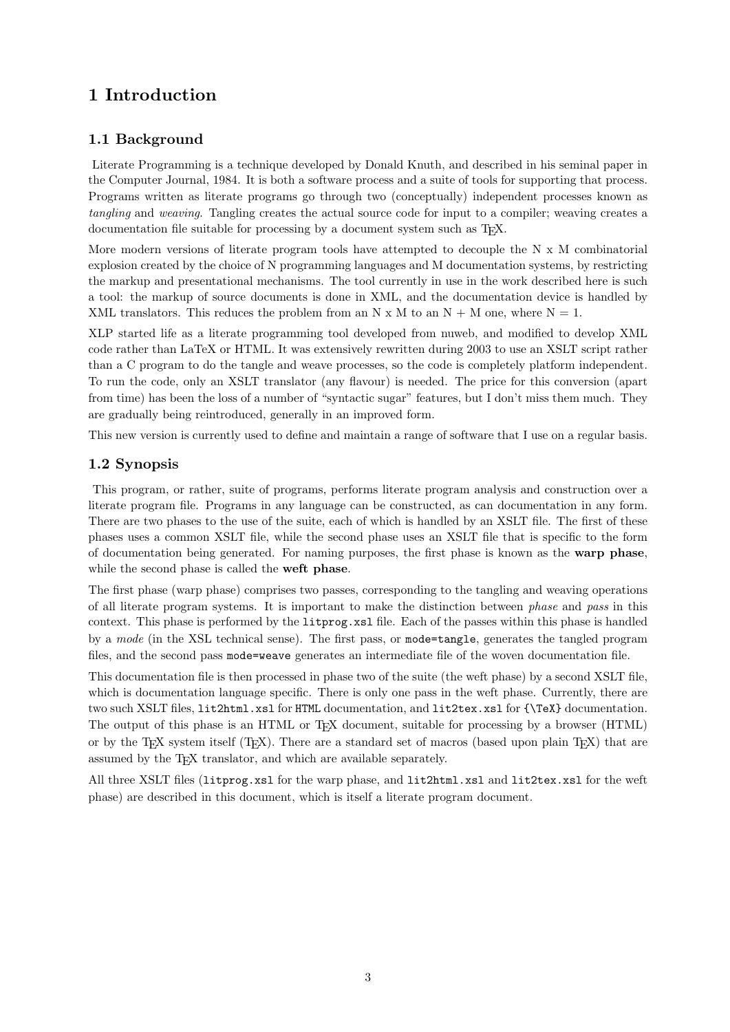# 1 Introduction

## 1.1 Background

Literate Programming is a technique developed by Donald Knuth, and described in his seminal paper in the Computer Journal, 1984. It is both a software process and a suite of tools for supporting that process. Programs written as literate programs go through two (conceptually) independent processes known as *tangling* and *weaving*. Tangling creates the actual source code for input to a compiler; weaving creates a documentation file suitable for processing by a document system such as TEX.

More modern versions of literate program tools have attempted to decouple the N x M combinatorial explosion created by the choice of N programming languages and M documentation systems, by restricting the markup and presentational mechanisms. The tool currently in use in the work described here is such a tool: the markup of source documents is done in XML, and the documentation device is handled by XML translators. This reduces the problem from an N x M to an N + M one, where N = 1.

XLP started life as a literate programming tool developed from nuweb, and modified to develop XML code rather than LaTeX or HTML. It was extensively rewritten during 2003 to use an XSLT script rather than a C program to do the tangle and weave processes, so the code is completely platform independent. To run the code, only an XSLT translator (any flavour) is needed. The price for this conversion (apart from time) has been the loss of a number of "syntactic sugar" features, but I don't miss them much. They are gradually being reintroduced, generally in an improved form.

This new version is currently used to define and maintain a range of software that I use on a regular basis.

## 1.2 Synopsis

This program, or rather, suite of programs, performs literate program analysis and construction over a literate program file. Programs in any language can be constructed, as can documentation in any form. There are two phases to the use of the suite, each of which is handled by an XSLT file. The first of these phases uses a common XSLT file, while the second phase uses an XSLT file that is specific to the form of documentation being generated. For naming purposes, the first phase is known as the **warp phase**, while the second phase is called the **weft phase**.

The first phase (warp phase) comprises two passes, corresponding to the tangling and weaving operations of all literate program systems. It is important to make the distinction between *phase* and *pass* in this context. This phase is performed by the `litprog.xsl` file. Each of the passes within this phase is handled by a *mode* (in the XSL technical sense). The first pass, or `mode=tangle`, generates the tangled program files, and the second pass `mode=weave` generates an intermediate file of the woven documentation file.

This documentation file is then processed in phase two of the suite (the weft phase) by a second XSLT file, which is documentation language specific. There is only one pass in the weft phase. Currently, there are two such XSLT files, `lit2html.xsl` for `HTML` documentation, and `lit2tex.xsl` for `{\TeX}` documentation. The output of this phase is an HTML or TEX document, suitable for processing by a browser (HTML) or by the TEX system itself (TEX). There are a standard set of macros (based upon plain TEX) that are assumed by the TEX translator, and which are available separately.

All three XSLT files (`litprog.xsl` for the warp phase, and `lit2html.xsl` and `lit2tex.xsl` for the weft phase) are described in this document, which is itself a literate program document.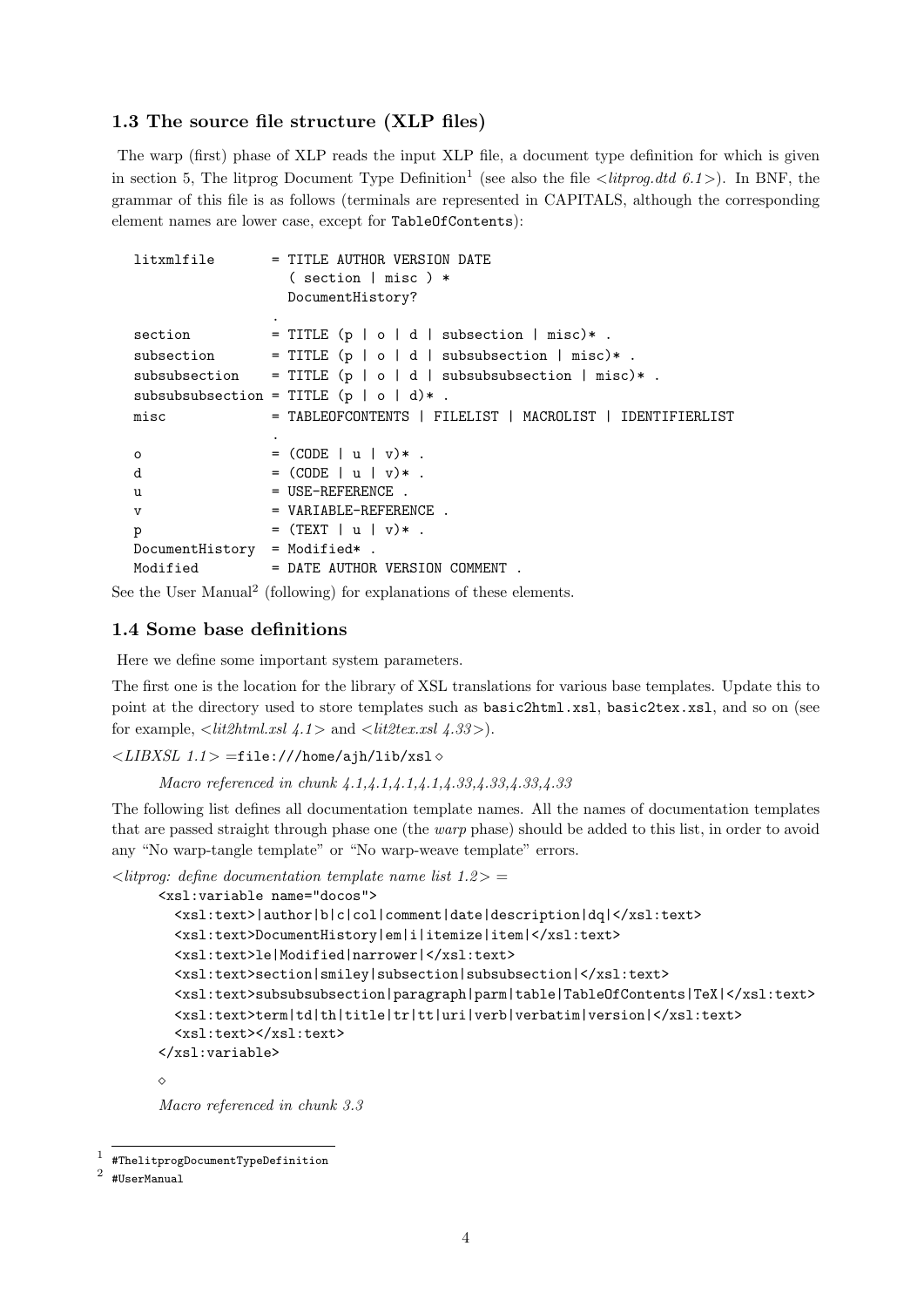### 1.3 The source file structure (XLP files)

The warp (first) phase of XLP reads the input XLP file, a document type definition for which is given in section 5, The litprog Document Type Definition[1] (see also the file *<litprog.dtd 6.1>*). In BNF, the grammar of this file is as follows (terminals are represented in CAPITALS, although the corresponding element names are lower case, except for `TableOfContents`):

```
litxmlfile       = TITLE AUTHOR VERSION DATE
                   ( section | misc ) *
                   DocumentHistory?
                 .
section          = TITLE (p | o | d | subsection | misc)* .
subsection       = TITLE (p | o | d | subsubsection | misc)* .
subsubsection    = TITLE (p | o | d | subsubsubsection | misc)* .
subsubsubsection = TITLE (p | o | d)* .
misc             = TABLEOFCONTENTS | FILELIST | MACROLIST | IDENTIFIERLIST
                 .
o                = (CODE | u | v)* .
d                = (CODE | u | v)* .
u                = USE-REFERENCE .
v                = VARIABLE-REFERENCE .
p                = (TEXT | u | v)* .
DocumentHistory  = Modified* .
Modified         = DATE AUTHOR VERSION COMMENT .
```

See the User Manual[2] (following) for explanations of these elements.

### 1.4 Some base definitions

Here we define some important system parameters.

The first one is the location for the library of XSL translations for various base templates. Update this to point at the directory used to store templates such as `basic2html.xsl`, `basic2tex.xsl`, and so on (see for example, *<lit2html.xsl 4.1>* and *<lit2tex.xsl 4.33>*).

*<LIBXSL 1.1>* =`file:///home/ajh/lib/xsl` ◇

> *Macro referenced in chunk 4.1,4.1,4.1,4.1,4.33,4.33,4.33,4.33*

The following list defines all documentation template names. All the names of documentation templates that are passed straight through phase one (the *warp* phase) should be added to this list, in order to avoid any "No warp-tangle template" or "No warp-weave template" errors.

*<litprog: define documentation template name list 1.2>* =

```
<xsl:variable name="docos">
  <xsl:text>|author|b|c|col|comment|date|description|dq|</xsl:text>
  <xsl:text>DocumentHistory|em|i|itemize|item|</xsl:text>
  <xsl:text>le|Modified|narrower|</xsl:text>
  <xsl:text>section|smiley|subsection|subsubsection|</xsl:text>
  <xsl:text>subsubsubsection|paragraph|parm|table|TableOfContents|TeX|</xsl:text>
  <xsl:text>term|td|th|title|tr|tt|uri|verb|verbatim|version|</xsl:text>
  <xsl:text></xsl:text>
</xsl:variable>
```

◇

> *Macro referenced in chunk 3.3*

---

[1] `#ThelitprogDocumentTypeDefinition`

[2] `#UserManual`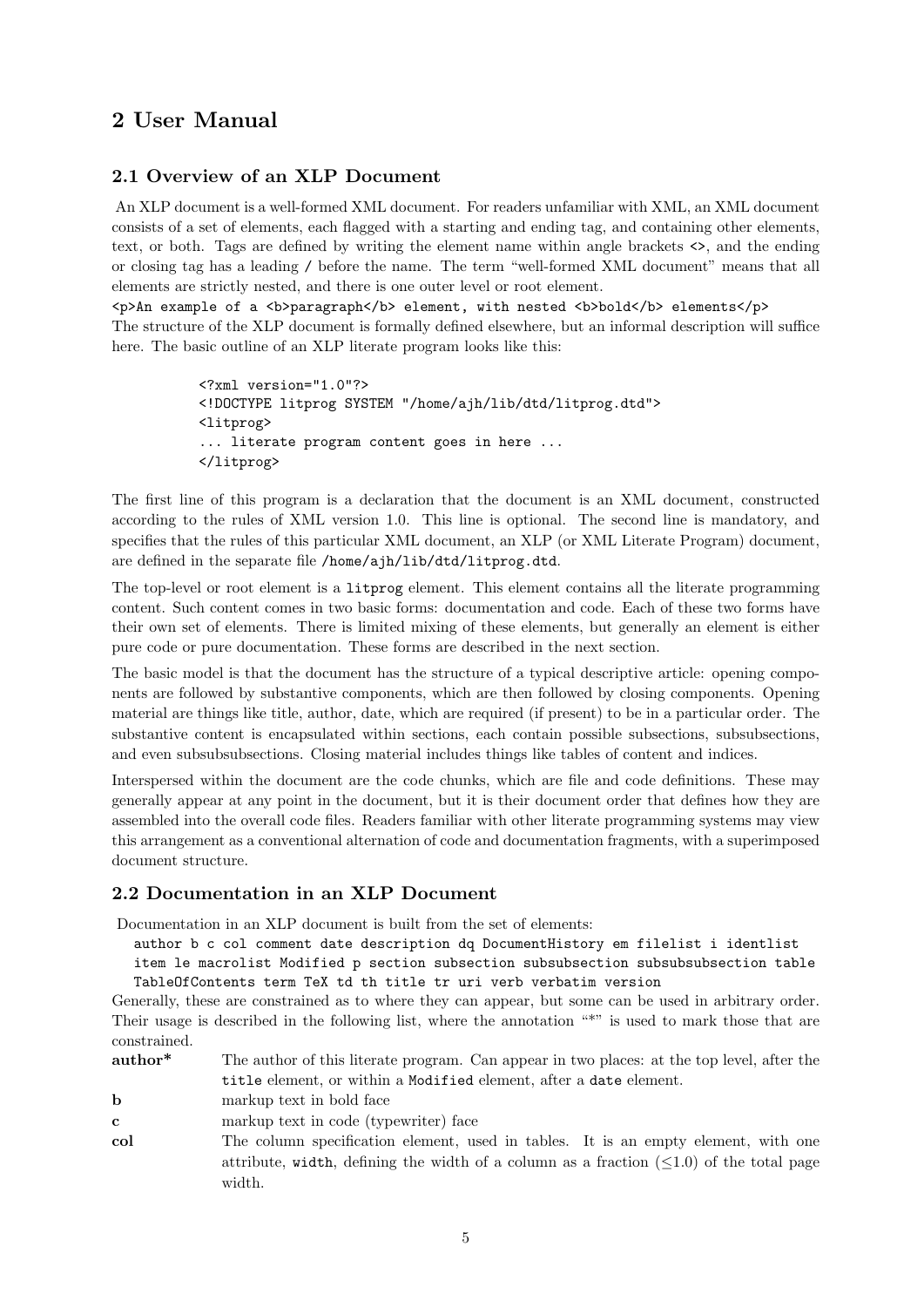## 2 User Manual

### 2.1 Overview of an XLP Document

An XLP document is a well-formed XML document. For readers unfamiliar with XML, an XML document consists of a set of elements, each flagged with a starting and ending tag, and containing other elements, text, or both. Tags are defined by writing the element name within angle brackets `<>`, and the ending or closing tag has a leading `/` before the name. The term "well-formed XML document" means that all elements are strictly nested, and there is one outer level or root element.

`<p>An example of a <b>paragraph</b> element, with nested <b>bold</b> elements</p>`

The structure of the XLP document is formally defined elsewhere, but an informal description will suffice here. The basic outline of an XLP literate program looks like this:

```
<?xml version="1.0"?>
<!DOCTYPE litprog SYSTEM "/home/ajh/lib/dtd/litprog.dtd">
<litprog>
... literate program content goes in here ...
</litprog>
```

The first line of this program is a declaration that the document is an XML document, constructed according to the rules of XML version 1.0. This line is optional. The second line is mandatory, and specifies that the rules of this particular XML document, an XLP (or XML Literate Program) document, are defined in the separate file `/home/ajh/lib/dtd/litprog.dtd`.

The top-level or root element is a `litprog` element. This element contains all the literate programming content. Such content comes in two basic forms: documentation and code. Each of these two forms have their own set of elements. There is limited mixing of these elements, but generally an element is either pure code or pure documentation. These forms are described in the next section.

The basic model is that the document has the structure of a typical descriptive article: opening components are followed by substantive components, which are then followed by closing components. Opening material are things like title, author, date, which are required (if present) to be in a particular order. The substantive content is encapsulated within sections, each contain possible subsections, subsubsections, and even subsubsubsections. Closing material includes things like tables of content and indices.

Interspersed within the document are the code chunks, which are file and code definitions. These may generally appear at any point in the document, but it is their document order that defines how they are assembled into the overall code files. Readers familiar with other literate programming systems may view this arrangement as a conventional alternation of code and documentation fragments, with a superimposed document structure.

### 2.2 Documentation in an XLP Document

Documentation in an XLP document is built from the set of elements:

`author b c col comment date description dq DocumentHistory em filelist i identlist item le macrolist Modified p section subsection subsubsection subsubsubsection table TableOfContents term TeX td th title tr uri verb verbatim version`

Generally, these are constrained as to where they can appear, but some can be used in arbitrary order. Their usage is described in the following list, where the annotation "*" is used to mark those that are constrained.

**author*** The author of this literate program. Can appear in two places: at the top level, after the `title` element, or within a `Modified` element, after a `date` element.

**b** markup text in bold face

**c** markup text in code (typewriter) face

**col** The column specification element, used in tables. It is an empty element, with one attribute, `width`, defining the width of a column as a fraction ($\leq$1.0) of the total page width.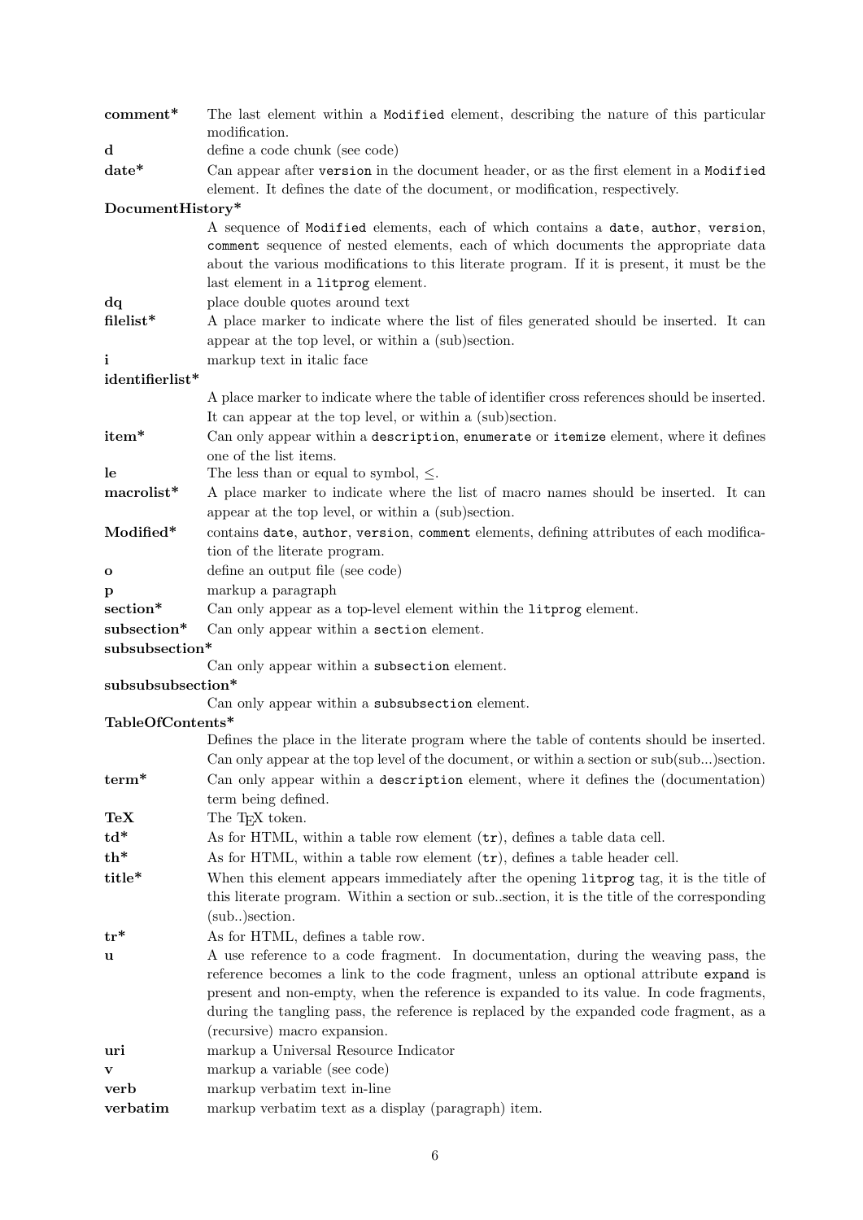**comment*** The last element within a `Modified` element, describing the nature of this particular modification.

**d** define a code chunk (see code)

**date*** Can appear after `version` in the document header, or as the first element in a `Modified` element. It defines the date of the document, or modification, respectively.

**DocumentHistory***
A sequence of `Modified` elements, each of which contains a `date`, `author`, `version`, `comment` sequence of nested elements, each of which documents the appropriate data about the various modifications to this literate program. If it is present, it must be the last element in a `litprog` element.

**dq** place double quotes around text

**filelist*** A place marker to indicate where the list of files generated should be inserted. It can appear at the top level, or within a (sub)section.

**i** markup text in italic face

**identifierlist***
A place marker to indicate where the table of identifier cross references should be inserted. It can appear at the top level, or within a (sub)section.

**item*** Can only appear within a `description`, `enumerate` or `itemize` element, where it defines one of the list items.

**le** The less than or equal to symbol, $\leq$.

**macrolist*** A place marker to indicate where the list of macro names should be inserted. It can appear at the top level, or within a (sub)section.

**Modified*** contains `date`, `author`, `version`, `comment` elements, defining attributes of each modification of the literate program.

**o** define an output file (see code)

**p** markup a paragraph

**section*** Can only appear as a top-level element within the `litprog` element.

**subsection*** Can only appear within a `section` element.

**subsubsection***
Can only appear within a `subsection` element.

**subsubsubsection***
Can only appear within a `subsubsection` element.

**TableOfContents***
Defines the place in the literate program where the table of contents should be inserted. Can only appear at the top level of the document, or within a section or sub(sub...)section.

**term*** Can only appear within a `description` element, where it defines the (documentation) term being defined.

**TeX** The TeX token.

**td*** As for HTML, within a table row element (`tr`), defines a table data cell.

**th*** As for HTML, within a table row element (`tr`), defines a table header cell.

**title*** When this element appears immediately after the opening `litprog` tag, it is the title of this literate program. Within a section or sub..section, it is the title of the corresponding (sub..)section.

**tr*** As for HTML, defines a table row.

**u** A use reference to a code fragment. In documentation, during the weaving pass, the reference becomes a link to the code fragment, unless an optional attribute `expand` is present and non-empty, when the reference is expanded to its value. In code fragments, during the tangling pass, the reference is replaced by the expanded code fragment, as a (recursive) macro expansion.

**uri** markup a Universal Resource Indicator

**v** markup a variable (see code)

**verb** markup verbatim text in-line

**verbatim** markup verbatim text as a display (paragraph) item.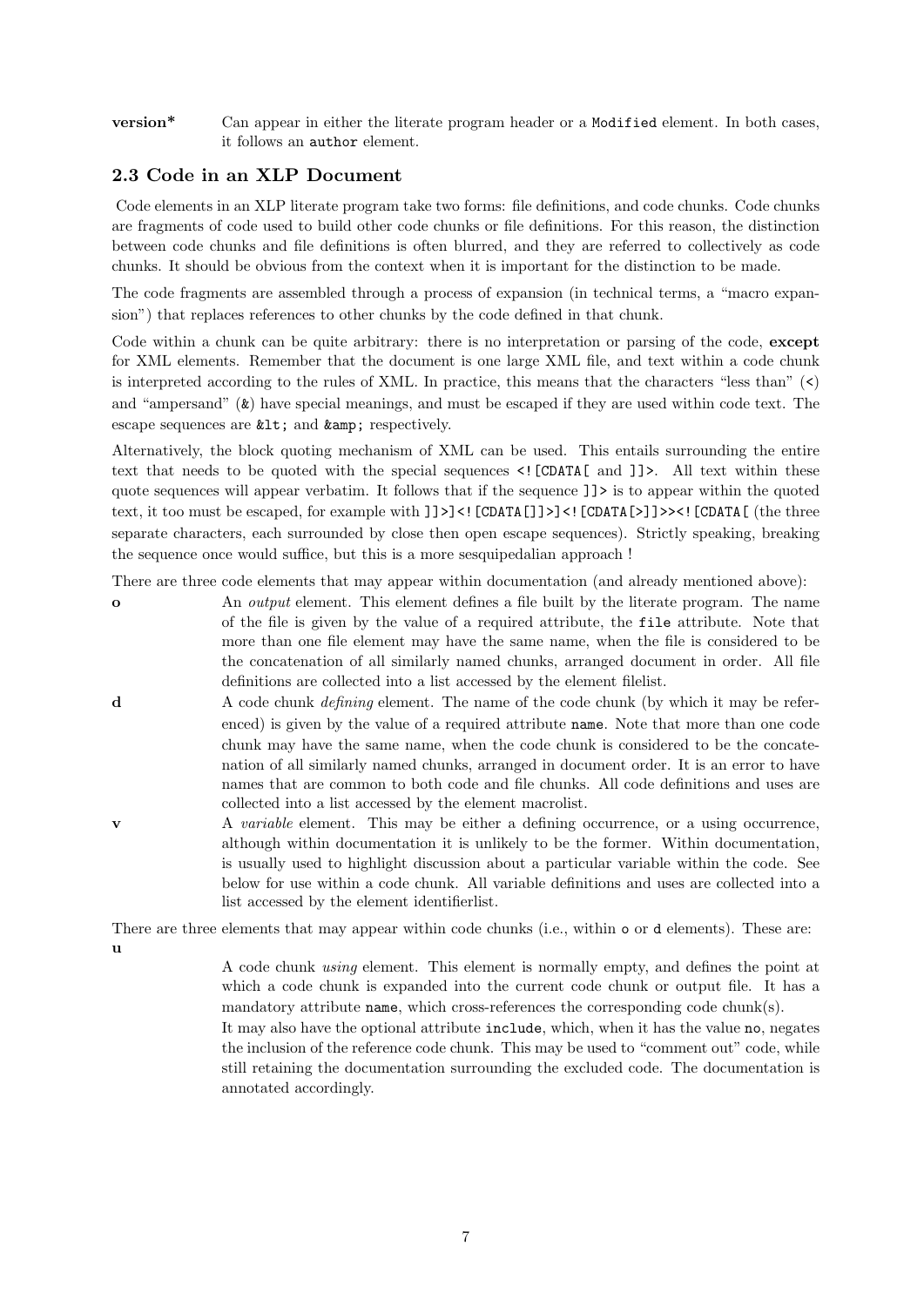**version*** Can appear in either the literate program header or a `Modified` element. In both cases, it follows an `author` element.

### 2.3 Code in an XLP Document

Code elements in an XLP literate program take two forms: file definitions, and code chunks. Code chunks are fragments of code used to build other code chunks or file definitions. For this reason, the distinction between code chunks and file definitions is often blurred, and they are referred to collectively as code chunks. It should be obvious from the context when it is important for the distinction to be made.

The code fragments are assembled through a process of expansion (in technical terms, a "macro expansion") that replaces references to other chunks by the code defined in that chunk.

Code within a chunk can be quite arbitrary: there is no interpretation or parsing of the code, **except** for XML elements. Remember that the document is one large XML file, and text within a code chunk is interpreted according to the rules of XML. In practice, this means that the characters "less than" (`<`) and "ampersand" (`&`) have special meanings, and must be escaped if they are used within code text. The escape sequences are `&lt;` and `&amp;` respectively.

Alternatively, the block quoting mechanism of XML can be used. This entails surrounding the entire text that needs to be quoted with the special sequences `<![CDATA[` and `]]>`. All text within these quote sequences will appear verbatim. It follows that if the sequence `]]>` is to appear within the quoted text, it too must be escaped, for example with `]]>]<![CDATA[]]>]<![CDATA[>]]>><![CDATA[` (the three separate characters, each surrounded by close then open escape sequences). Strictly speaking, breaking the sequence once would suffice, but this is a more sesquipedalian approach !

There are three code elements that may appear within documentation (and already mentioned above):

**o** An *output* element. This element defines a file built by the literate program. The name of the file is given by the value of a required attribute, the `file` attribute. Note that more than one file element may have the same name, when the file is considered to be the concatenation of all similarly named chunks, arranged document in order. All file definitions are collected into a list accessed by the element filelist.

**d** A code chunk *defining* element. The name of the code chunk (by which it may be referenced) is given by the value of a required attribute `name`. Note that more than one code chunk may have the same name, when the code chunk is considered to be the concatenation of all similarly named chunks, arranged in document order. It is an error to have names that are common to both code and file chunks. All code definitions and uses are collected into a list accessed by the element macrolist.

**v** A *variable* element. This may be either a defining occurrence, or a using occurrence, although within documentation it is unlikely to be the former. Within documentation, is usually used to highlight discussion about a particular variable within the code. See below for use within a code chunk. All variable definitions and uses are collected into a list accessed by the element identifierlist.

There are three elements that may appear within code chunks (i.e., within `o` or `d` elements). These are:

**u**

A code chunk *using* element. This element is normally empty, and defines the point at which a code chunk is expanded into the current code chunk or output file. It has a mandatory attribute `name`, which cross-references the corresponding code chunk(s).

It may also have the optional attribute `include`, which, when it has the value `no`, negates the inclusion of the reference code chunk. This may be used to "comment out" code, while still retaining the documentation surrounding the excluded code. The documentation is annotated accordingly.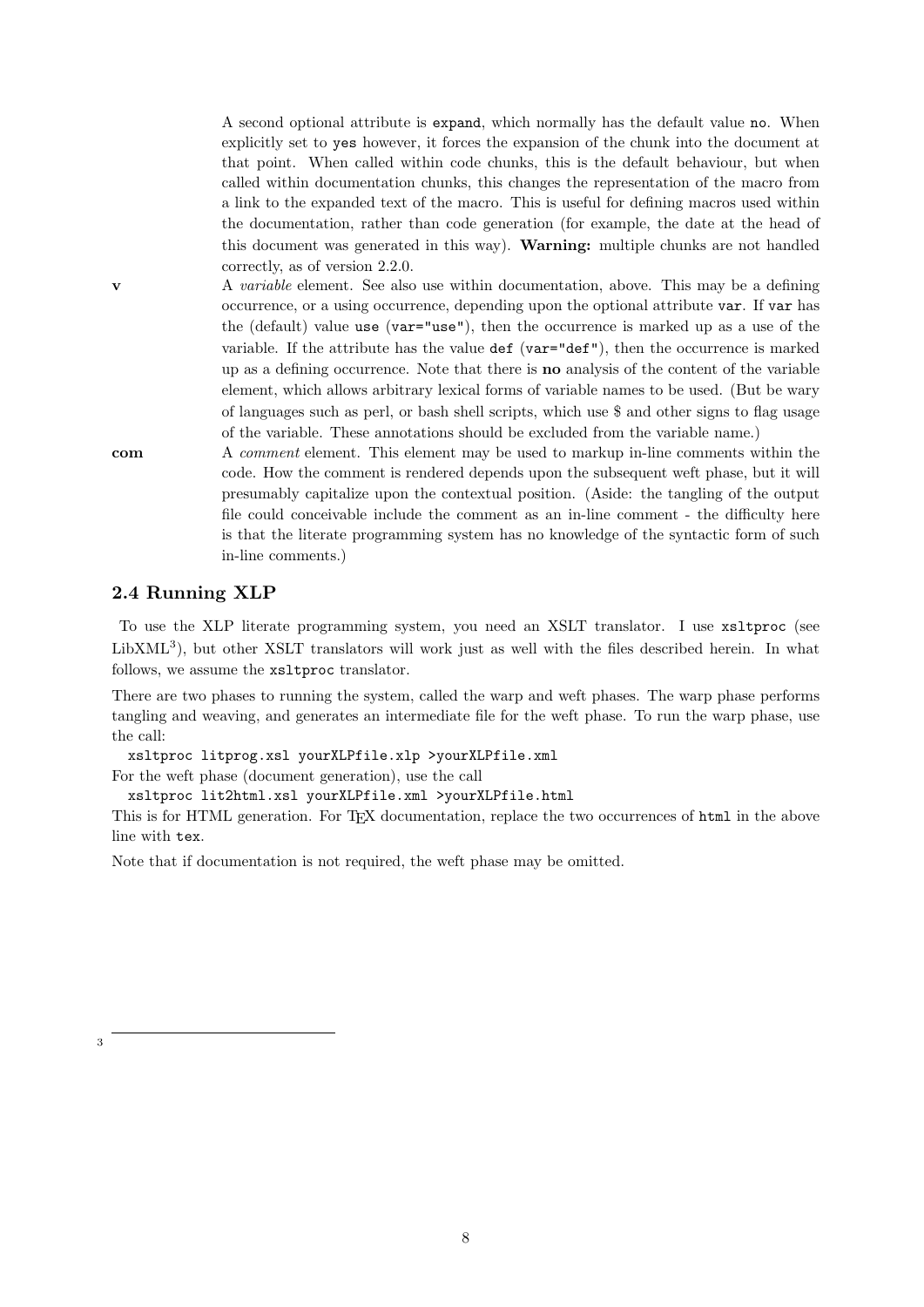A second optional attribute is `expand`, which normally has the default value `no`. When explicitly set to `yes` however, it forces the expansion of the chunk into the document at that point. When called within code chunks, this is the default behaviour, but when called within documentation chunks, this changes the representation of the macro from a link to the expanded text of the macro. This is useful for defining macros used within the documentation, rather than code generation (for example, the date at the head of this document was generated in this way). **Warning:** multiple chunks are not handled correctly, as of version 2.2.0.

**v** A *variable* element. See also use within documentation, above. This may be a defining occurrence, or a using occurrence, depending upon the optional attribute `var`. If `var` has the (default) value `use` (`var="use"`), then the occurrence is marked up as a use of the variable. If the attribute has the value `def` (`var="def"`), then the occurrence is marked up as a defining occurrence. Note that there is **no** analysis of the content of the variable element, which allows arbitrary lexical forms of variable names to be used. (But be wary of languages such as perl, or bash shell scripts, which use $ and other signs to flag usage of the variable. These annotations should be excluded from the variable name.)

**com** A *comment* element. This element may be used to markup in-line comments within the code. How the comment is rendered depends upon the subsequent weft phase, but it will presumably capitalize upon the contextual position. (Aside: the tangling of the output file could conceivable include the comment as an in-line comment - the difficulty here is that the literate programming system has no knowledge of the syntactic form of such in-line comments.)

### 2.4 Running XLP

To use the XLP literate programming system, you need an XSLT translator. I use `xsltproc` (see LibXML[3]), but other XSLT translators will work just as well with the files described herein. In what follows, we assume the `xsltproc` translator.

There are two phases to running the system, called the warp and weft phases. The warp phase performs tangling and weaving, and generates an intermediate file for the weft phase. To run the warp phase, use the call:

```
xsltproc litprog.xsl yourXLPfile.xlp >yourXLPfile.xml
```

For the weft phase (document generation), use the call

```
xsltproc lit2html.xsl yourXLPfile.xml >yourXLPfile.html
```

This is for HTML generation. For TEX documentation, replace the two occurrences of `html` in the above line with `tex`.

Note that if documentation is not required, the weft phase may be omitted.

---

[3]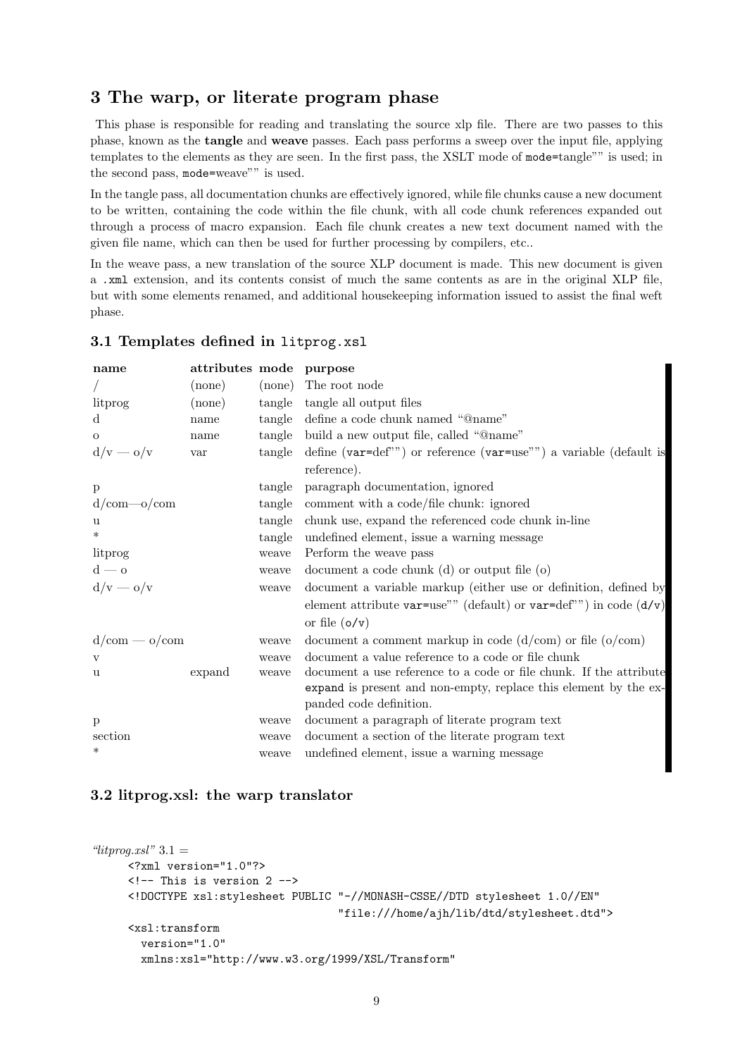# 3 The warp, or literate program phase

This phase is responsible for reading and translating the source xlp file. There are two passes to this phase, known as the **tangle** and **weave** passes. Each pass performs a sweep over the input file, applying templates to the elements as they are seen. In the first pass, the XSLT mode of `mode=`tangle"" is used; in the second pass, `mode=`weave"" is used.

In the tangle pass, all documentation chunks are effectively ignored, while file chunks cause a new document to be written, containing the code within the file chunk, with all code chunk references expanded out through a process of macro expansion. Each file chunk creates a new text document named with the given file name, which can then be used for further processing by compilers, etc..

In the weave pass, a new translation of the source XLP document is made. This new document is given a `.xml` extension, and its contents consist of much the same contents as are in the original XLP file, but with some elements renamed, and additional housekeeping information issued to assist the final weft phase.

## 3.1 Templates defined in `litprog.xsl`

| name | attributes | mode | purpose |
|---|---|---|---|
| / | (none) | (none) | The root node |
| litprog | (none) | tangle | tangle all output files |
| d | name | tangle | define a code chunk named "@name" |
| o | name | tangle | build a new output file, called "@name" |
| d/v — o/v | var | tangle | define (`var=`def"") or reference (`var=`use"") a variable (default is reference). |
| p | | tangle | paragraph documentation, ignored |
| d/com—o/com | | tangle | comment with a code/file chunk: ignored |
| u | | tangle | chunk use, expand the referenced code chunk in-line |
| * | | tangle | undefined element, issue a warning message |
| litprog | | weave | Perform the weave pass |
| d — o | | weave | document a code chunk (d) or output file (o) |
| d/v — o/v | | weave | document a variable markup (either use or definition, defined by element attribute `var=`use"" (default) or `var=`def"") in code (`d/v`) or file (`o/v`) |
| d/com — o/com | | weave | document a comment markup in code (d/com) or file (o/com) |
| v | | weave | document a value reference to a code or file chunk |
| u | expand | weave | document a use reference to a code or file chunk. If the attribute `expand` is present and non-empty, replace this element by the expanded code definition. |
| p | | weave | document a paragraph of literate program text |
| section | | weave | document a section of the literate program text |
| * | | weave | undefined element, issue a warning message |

## 3.2 litprog.xsl: the warp translator

*"litprog.xsl"* 3.1 =

```
<?xml version="1.0"?>
<!-- This is version 2 -->
<!DOCTYPE xsl:stylesheet PUBLIC "-//MONASH-CSSE//DTD stylesheet 1.0//EN"
                                "file:///home/ajh/lib/dtd/stylesheet.dtd">
<xsl:transform
  version="1.0"
  xmlns:xsl="http://www.w3.org/1999/XSL/Transform"
```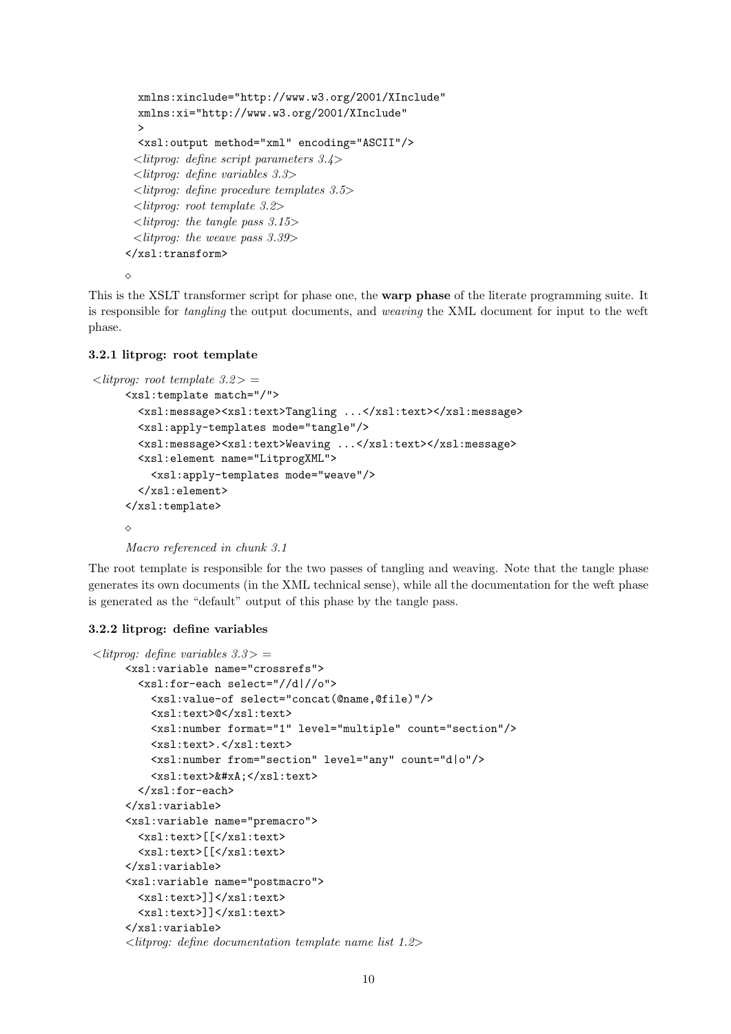```
  xmlns:xinclude="http://www.w3.org/2001/XInclude"
  xmlns:xi="http://www.w3.org/2001/XInclude"
  >
  <xsl:output method="xml" encoding="ASCII"/>
 <litprog: define script parameters 3.4>
 <litprog: define variables 3.3>
 <litprog: define procedure templates 3.5>
 <litprog: root template 3.2>
 <litprog: the tangle pass 3.15>
 <litprog: the weave pass 3.39>
</xsl:transform>
```

◇

This is the XSLT transformer script for phase one, the **warp phase** of the literate programming suite. It is responsible for *tangling* the output documents, and *weaving* the XML document for input to the weft phase.

### 3.2.1 litprog: root template

*<litprog: root template 3.2> =*

```
<xsl:template match="/">
  <xsl:message><xsl:text>Tangling ...</xsl:text></xsl:message>
  <xsl:apply-templates mode="tangle"/>
  <xsl:message><xsl:text>Weaving ...</xsl:text></xsl:message>
  <xsl:element name="LitprogXML">
    <xsl:apply-templates mode="weave"/>
  </xsl:element>
</xsl:template>
```

◇

*Macro referenced in chunk 3.1*

The root template is responsible for the two passes of tangling and weaving. Note that the tangle phase generates its own documents (in the XML technical sense), while all the documentation for the weft phase is generated as the "default" output of this phase by the tangle pass.

### 3.2.2 litprog: define variables

*<litprog: define variables 3.3> =*

```
<xsl:variable name="crossrefs">
  <xsl:for-each select="//d|//o">
    <xsl:value-of select="concat(@name,@file)"/>
    <xsl:text>@</xsl:text>
    <xsl:number format="1" level="multiple" count="section"/>
    <xsl:text>.</xsl:text>
    <xsl:number from="section" level="any" count="d|o"/>
    <xsl:text>&#xA;</xsl:text>
  </xsl:for-each>
</xsl:variable>
<xsl:variable name="premacro">
  <xsl:text>[[</xsl:text>
  <xsl:text>[[</xsl:text>
</xsl:variable>
<xsl:variable name="postmacro">
  <xsl:text>]]</xsl:text>
  <xsl:text>]]</xsl:text>
</xsl:variable>
<litprog: define documentation template name list 1.2>
```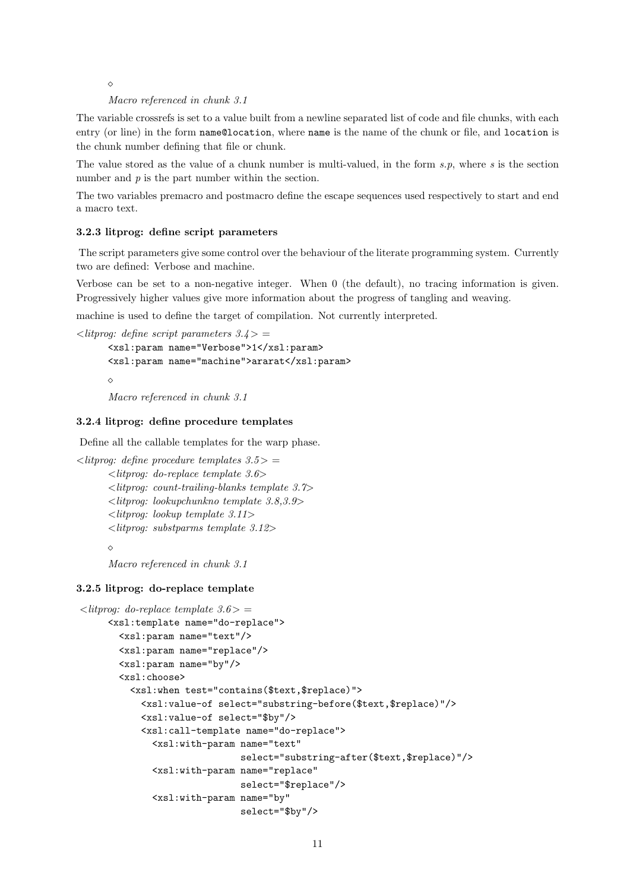◇

*Macro referenced in chunk 3.1*

The variable crossrefs is set to a value built from a newline separated list of code and file chunks, with each entry (or line) in the form `name@location`, where `name` is the name of the chunk or file, and `location` is the chunk number defining that file or chunk.

The value stored as the value of a chunk number is multi-valued, in the form *s.p*, where *s* is the section number and *p* is the part number within the section.

The two variables premacro and postmacro define the escape sequences used respectively to start and end a macro text.

### 3.2.3 litprog: define script parameters

The script parameters give some control over the behaviour of the literate programming system. Currently two are defined: Verbose and machine.

Verbose can be set to a non-negative integer. When 0 (the default), no tracing information is given. Progressively higher values give more information about the progress of tangling and weaving.

machine is used to define the target of compilation. Not currently interpreted.

*<litprog: define script parameters 3.4> =*

```
<xsl:param name="Verbose">1</xsl:param>
<xsl:param name="machine">ararat</xsl:param>
```

◇

*Macro referenced in chunk 3.1*

### 3.2.4 litprog: define procedure templates

Define all the callable templates for the warp phase.

*<litprog: define procedure templates 3.5> =*

*<litprog: do-replace template 3.6>*
*<litprog: count-trailing-blanks template 3.7>*
*<litprog: lookupchunkno template 3.8,3.9>*
*<litprog: lookup template 3.11>*
*<litprog: substparms template 3.12>*

◇

*Macro referenced in chunk 3.1*

### 3.2.5 litprog: do-replace template

*<litprog: do-replace template 3.6> =*

```
<xsl:template name="do-replace">
  <xsl:param name="text"/>
  <xsl:param name="replace"/>
  <xsl:param name="by"/>
  <xsl:choose>
    <xsl:when test="contains($text,$replace)">
      <xsl:value-of select="substring-before($text,$replace)"/>
      <xsl:value-of select="$by"/>
      <xsl:call-template name="do-replace">
        <xsl:with-param name="text"
                        select="substring-after($text,$replace)"/>
        <xsl:with-param name="replace"
                        select="$replace"/>
        <xsl:with-param name="by"
                        select="$by"/>
```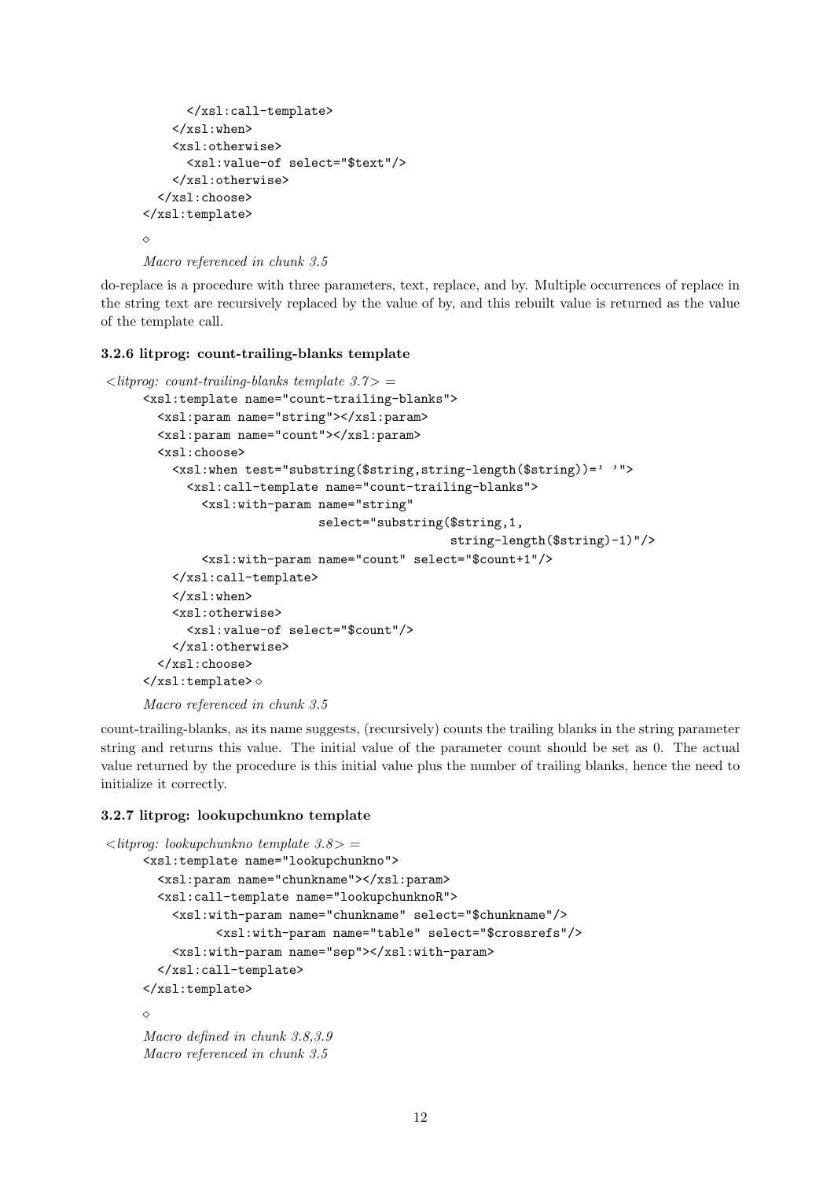```
        </xsl:call-template>
      </xsl:when>
      <xsl:otherwise>
        <xsl:value-of select="$text"/>
      </xsl:otherwise>
    </xsl:choose>
  </xsl:template>
```

◇

*Macro referenced in chunk 3.5*

do-replace is a procedure with three parameters, text, replace, and by. Multiple occurrences of replace in the string text are recursively replaced by the value of by, and this rebuilt value is returned as the value of the template call.

### 3.2.6 litprog: count-trailing-blanks template

⟨*litprog: count-trailing-blanks template 3.7*⟩ =

```
<xsl:template name="count-trailing-blanks">
  <xsl:param name="string"></xsl:param>
  <xsl:param name="count"></xsl:param>
  <xsl:choose>
    <xsl:when test="substring($string,string-length($string))=' '">
      <xsl:call-template name="count-trailing-blanks">
        <xsl:with-param name="string"
                        select="substring($string,1,
                                          string-length($string)-1)"/>
        <xsl:with-param name="count" select="$count+1"/>
      </xsl:call-template>
    </xsl:when>
    <xsl:otherwise>
      <xsl:value-of select="$count"/>
    </xsl:otherwise>
  </xsl:choose>
</xsl:template>
```
◇

*Macro referenced in chunk 3.5*

count-trailing-blanks, as its name suggests, (recursively) counts the trailing blanks in the string parameter string and returns this value. The initial value of the parameter count should be set as 0. The actual value returned by the procedure is this initial value plus the number of trailing blanks, hence the need to initialize it correctly.

### 3.2.7 litprog: lookupchunkno template

⟨*litprog: lookupchunkno template 3.8*⟩ =

```
<xsl:template name="lookupchunkno">
  <xsl:param name="chunkname"></xsl:param>
  <xsl:call-template name="lookupchunknoR">
    <xsl:with-param name="chunkname" select="$chunkname"/>
        <xsl:with-param name="table" select="$crossrefs"/>
    <xsl:with-param name="sep"></xsl:with-param>
  </xsl:call-template>
</xsl:template>
```

◇

*Macro defined in chunk 3.8,3.9*
*Macro referenced in chunk 3.5*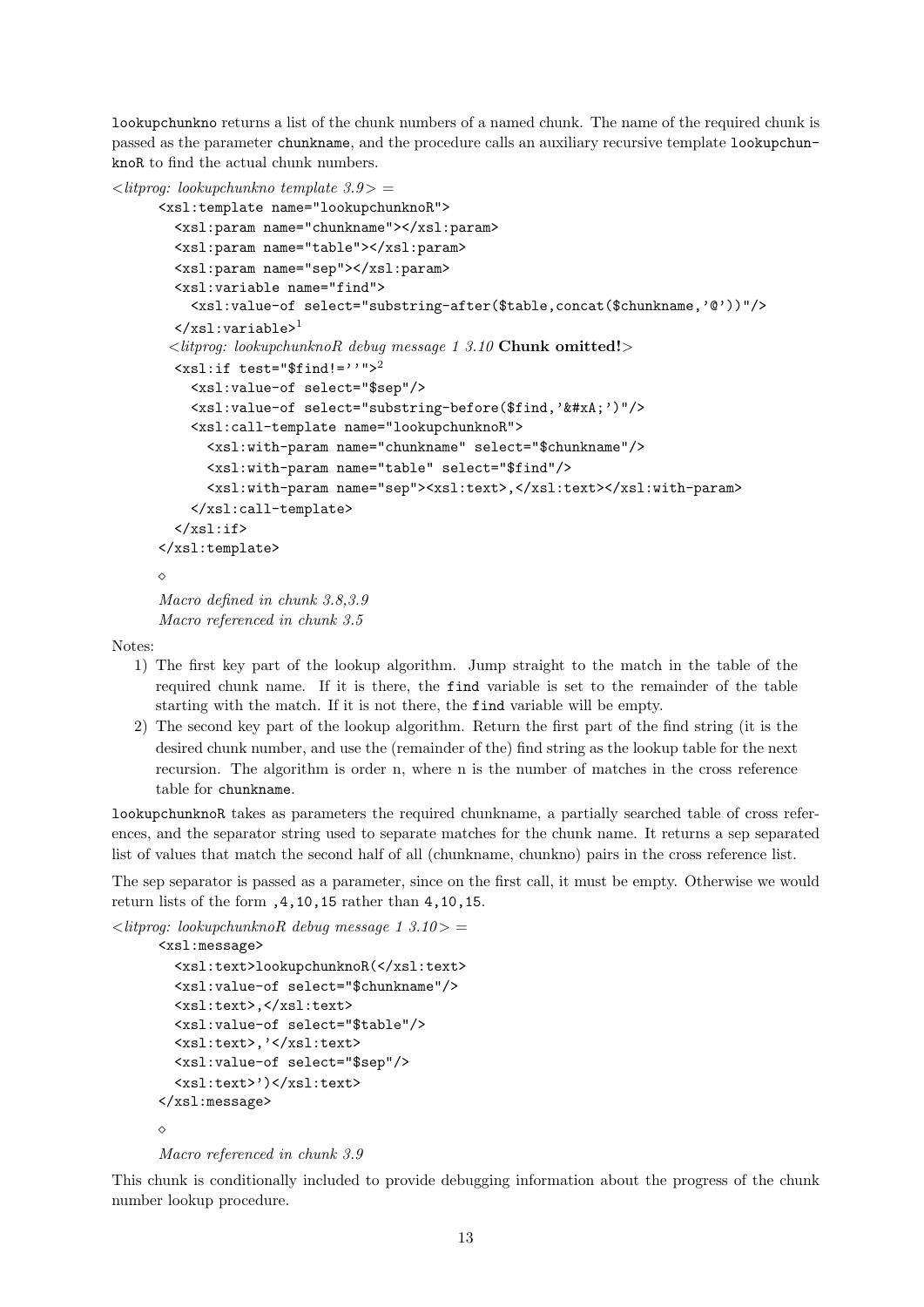lookupchunkno returns a list of the chunk numbers of a named chunk. The name of the required chunk is passed as the parameter chunkname, and the procedure calls an auxiliary recursive template lookupchunknoR to find the actual chunk numbers.

*<litprog: lookupchunkno template 3.9> =*

```
<xsl:template name="lookupchunknoR">
  <xsl:param name="chunkname"></xsl:param>
  <xsl:param name="table"></xsl:param>
  <xsl:param name="sep"></xsl:param>
  <xsl:variable name="find">
    <xsl:value-of select="substring-after($table,concat($chunkname,'@'))"/>
  </xsl:variable>[1]
  <litprog: lookupchunknoR debug message 1 3.10 Chunk omitted!>
  <xsl:if test="$find!=''">[2]
    <xsl:value-of select="$sep"/>
    <xsl:value-of select="substring-before($find,'&#xA;')"/>
    <xsl:call-template name="lookupchunknoR">
      <xsl:with-param name="chunkname" select="$chunkname"/>
      <xsl:with-param name="table" select="$find"/>
      <xsl:with-param name="sep"><xsl:text>,</xsl:text></xsl:with-param>
    </xsl:call-template>
  </xsl:if>
</xsl:template>
```

◇

*Macro defined in chunk 3.8,3.9*
*Macro referenced in chunk 3.5*

Notes:

1) The first key part of the lookup algorithm. Jump straight to the match in the table of the required chunk name. If it is there, the find variable is set to the remainder of the table starting with the match. If it is not there, the find variable will be empty.
2) The second key part of the lookup algorithm. Return the first part of the find string (it is the desired chunk number, and use the (remainder of the) find string as the lookup table for the next recursion. The algorithm is order n, where n is the number of matches in the cross reference table for chunkname.

lookupchunknoR takes as parameters the required chunkname, a partially searched table of cross references, and the separator string used to separate matches for the chunk name. It returns a sep separated list of values that match the second half of all (chunkname, chunkno) pairs in the cross reference list.

The sep separator is passed as a parameter, since on the first call, it must be empty. Otherwise we would return lists of the form ,4,10,15 rather than 4,10,15.

*<litprog: lookupchunknoR debug message 1 3.10> =*

```
<xsl:message>
  <xsl:text>lookupchunknoR(</xsl:text>
  <xsl:value-of select="$chunkname"/>
  <xsl:text>,</xsl:text>
  <xsl:value-of select="$table"/>
  <xsl:text>,'</xsl:text>
  <xsl:value-of select="$sep"/>
  <xsl:text>')</xsl:text>
</xsl:message>
```

◇

*Macro referenced in chunk 3.9*

This chunk is conditionally included to provide debugging information about the progress of the chunk number lookup procedure.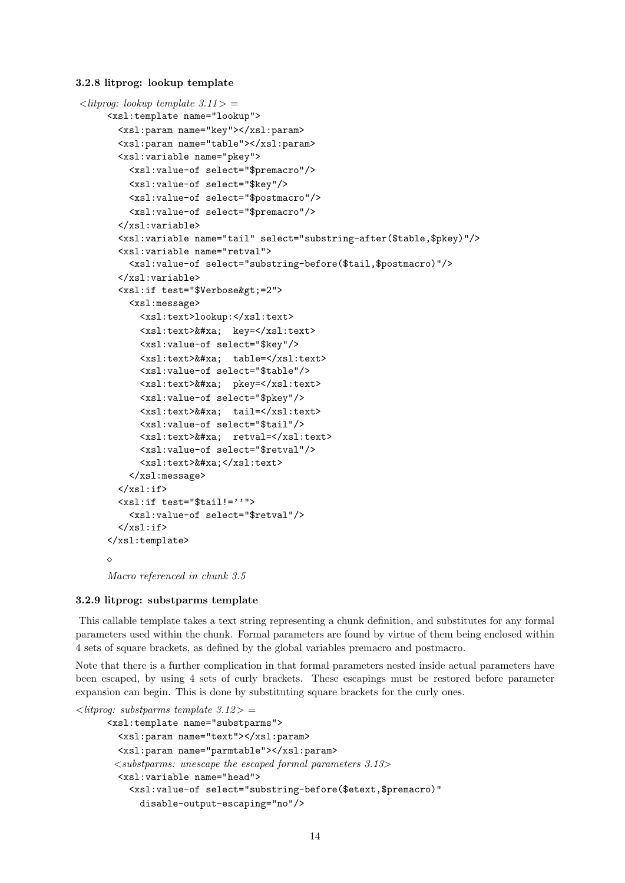### 3.2.8 litprog: lookup template

*<litprog: lookup template 3.11> =*

```
<xsl:template name="lookup">
  <xsl:param name="key"></xsl:param>
  <xsl:param name="table"></xsl:param>
  <xsl:variable name="pkey">
    <xsl:value-of select="$premacro"/>
    <xsl:value-of select="$key"/>
    <xsl:value-of select="$postmacro"/>
    <xsl:value-of select="$premacro"/>
  </xsl:variable>
  <xsl:variable name="tail" select="substring-after($table,$pkey)"/>
  <xsl:variable name="retval">
    <xsl:value-of select="substring-before($tail,$postmacro)"/>
  </xsl:variable>
  <xsl:if test="$Verbose&gt;=2">
    <xsl:message>
      <xsl:text>lookup:</xsl:text>
      <xsl:text>&#xa;  key=</xsl:text>
      <xsl:value-of select="$key"/>
      <xsl:text>&#xa;  table=</xsl:text>
      <xsl:value-of select="$table"/>
      <xsl:text>&#xa;  pkey=</xsl:text>
      <xsl:value-of select="$pkey"/>
      <xsl:text>&#xa;  tail=</xsl:text>
      <xsl:value-of select="$tail"/>
      <xsl:text>&#xa;  retval=</xsl:text>
      <xsl:value-of select="$retval"/>
      <xsl:text>&#xa;</xsl:text>
    </xsl:message>
  </xsl:if>
  <xsl:if test="$tail!=''">
    <xsl:value-of select="$retval"/>
  </xsl:if>
</xsl:template>
```

◇

*Macro referenced in chunk 3.5*

### 3.2.9 litprog: substparms template

This callable template takes a text string representing a chunk definition, and substitutes for any formal parameters used within the chunk. Formal parameters are found by virtue of them being enclosed within 4 sets of square brackets, as defined by the global variables premacro and postmacro.

Note that there is a further complication in that formal parameters nested inside actual parameters have been escaped, by using 4 sets of curly brackets. These escapings must be restored before parameter expansion can begin. This is done by substituting square brackets for the curly ones.

*<litprog: substparms template 3.12> =*

```
<xsl:template name="substparms">
  <xsl:param name="text"></xsl:param>
  <xsl:param name="parmtable"></xsl:param>
 <substparms: unescape the escaped formal parameters 3.13>
  <xsl:variable name="head">
    <xsl:value-of select="substring-before($etext,$premacro)"
      disable-output-escaping="no"/>
```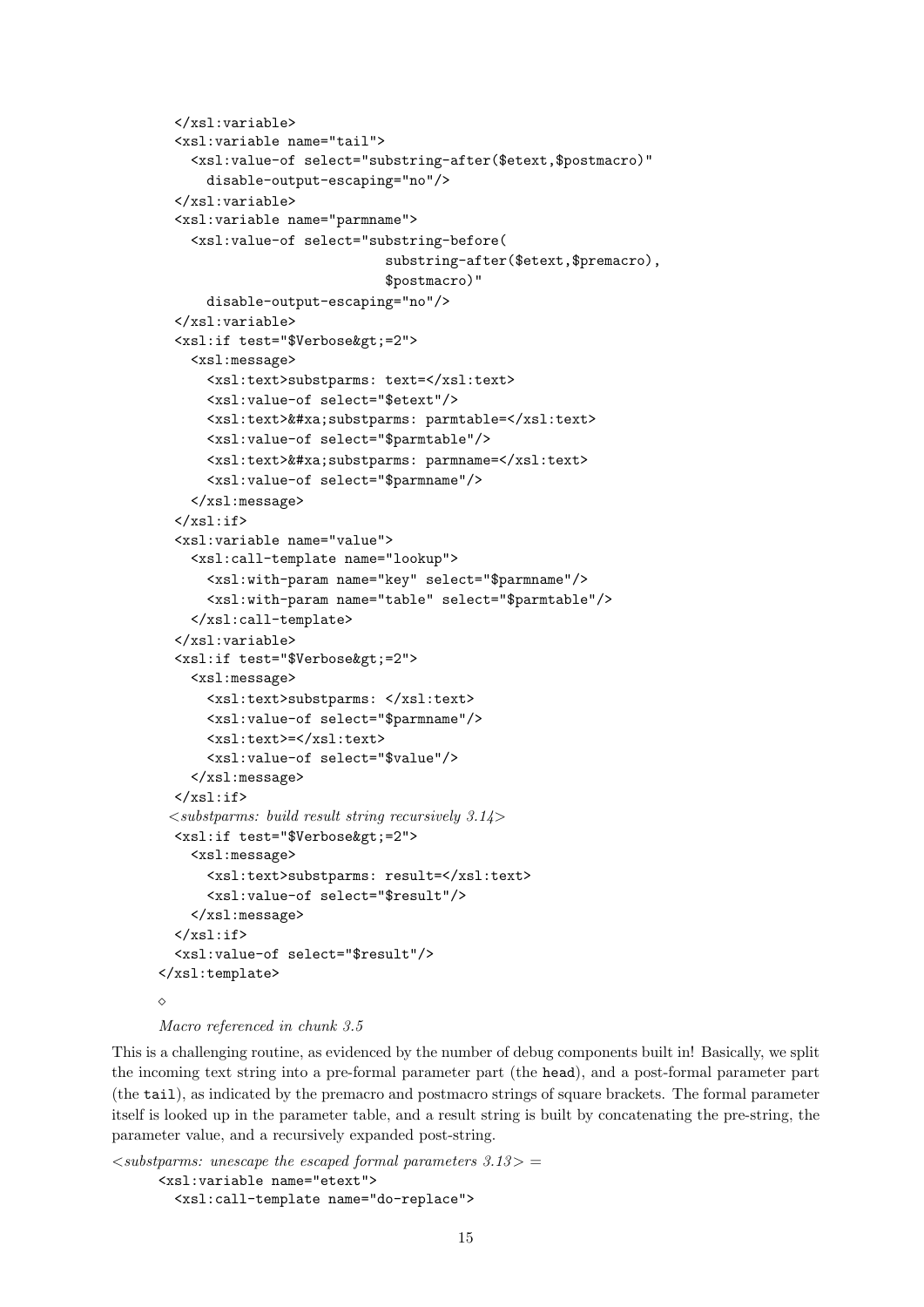```
  </xsl:variable>
  <xsl:variable name="tail">
    <xsl:value-of select="substring-after($etext,$postmacro)"
      disable-output-escaping="no"/>
  </xsl:variable>
  <xsl:variable name="parmname">
    <xsl:value-of select="substring-before(
                            substring-after($etext,$premacro),
                            $postmacro)"
      disable-output-escaping="no"/>
  </xsl:variable>
  <xsl:if test="$Verbose&gt;=2">
    <xsl:message>
      <xsl:text>substparms: text=</xsl:text>
      <xsl:value-of select="$etext"/>
      <xsl:text>&#xa;substparms: parmtable=</xsl:text>
      <xsl:value-of select="$parmtable"/>
      <xsl:text>&#xa;substparms: parmname=</xsl:text>
      <xsl:value-of select="$parmname"/>
    </xsl:message>
  </xsl:if>
  <xsl:variable name="value">
    <xsl:call-template name="lookup">
      <xsl:with-param name="key" select="$parmname"/>
      <xsl:with-param name="table" select="$parmtable"/>
    </xsl:call-template>
  </xsl:variable>
  <xsl:if test="$Verbose&gt;=2">
    <xsl:message>
      <xsl:text>substparms: </xsl:text>
      <xsl:value-of select="$parmname"/>
      <xsl:text>=</xsl:text>
      <xsl:value-of select="$value"/>
    </xsl:message>
  </xsl:if>
 <substparms: build result string recursively 3.14>
  <xsl:if test="$Verbose&gt;=2">
    <xsl:message>
      <xsl:text>substparms: result=</xsl:text>
      <xsl:value-of select="$result"/>
    </xsl:message>
  </xsl:if>
  <xsl:value-of select="$result"/>
</xsl:template>
```

◇

*Macro referenced in chunk 3.5*

This is a challenging routine, as evidenced by the number of debug components built in! Basically, we split the incoming text string into a pre-formal parameter part (the `head`), and a post-formal parameter part (the `tail`), as indicated by the premacro and postmacro strings of square brackets. The formal parameter itself is looked up in the parameter table, and a result string is built by concatenating the pre-string, the parameter value, and a recursively expanded post-string.

*<substparms: unescape the escaped formal parameters 3.13> =*

```
<xsl:variable name="etext">
  <xsl:call-template name="do-replace">
```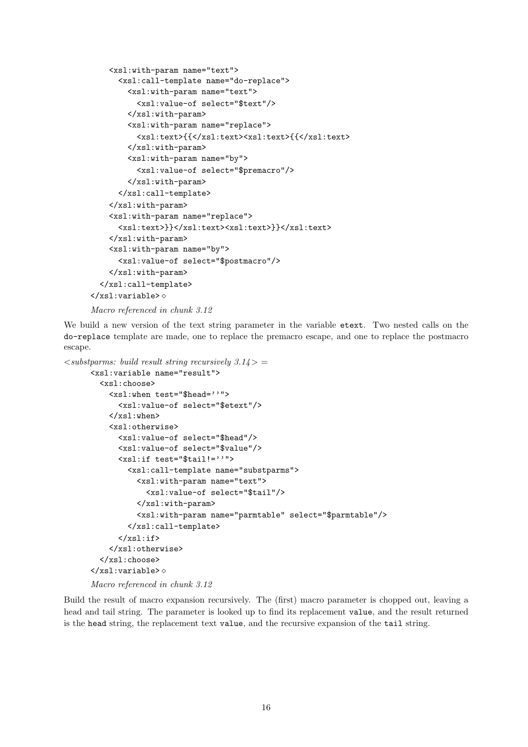```
    <xsl:with-param name="text">
      <xsl:call-template name="do-replace">
        <xsl:with-param name="text">
          <xsl:value-of select="$text"/>
        </xsl:with-param>
        <xsl:with-param name="replace">
          <xsl:text>{{</xsl:text><xsl:text>{{</xsl:text>
        </xsl:with-param>
        <xsl:with-param name="by">
          <xsl:value-of select="$premacro"/>
        </xsl:with-param>
      </xsl:call-template>
    </xsl:with-param>
    <xsl:with-param name="replace">
      <xsl:text>}}</xsl:text><xsl:text>}}</xsl:text>
    </xsl:with-param>
    <xsl:with-param name="by">
      <xsl:value-of select="$postmacro"/>
    </xsl:with-param>
  </xsl:call-template>
</xsl:variable>◇
```

*Macro referenced in chunk 3.12*

We build a new version of the text string parameter in the variable `etext`. Two nested calls on the `do-replace` template are made, one to replace the premacro escape, and one to replace the postmacro escape.

*<substparms: build result string recursively 3.14> =*

```
<xsl:variable name="result">
  <xsl:choose>
    <xsl:when test="$head=''">
      <xsl:value-of select="$etext"/>
    </xsl:when>
    <xsl:otherwise>
      <xsl:value-of select="$head"/>
      <xsl:value-of select="$value"/>
      <xsl:if test="$tail!=''">
        <xsl:call-template name="substparms">
          <xsl:with-param name="text">
            <xsl:value-of select="$tail"/>
          </xsl:with-param>
          <xsl:with-param name="parmtable" select="$parmtable"/>
        </xsl:call-template>
      </xsl:if>
    </xsl:otherwise>
  </xsl:choose>
</xsl:variable>◇
```

*Macro referenced in chunk 3.12*

Build the result of macro expansion recursively. The (first) macro parameter is chopped out, leaving a head and tail string. The parameter is looked up to find its replacement `value`, and the result returned is the `head` string, the replacement text `value`, and the recursive expansion of the `tail` string.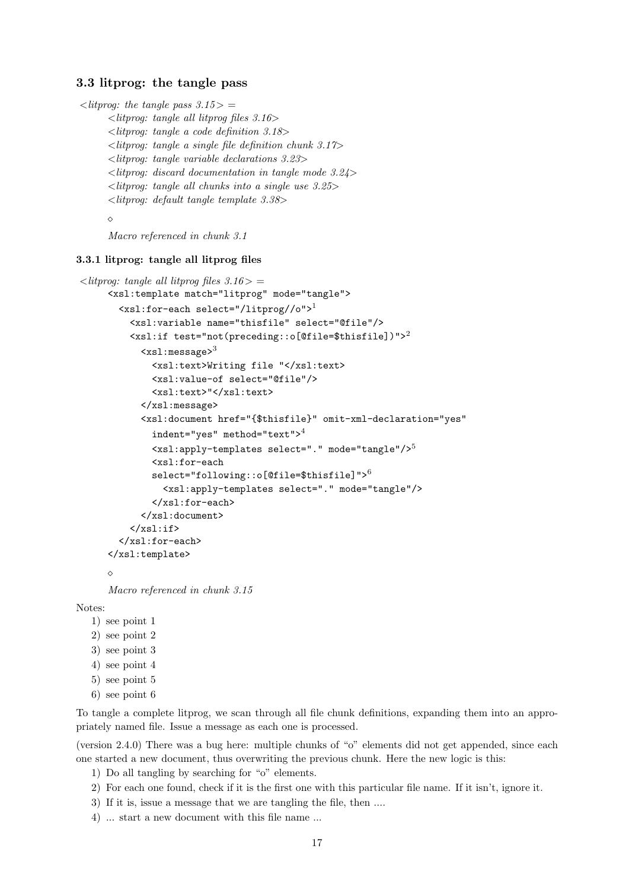## 3.3 litprog: the tangle pass

*<litprog: the tangle pass 3.15> =*

> *<litprog: tangle all litprog files 3.16>*
> *<litprog: tangle a code definition 3.18>*
> *<litprog: tangle a single file definition chunk 3.17>*
> *<litprog: tangle variable declarations 3.23>*
> *<litprog: discard documentation in tangle mode 3.24>*
> *<litprog: tangle all chunks into a single use 3.25>*
> *<litprog: default tangle template 3.38>*
>
> ◇
>
> *Macro referenced in chunk 3.1*

### 3.3.1 litprog: tangle all litprog files

*<litprog: tangle all litprog files 3.16> =*

```
<xsl:template match="litprog" mode="tangle">
  <xsl:for-each select="/litprog//o">[1]
    <xsl:variable name="thisfile" select="@file"/>
    <xsl:if test="not(preceding::o[@file=$thisfile])">[2]
      <xsl:message>[3]
        <xsl:text>Writing file "</xsl:text>
        <xsl:value-of select="@file"/>
        <xsl:text>"</xsl:text>
      </xsl:message>
      <xsl:document href="{$thisfile}" omit-xml-declaration="yes"
        indent="yes" method="text">[4]
        <xsl:apply-templates select="." mode="tangle"/>[5]
        <xsl:for-each
        select="following::o[@file=$thisfile]">[6]
          <xsl:apply-templates select="." mode="tangle"/>
        </xsl:for-each>
      </xsl:document>
    </xsl:if>
  </xsl:for-each>
</xsl:template>
```

> ◇
>
> *Macro referenced in chunk 3.15*

Notes:

1) see point 1
2) see point 2
3) see point 3
4) see point 4
5) see point 5
6) see point 6

To tangle a complete litprog, we scan through all file chunk definitions, expanding them into an appropriately named file. Issue a message as each one is processed.

(version 2.4.0) There was a bug here: multiple chunks of "o" elements did not get appended, since each one started a new document, thus overwriting the previous chunk. Here the new logic is this:

1) Do all tangling by searching for "o" elements.
2) For each one found, check if it is the first one with this particular file name. If it isn't, ignore it.
3) If it is, issue a message that we are tangling the file, then ....
4) ... start a new document with this file name ...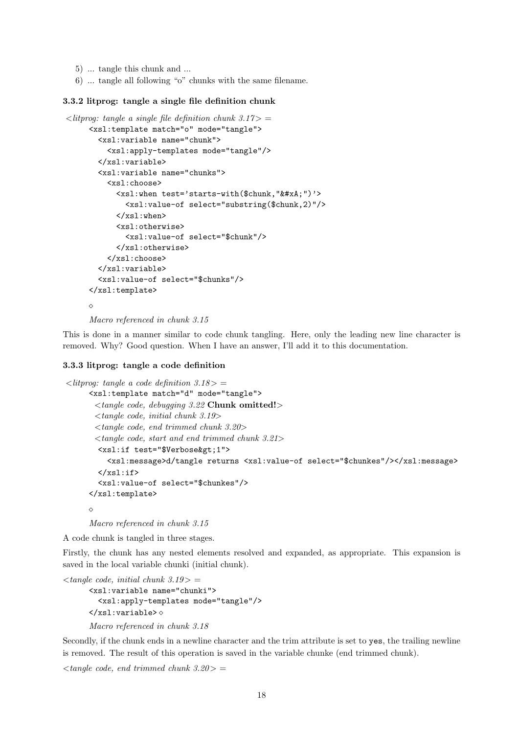5) ... tangle this chunk and ...
6) ... tangle all following “o” chunks with the same filename.

### 3.3.2 litprog: tangle a single file definition chunk

*<litprog: tangle a single file definition chunk 3.17> =*

```
<xsl:template match="o" mode="tangle">
  <xsl:variable name="chunk">
    <xsl:apply-templates mode="tangle"/>
  </xsl:variable>
  <xsl:variable name="chunks">
    <xsl:choose>
      <xsl:when test='starts-with($chunk,"&#xA;")'>
        <xsl:value-of select="substring($chunk,2)"/>
      </xsl:when>
      <xsl:otherwise>
        <xsl:value-of select="$chunk"/>
      </xsl:otherwise>
    </xsl:choose>
  </xsl:variable>
  <xsl:value-of select="$chunks"/>
</xsl:template>
```

◇

*Macro referenced in chunk 3.15*

This is done in a manner similar to code chunk tangling. Here, only the leading new line character is removed. Why? Good question. When I have an answer, I’ll add it to this documentation.

### 3.3.3 litprog: tangle a code definition

*<litprog: tangle a code definition 3.18> =*

```
<xsl:template match="d" mode="tangle">
 <tangle code, debugging 3.22 Chunk omitted!>
 <tangle code, initial chunk 3.19>
 <tangle code, end trimmed chunk 3.20>
 <tangle code, start and end trimmed chunk 3.21>
  <xsl:if test="$Verbose&gt;1">
    <xsl:message>d/tangle returns <xsl:value-of select="$chunkes"/></xsl:message>
  </xsl:if>
  <xsl:value-of select="$chunkes"/>
</xsl:template>
```

◇

*Macro referenced in chunk 3.15*

A code chunk is tangled in three stages.

Firstly, the chunk has any nested elements resolved and expanded, as appropriate. This expansion is saved in the local variable chunki (initial chunk).

*<tangle code, initial chunk 3.19> =*

```
<xsl:variable name="chunki">
  <xsl:apply-templates mode="tangle"/>
</xsl:variable>
```

◇

*Macro referenced in chunk 3.18*

Secondly, if the chunk ends in a newline character and the trim attribute is set to `yes`, the trailing newline is removed. The result of this operation is saved in the variable chunke (end trimmed chunk).

*<tangle code, end trimmed chunk 3.20> =*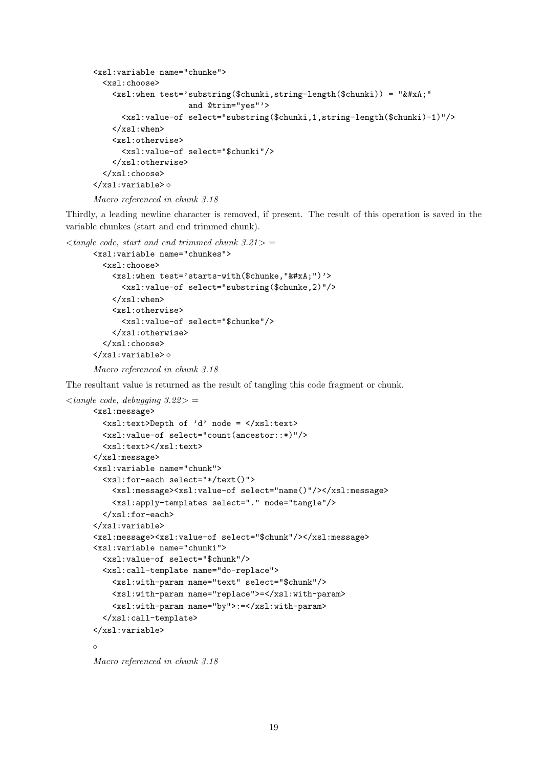```
<xsl:variable name="chunke">
  <xsl:choose>
    <xsl:when test='substring($chunki,string-length($chunki)) = "&#xA;"
                    and @trim="yes"'>
      <xsl:value-of select="substring($chunki,1,string-length($chunki)-1)"/>
    </xsl:when>
    <xsl:otherwise>
      <xsl:value-of select="$chunki"/>
    </xsl:otherwise>
  </xsl:choose>
</xsl:variable>◇
```

*Macro referenced in chunk 3.18*

Thirdly, a leading newline character is removed, if present. The result of this operation is saved in the variable chunkes (start and end trimmed chunk).

*<tangle code, start and end trimmed chunk 3.21> =*

```
<xsl:variable name="chunkes">
  <xsl:choose>
    <xsl:when test='starts-with($chunke,"&#xA;")'>
      <xsl:value-of select="substring($chunke,2)"/>
    </xsl:when>
    <xsl:otherwise>
      <xsl:value-of select="$chunke"/>
    </xsl:otherwise>
  </xsl:choose>
</xsl:variable>◇
```

*Macro referenced in chunk 3.18*

The resultant value is returned as the result of tangling this code fragment or chunk.

*<tangle code, debugging 3.22> =*

```
<xsl:message>
  <xsl:text>Depth of 'd' node = </xsl:text>
  <xsl:value-of select="count(ancestor::*)"/>
  <xsl:text></xsl:text>
</xsl:message>
<xsl:variable name="chunk">
  <xsl:for-each select="*/text()">
    <xsl:message><xsl:value-of select="name()"/></xsl:message>
    <xsl:apply-templates select="." mode="tangle"/>
  </xsl:for-each>
</xsl:variable>
<xsl:message><xsl:value-of select="$chunk"/></xsl:message>
<xsl:variable name="chunki">
  <xsl:value-of select="$chunk"/>
  <xsl:call-template name="do-replace">
    <xsl:with-param name="text" select="$chunk"/>
    <xsl:with-param name="replace">=</xsl:with-param>
    <xsl:with-param name="by">:=</xsl:with-param>
  </xsl:call-template>
</xsl:variable>

◇
```

*Macro referenced in chunk 3.18*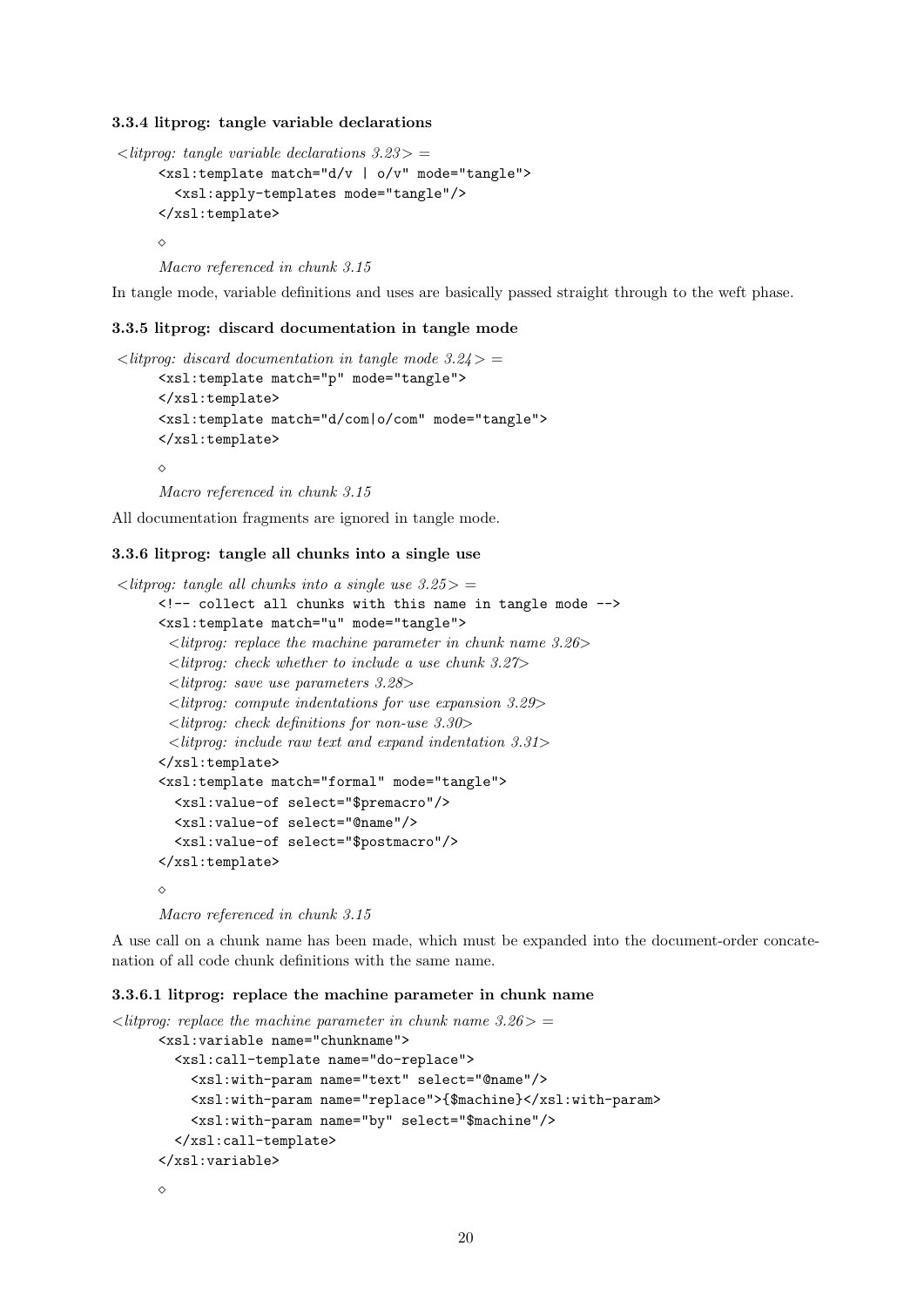### 3.3.4 litprog: tangle variable declarations

*<litprog: tangle variable declarations 3.23> =*

```
<xsl:template match="d/v | o/v" mode="tangle">
  <xsl:apply-templates mode="tangle"/>
</xsl:template>
```

◇

*Macro referenced in chunk 3.15*

In tangle mode, variable definitions and uses are basically passed straight through to the weft phase.

### 3.3.5 litprog: discard documentation in tangle mode

*<litprog: discard documentation in tangle mode 3.24> =*

```
<xsl:template match="p" mode="tangle">
</xsl:template>
<xsl:template match="d/com|o/com" mode="tangle">
</xsl:template>
```

◇

*Macro referenced in chunk 3.15*

All documentation fragments are ignored in tangle mode.

### 3.3.6 litprog: tangle all chunks into a single use

*<litprog: tangle all chunks into a single use 3.25> =*

```
<!-- collect all chunks with this name in tangle mode -->
<xsl:template match="u" mode="tangle">
  <litprog: replace the machine parameter in chunk name 3.26>
  <litprog: check whether to include a use chunk 3.27>
  <litprog: save use parameters 3.28>
  <litprog: compute indentations for use expansion 3.29>
  <litprog: check definitions for non-use 3.30>
  <litprog: include raw text and expand indentation 3.31>
</xsl:template>
<xsl:template match="formal" mode="tangle">
  <xsl:value-of select="$premacro"/>
  <xsl:value-of select="@name"/>
  <xsl:value-of select="$postmacro"/>
</xsl:template>
```

◇

*Macro referenced in chunk 3.15*

A use call on a chunk name has been made, which must be expanded into the document-order concatenation of all code chunk definitions with the same name.

#### 3.3.6.1 litprog: replace the machine parameter in chunk name

*<litprog: replace the machine parameter in chunk name 3.26> =*

```
<xsl:variable name="chunkname">
  <xsl:call-template name="do-replace">
    <xsl:with-param name="text" select="@name"/>
    <xsl:with-param name="replace">{$machine}</xsl:with-param>
    <xsl:with-param name="by" select="$machine"/>
  </xsl:call-template>
</xsl:variable>
```

◇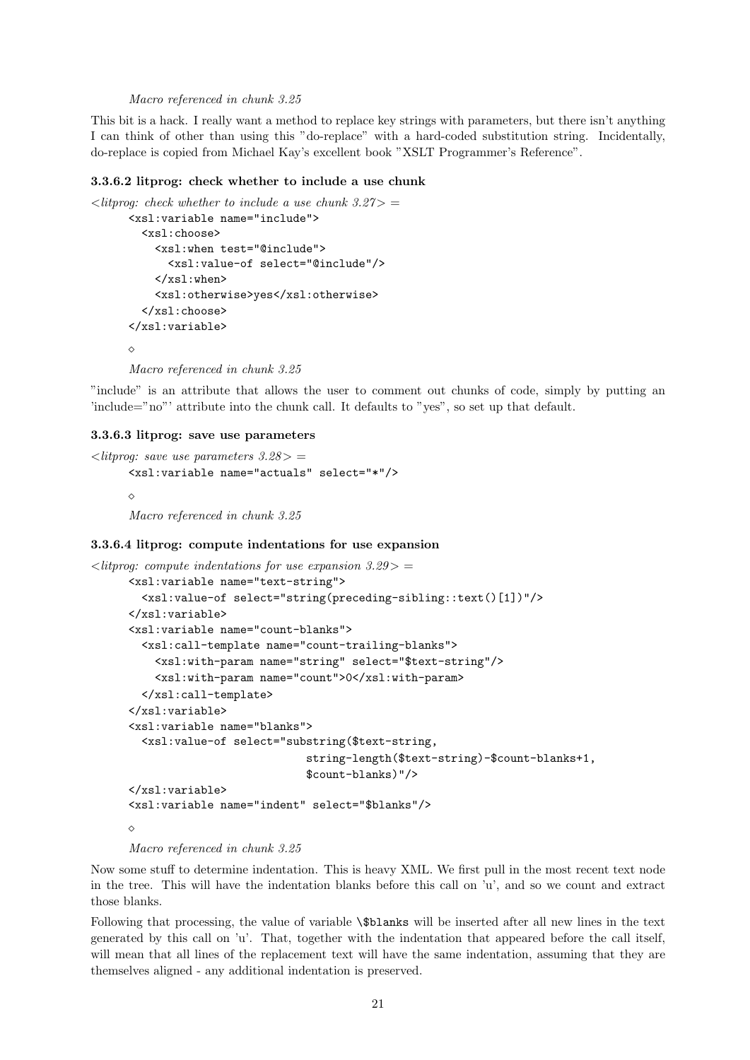*Macro referenced in chunk 3.25*

This bit is a hack. I really want a method to replace key strings with parameters, but there isn't anything I can think of other than using this "do-replace" with a hard-coded substitution string. Incidentally, do-replace is copied from Michael Kay's excellent book "XSLT Programmer's Reference".

#### 3.3.6.2 litprog: check whether to include a use chunk

*<litprog: check whether to include a use chunk 3.27> =*

```
<xsl:variable name="include">
  <xsl:choose>
    <xsl:when test="@include">
      <xsl:value-of select="@include"/>
    </xsl:when>
    <xsl:otherwise>yes</xsl:otherwise>
  </xsl:choose>
</xsl:variable>
```

◇

*Macro referenced in chunk 3.25*

"include" is an attribute that allows the user to comment out chunks of code, simply by putting an 'include="no"' attribute into the chunk call. It defaults to "yes", so set up that default.

#### 3.3.6.3 litprog: save use parameters

*<litprog: save use parameters 3.28> =*

```
<xsl:variable name="actuals" select="*"/>
```

◇

*Macro referenced in chunk 3.25*

#### 3.3.6.4 litprog: compute indentations for use expansion

*<litprog: compute indentations for use expansion 3.29> =*

```
<xsl:variable name="text-string">
  <xsl:value-of select="string(preceding-sibling::text()[1])"/>
</xsl:variable>
<xsl:variable name="count-blanks">
  <xsl:call-template name="count-trailing-blanks">
    <xsl:with-param name="string" select="$text-string"/>
    <xsl:with-param name="count">0</xsl:with-param>
  </xsl:call-template>
</xsl:variable>
<xsl:variable name="blanks">
  <xsl:value-of select="substring($text-string,
                         string-length($text-string)-$count-blanks+1,
                         $count-blanks)"/>
</xsl:variable>
<xsl:variable name="indent" select="$blanks"/>
```

◇

*Macro referenced in chunk 3.25*

Now some stuff to determine indentation. This is heavy XML. We first pull in the most recent text node in the tree. This will have the indentation blanks before this call on 'u', and so we count and extract those blanks.

Following that processing, the value of variable `\$blanks` will be inserted after all new lines in the text generated by this call on 'u'. That, together with the indentation that appeared before the call itself, will mean that all lines of the replacement text will have the same indentation, assuming that they are themselves aligned - any additional indentation is preserved.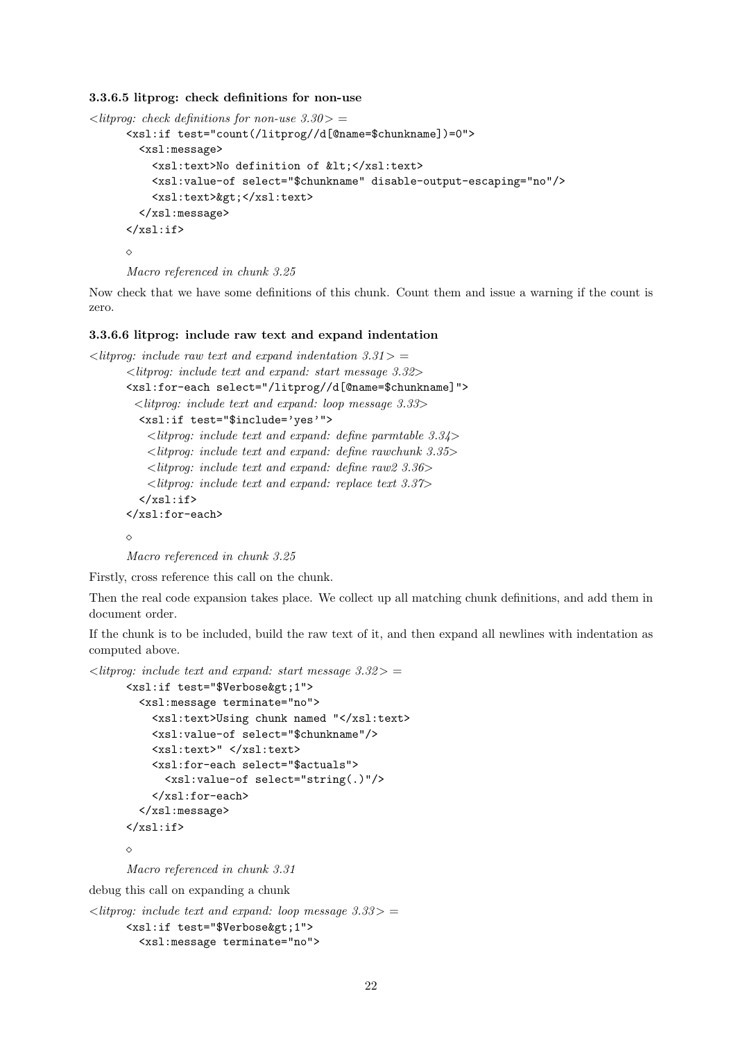#### 3.3.6.5 litprog: check definitions for non-use

*<litprog: check definitions for non-use 3.30> =*

```
<xsl:if test="count(/litprog//d[@name=$chunkname])=0">
  <xsl:message>
    <xsl:text>No definition of &lt;</xsl:text>
    <xsl:value-of select="$chunkname" disable-output-escaping="no"/>
    <xsl:text>&gt;</xsl:text>
  </xsl:message>
</xsl:if>
```

◇

*Macro referenced in chunk 3.25*

Now check that we have some definitions of this chunk. Count them and issue a warning if the count is zero.

#### 3.3.6.6 litprog: include raw text and expand indentation

*<litprog: include raw text and expand indentation 3.31> =*

```
<litprog: include text and expand: start message 3.32>
<xsl:for-each select="/litprog//d[@name=$chunkname]">
 <litprog: include text and expand: loop message 3.33>
  <xsl:if test="$include='yes'">
   <litprog: include text and expand: define parmtable 3.34>
   <litprog: include text and expand: define rawchunk 3.35>
   <litprog: include text and expand: define raw2 3.36>
   <litprog: include text and expand: replace text 3.37>
  </xsl:if>
</xsl:for-each>
```

◇

*Macro referenced in chunk 3.25*

Firstly, cross reference this call on the chunk.

Then the real code expansion takes place. We collect up all matching chunk definitions, and add them in document order.

If the chunk is to be included, build the raw text of it, and then expand all newlines with indentation as computed above.

*<litprog: include text and expand: start message 3.32> =*

```
<xsl:if test="$Verbose&gt;1">
  <xsl:message terminate="no">
    <xsl:text>Using chunk named "</xsl:text>
    <xsl:value-of select="$chunkname"/>
    <xsl:text>" </xsl:text>
    <xsl:for-each select="$actuals">
      <xsl:value-of select="string(.)"/>
    </xsl:for-each>
  </xsl:message>
</xsl:if>
```

◇

*Macro referenced in chunk 3.31*

debug this call on expanding a chunk

*<litprog: include text and expand: loop message 3.33> =*

```
<xsl:if test="$Verbose&gt;1">
  <xsl:message terminate="no">
```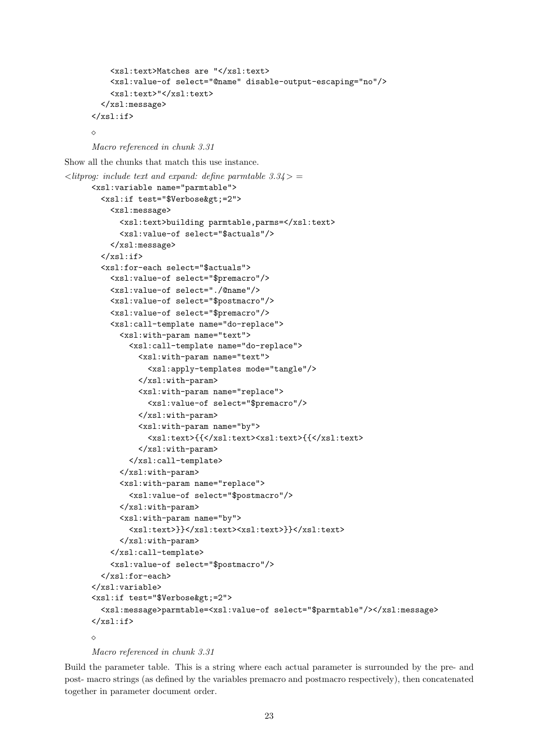```
    <xsl:text>Matches are "</xsl:text>
    <xsl:value-of select="@name" disable-output-escaping="no"/>
    <xsl:text>"</xsl:text>
  </xsl:message>
</xsl:if>
```

◇

*Macro referenced in chunk 3.31*

Show all the chunks that match this use instance.

*<litprog: include text and expand: define parmtable 3.34> =*

```
<xsl:variable name="parmtable">
  <xsl:if test="$Verbose&gt;=2">
    <xsl:message>
      <xsl:text>building parmtable,parms=</xsl:text>
      <xsl:value-of select="$actuals"/>
    </xsl:message>
  </xsl:if>
  <xsl:for-each select="$actuals">
    <xsl:value-of select="$premacro"/>
    <xsl:value-of select="./@name"/>
    <xsl:value-of select="$postmacro"/>
    <xsl:value-of select="$premacro"/>
    <xsl:call-template name="do-replace">
      <xsl:with-param name="text">
        <xsl:call-template name="do-replace">
          <xsl:with-param name="text">
            <xsl:apply-templates mode="tangle"/>
          </xsl:with-param>
          <xsl:with-param name="replace">
            <xsl:value-of select="$premacro"/>
          </xsl:with-param>
          <xsl:with-param name="by">
            <xsl:text>{{</xsl:text><xsl:text>{{</xsl:text>
          </xsl:with-param>
        </xsl:call-template>
      </xsl:with-param>
      <xsl:with-param name="replace">
        <xsl:value-of select="$postmacro"/>
      </xsl:with-param>
      <xsl:with-param name="by">
        <xsl:text>}}</xsl:text><xsl:text>}}</xsl:text>
      </xsl:with-param>
    </xsl:call-template>
    <xsl:value-of select="$postmacro"/>
  </xsl:for-each>
</xsl:variable>
<xsl:if test="$Verbose&gt;=2">
  <xsl:message>parmtable=<xsl:value-of select="$parmtable"/></xsl:message>
</xsl:if>
```

◇

*Macro referenced in chunk 3.31*

Build the parameter table. This is a string where each actual parameter is surrounded by the pre- and post- macro strings (as defined by the variables premacro and postmacro respectively), then concatenated together in parameter document order.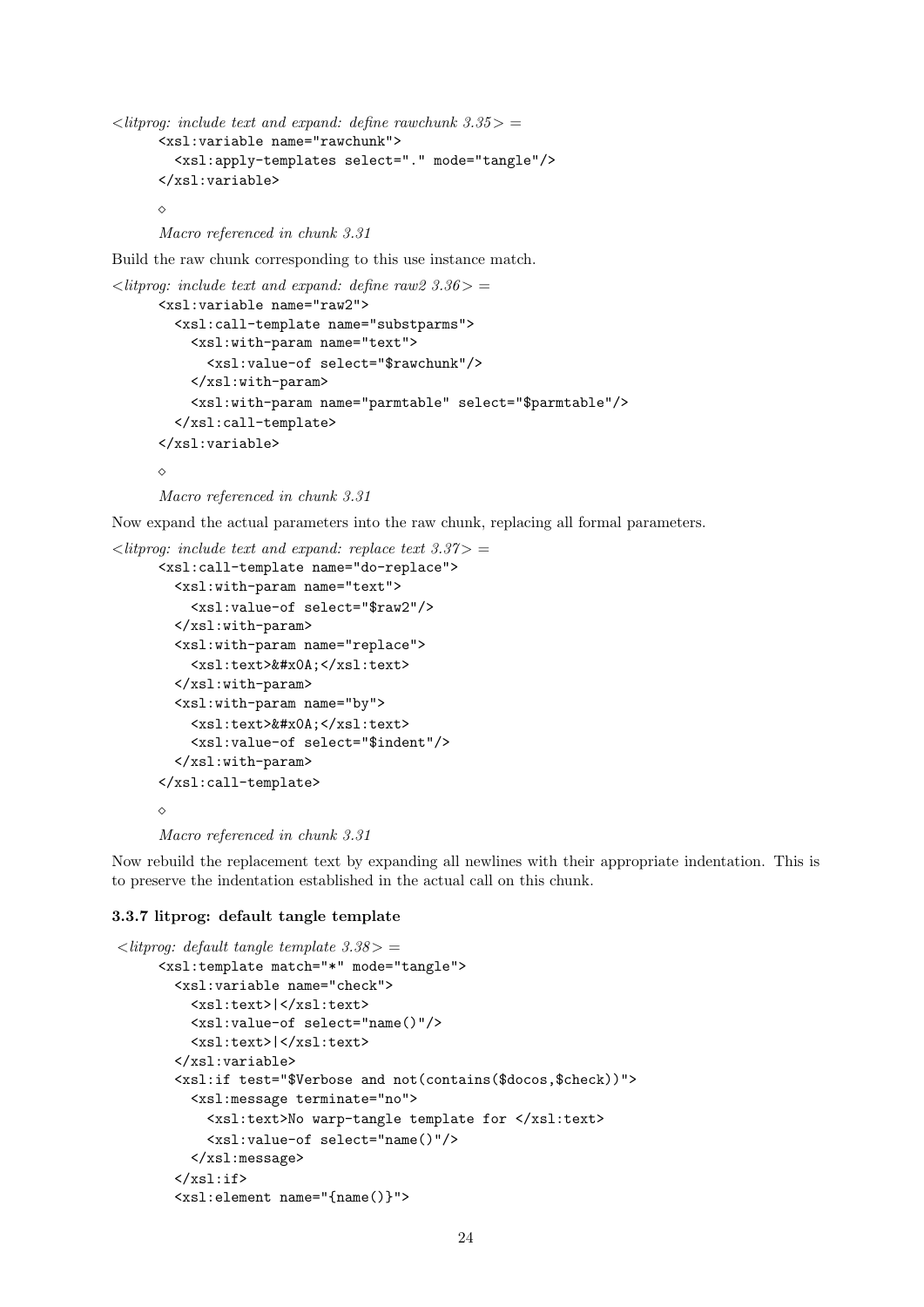*<litprog: include text and expand: define rawchunk 3.35> =*

```
<xsl:variable name="rawchunk">
  <xsl:apply-templates select="." mode="tangle"/>
</xsl:variable>
```

◇

*Macro referenced in chunk 3.31*

Build the raw chunk corresponding to this use instance match.

*<litprog: include text and expand: define raw2 3.36> =*

```
<xsl:variable name="raw2">
  <xsl:call-template name="substparms">
    <xsl:with-param name="text">
      <xsl:value-of select="$rawchunk"/>
    </xsl:with-param>
    <xsl:with-param name="parmtable" select="$parmtable"/>
  </xsl:call-template>
</xsl:variable>
```

◇

*Macro referenced in chunk 3.31*

Now expand the actual parameters into the raw chunk, replacing all formal parameters.

*<litprog: include text and expand: replace text 3.37> =*

```
<xsl:call-template name="do-replace">
  <xsl:with-param name="text">
    <xsl:value-of select="$raw2"/>
  </xsl:with-param>
  <xsl:with-param name="replace">
    <xsl:text>&#x0A;</xsl:text>
  </xsl:with-param>
  <xsl:with-param name="by">
    <xsl:text>&#x0A;</xsl:text>
    <xsl:value-of select="$indent"/>
  </xsl:with-param>
</xsl:call-template>
```

◇

*Macro referenced in chunk 3.31*

Now rebuild the replacement text by expanding all newlines with their appropriate indentation. This is to preserve the indentation established in the actual call on this chunk.

### 3.3.7 litprog: default tangle template

*<litprog: default tangle template 3.38> =*

```
<xsl:template match="*" mode="tangle">
  <xsl:variable name="check">
    <xsl:text>|</xsl:text>
    <xsl:value-of select="name()"/>
    <xsl:text>|</xsl:text>
  </xsl:variable>
  <xsl:if test="$Verbose and not(contains($docos,$check))">
    <xsl:message terminate="no">
      <xsl:text>No warp-tangle template for </xsl:text>
      <xsl:value-of select="name()"/>
    </xsl:message>
  </xsl:if>
  <xsl:element name="{name()}">
```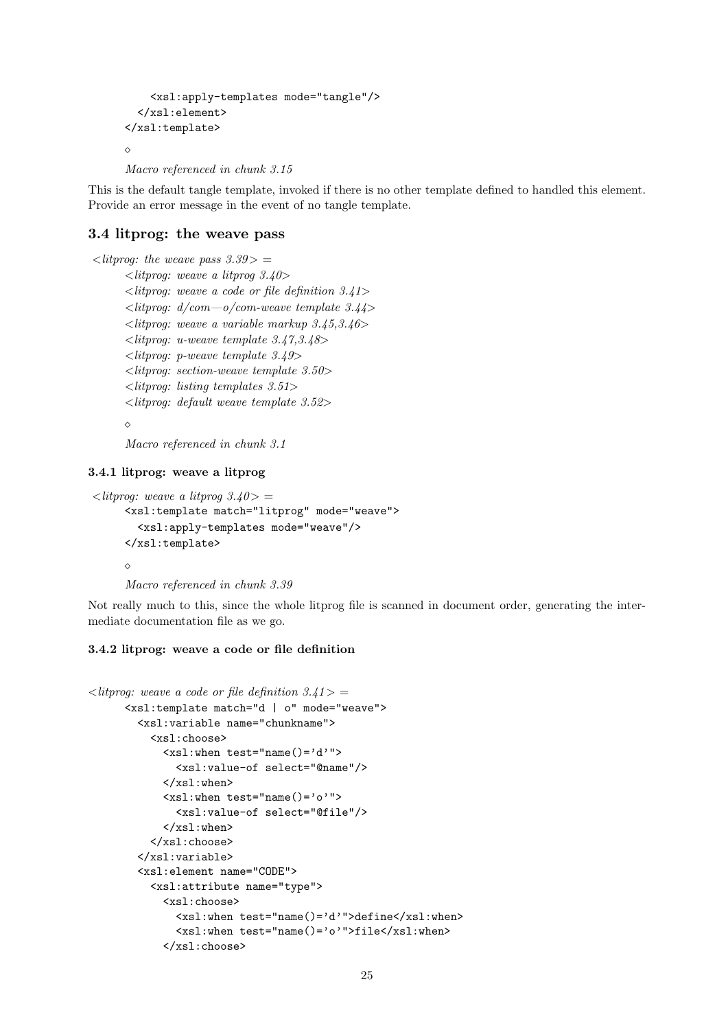```
    <xsl:apply-templates mode="tangle"/>
  </xsl:element>
</xsl:template>
```

◇

*Macro referenced in chunk 3.15*

This is the default tangle template, invoked if there is no other template defined to handled this element. Provide an error message in the event of no tangle template.

## 3.4 litprog: the weave pass

*<litprog: the weave pass 3.39> =*

*<litprog: weave a litprog 3.40>*
*<litprog: weave a code or file definition 3.41>*
*<litprog: d/com—o/com-weave template 3.44>*
*<litprog: weave a variable markup 3.45,3.46>*
*<litprog: u-weave template 3.47,3.48>*
*<litprog: p-weave template 3.49>*
*<litprog: section-weave template 3.50>*
*<litprog: listing templates 3.51>*
*<litprog: default weave template 3.52>*

◇

*Macro referenced in chunk 3.1*

### 3.4.1 litprog: weave a litprog

*<litprog: weave a litprog 3.40> =*

```
<xsl:template match="litprog" mode="weave">
  <xsl:apply-templates mode="weave"/>
</xsl:template>
```

◇

*Macro referenced in chunk 3.39*

Not really much to this, since the whole litprog file is scanned in document order, generating the intermediate documentation file as we go.

### 3.4.2 litprog: weave a code or file definition

*<litprog: weave a code or file definition 3.41> =*

```
<xsl:template match="d | o" mode="weave">
  <xsl:variable name="chunkname">
    <xsl:choose>
      <xsl:when test="name()='d'">
        <xsl:value-of select="@name"/>
      </xsl:when>
      <xsl:when test="name()='o'">
        <xsl:value-of select="@file"/>
      </xsl:when>
    </xsl:choose>
  </xsl:variable>
  <xsl:element name="CODE">
    <xsl:attribute name="type">
      <xsl:choose>
        <xsl:when test="name()='d'">define</xsl:when>
        <xsl:when test="name()='o'">file</xsl:when>
      </xsl:choose>
```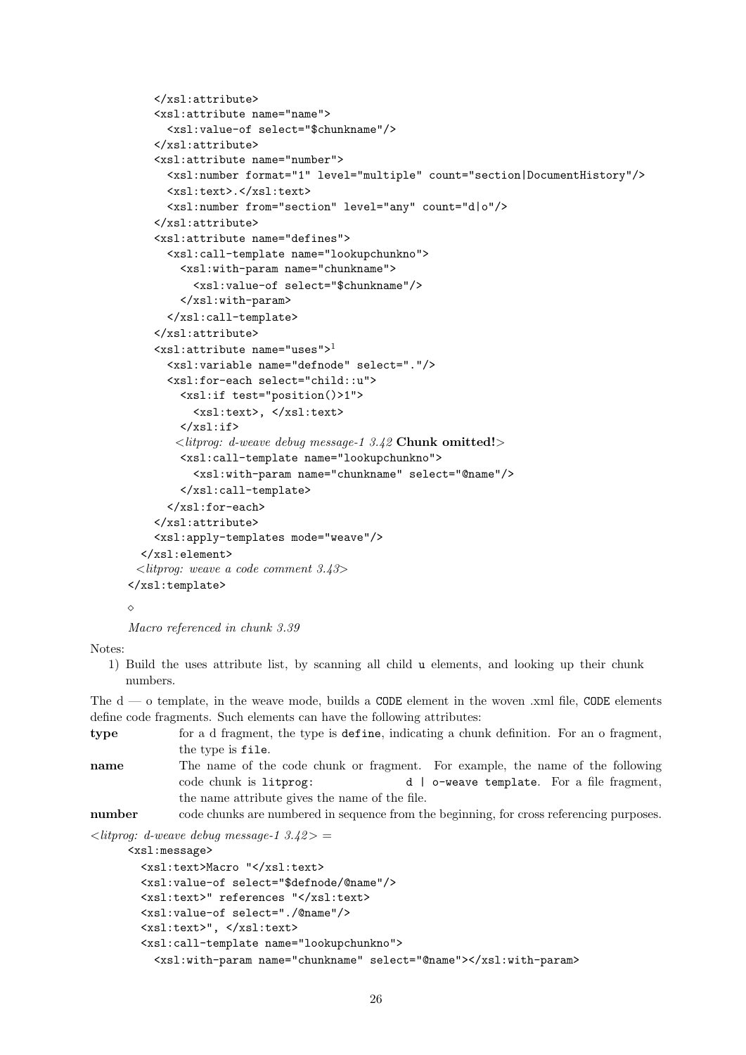```
      </xsl:attribute>
      <xsl:attribute name="name">
        <xsl:value-of select="$chunkname"/>
      </xsl:attribute>
      <xsl:attribute name="number">
        <xsl:number format="1" level="multiple" count="section|DocumentHistory"/>
        <xsl:text>.</xsl:text>
        <xsl:number from="section" level="any" count="d|o"/>
      </xsl:attribute>
      <xsl:attribute name="defines">
        <xsl:call-template name="lookupchunkno">
          <xsl:with-param name="chunkname">
            <xsl:value-of select="$chunkname"/>
          </xsl:with-param>
        </xsl:call-template>
      </xsl:attribute>
      <xsl:attribute name="uses">1
        <xsl:variable name="defnode" select="."/>
        <xsl:for-each select="child::u">
          <xsl:if test="position()>1">
            <xsl:text>, </xsl:text>
          </xsl:if>
         <litprog: d-weave debug message-1 3.42 Chunk omitted!>
          <xsl:call-template name="lookupchunkno">
            <xsl:with-param name="chunkname" select="@name"/>
          </xsl:call-template>
        </xsl:for-each>
      </xsl:attribute>
      <xsl:apply-templates mode="weave"/>
    </xsl:element>
   <litprog: weave a code comment 3.43>
  </xsl:template>
```

◇

*Macro referenced in chunk 3.39*

Notes:

1) Build the uses attribute list, by scanning all child `u` elements, and looking up their chunk numbers.

The d — o template, in the weave mode, builds a `CODE` element in the woven .xml file, `CODE` elements define code fragments. Such elements can have the following attributes:

**type** for a d fragment, the type is `define`, indicating a chunk definition. For an o fragment, the type is `file`.

**name** The name of the code chunk or fragment. For example, the name of the following code chunk is `litprog: d | o-weave template`. For a file fragment, the name attribute gives the name of the file.

**number** code chunks are numbered in sequence from the beginning, for cross referencing purposes.

*<litprog: d-weave debug message-1 3.42> =*

```
<xsl:message>
  <xsl:text>Macro "</xsl:text>
  <xsl:value-of select="$defnode/@name"/>
  <xsl:text>" references "</xsl:text>
  <xsl:value-of select="./@name"/>
  <xsl:text>", </xsl:text>
  <xsl:call-template name="lookupchunkno">
    <xsl:with-param name="chunkname" select="@name"></xsl:with-param>
```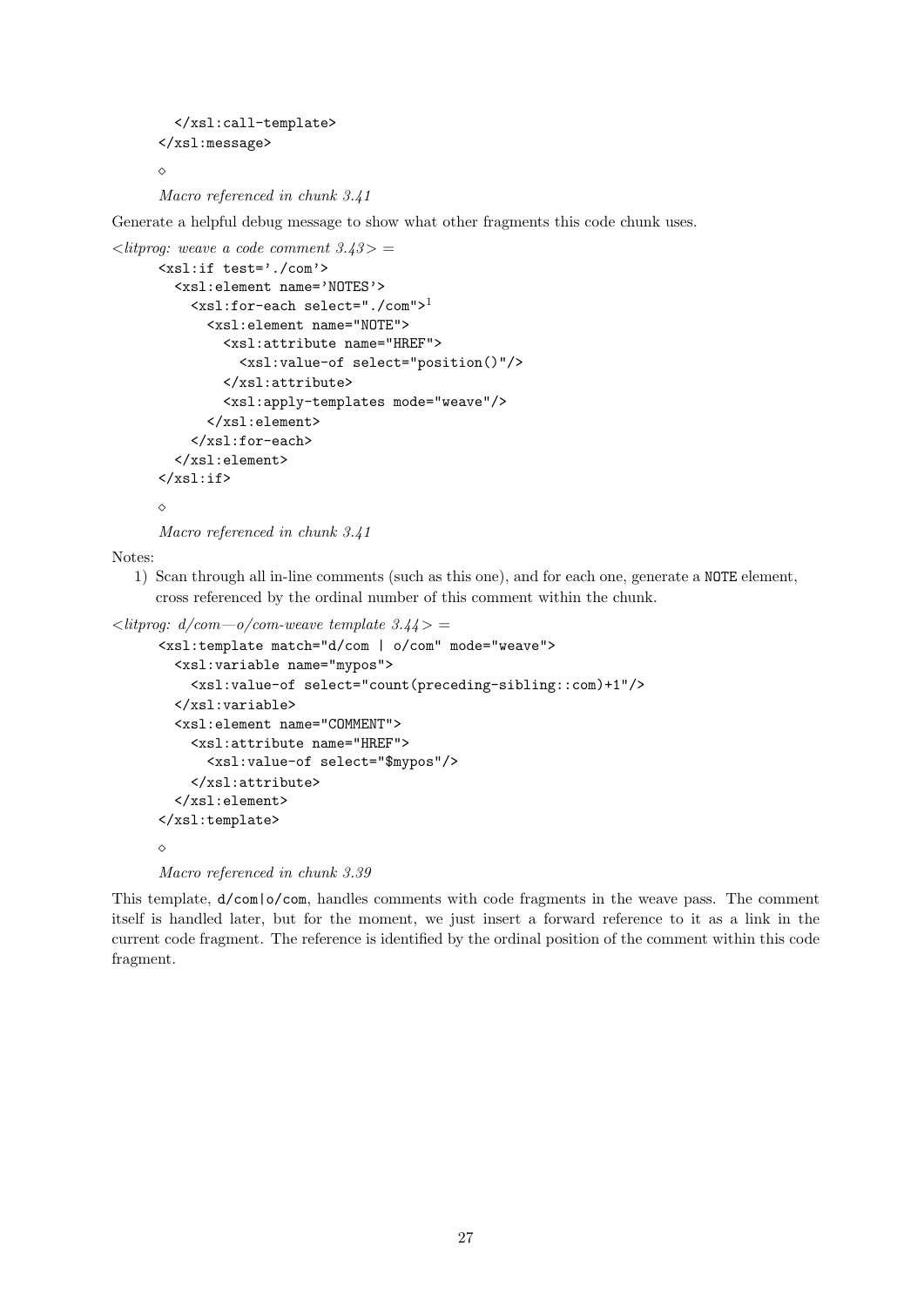```
    </xsl:call-template>
</xsl:message>
```

◇

*Macro referenced in chunk 3.41*

Generate a helpful debug message to show what other fragments this code chunk uses.

*<litprog: weave a code comment 3.43> =*

```
<xsl:if test='./com'>
  <xsl:element name='NOTES'>
    <xsl:for-each select="./com">[1]
      <xsl:element name="NOTE">
        <xsl:attribute name="HREF">
          <xsl:value-of select="position()"/>
        </xsl:attribute>
        <xsl:apply-templates mode="weave"/>
      </xsl:element>
    </xsl:for-each>
  </xsl:element>
</xsl:if>
```

◇

*Macro referenced in chunk 3.41*

Notes:

1) Scan through all in-line comments (such as this one), and for each one, generate a `NOTE` element, cross referenced by the ordinal number of this comment within the chunk.

*<litprog: d/com—o/com-weave template 3.44> =*

```
<xsl:template match="d/com | o/com" mode="weave">
  <xsl:variable name="mypos">
    <xsl:value-of select="count(preceding-sibling::com)+1"/>
  </xsl:variable>
  <xsl:element name="COMMENT">
    <xsl:attribute name="HREF">
      <xsl:value-of select="$mypos"/>
    </xsl:attribute>
  </xsl:element>
</xsl:template>
```

◇

*Macro referenced in chunk 3.39*

This template, `d/com|o/com`, handles comments with code fragments in the weave pass. The comment itself is handled later, but for the moment, we just insert a forward reference to it as a link in the current code fragment. The reference is identified by the ordinal position of the comment within this code fragment.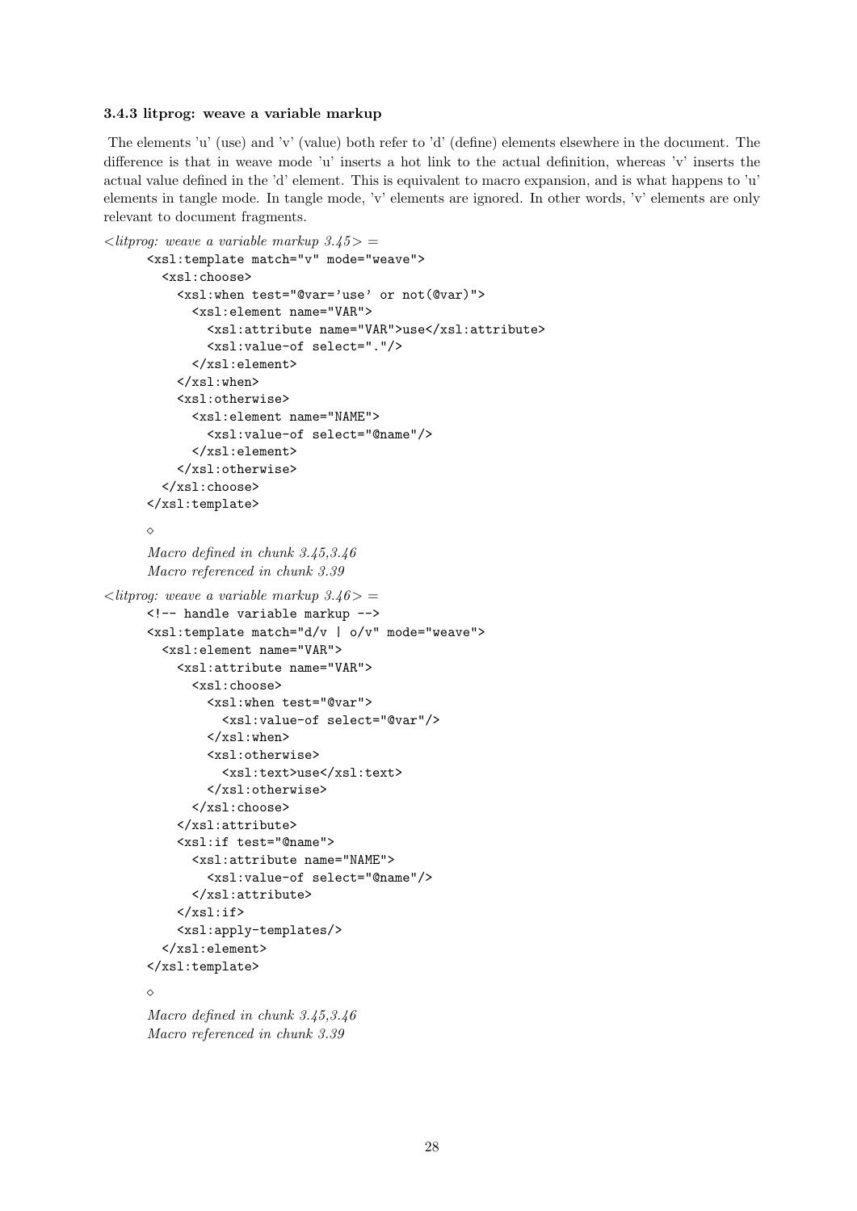### 3.4.3 litprog: weave a variable markup

The elements 'u' (use) and 'v' (value) both refer to 'd' (define) elements elsewhere in the document. The difference is that in weave mode 'u' inserts a hot link to the actual definition, whereas 'v' inserts the actual value defined in the 'd' element. This is equivalent to macro expansion, and is what happens to 'u' elements in tangle mode. In tangle mode, 'v' elements are ignored. In other words, 'v' elements are only relevant to document fragments.

*<litprog: weave a variable markup 3.45> =*

```
<xsl:template match="v" mode="weave">
  <xsl:choose>
    <xsl:when test="@var='use' or not(@var)">
      <xsl:element name="VAR">
        <xsl:attribute name="VAR">use</xsl:attribute>
        <xsl:value-of select="."/>
      </xsl:element>
    </xsl:when>
    <xsl:otherwise>
      <xsl:element name="NAME">
        <xsl:value-of select="@name"/>
      </xsl:element>
    </xsl:otherwise>
  </xsl:choose>
</xsl:template>
```

◇

*Macro defined in chunk 3.45,3.46*
*Macro referenced in chunk 3.39*

*<litprog: weave a variable markup 3.46> =*

```
<!-- handle variable markup -->
<xsl:template match="d/v | o/v" mode="weave">
  <xsl:element name="VAR">
    <xsl:attribute name="VAR">
      <xsl:choose>
        <xsl:when test="@var">
          <xsl:value-of select="@var"/>
        </xsl:when>
        <xsl:otherwise>
          <xsl:text>use</xsl:text>
        </xsl:otherwise>
      </xsl:choose>
    </xsl:attribute>
    <xsl:if test="@name">
      <xsl:attribute name="NAME">
        <xsl:value-of select="@name"/>
      </xsl:attribute>
    </xsl:if>
    <xsl:apply-templates/>
  </xsl:element>
</xsl:template>
```

◇

*Macro defined in chunk 3.45,3.46*
*Macro referenced in chunk 3.39*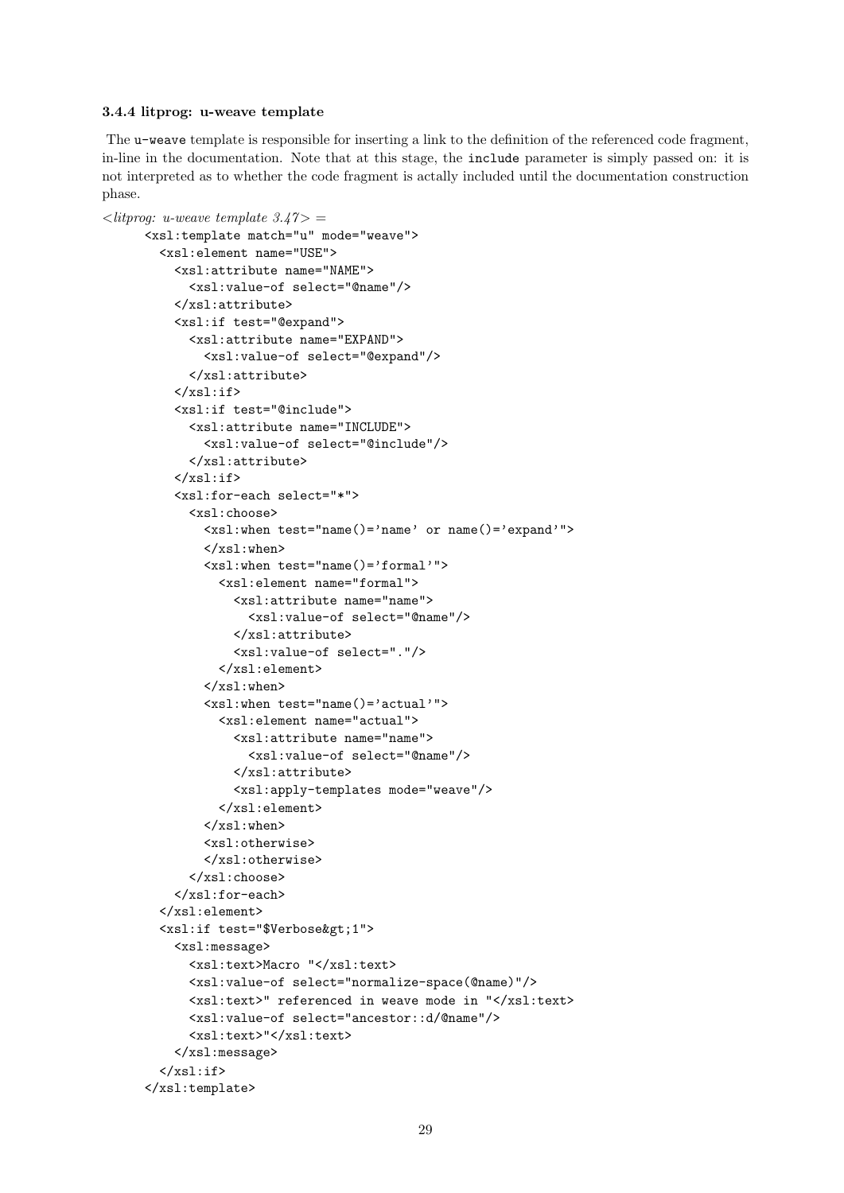### 3.4.4 litprog: u-weave template

The `u-weave` template is responsible for inserting a link to the definition of the referenced code fragment, in-line in the documentation. Note that at this stage, the `include` parameter is simply passed on: it is not interpreted as to whether the code fragment is actally included until the documentation construction phase.

*<litprog: u-weave template 3.47>* =

```
<xsl:template match="u" mode="weave">
  <xsl:element name="USE">
    <xsl:attribute name="NAME">
      <xsl:value-of select="@name"/>
    </xsl:attribute>
    <xsl:if test="@expand">
      <xsl:attribute name="EXPAND">
        <xsl:value-of select="@expand"/>
      </xsl:attribute>
    </xsl:if>
    <xsl:if test="@include">
      <xsl:attribute name="INCLUDE">
        <xsl:value-of select="@include"/>
      </xsl:attribute>
    </xsl:if>
    <xsl:for-each select="*">
      <xsl:choose>
        <xsl:when test="name()='name' or name()='expand'">
        </xsl:when>
        <xsl:when test="name()='formal'">
          <xsl:element name="formal">
            <xsl:attribute name="name">
              <xsl:value-of select="@name"/>
            </xsl:attribute>
            <xsl:value-of select="."/>
          </xsl:element>
        </xsl:when>
        <xsl:when test="name()='actual'">
          <xsl:element name="actual">
            <xsl:attribute name="name">
              <xsl:value-of select="@name"/>
            </xsl:attribute>
            <xsl:apply-templates mode="weave"/>
          </xsl:element>
        </xsl:when>
        <xsl:otherwise>
        </xsl:otherwise>
      </xsl:choose>
    </xsl:for-each>
  </xsl:element>
  <xsl:if test="$Verbose&gt;1">
    <xsl:message>
      <xsl:text>Macro "</xsl:text>
      <xsl:value-of select="normalize-space(@name)"/>
      <xsl:text>" referenced in weave mode in "</xsl:text>
      <xsl:value-of select="ancestor::d/@name"/>
      <xsl:text>"</xsl:text>
    </xsl:message>
  </xsl:if>
</xsl:template>
```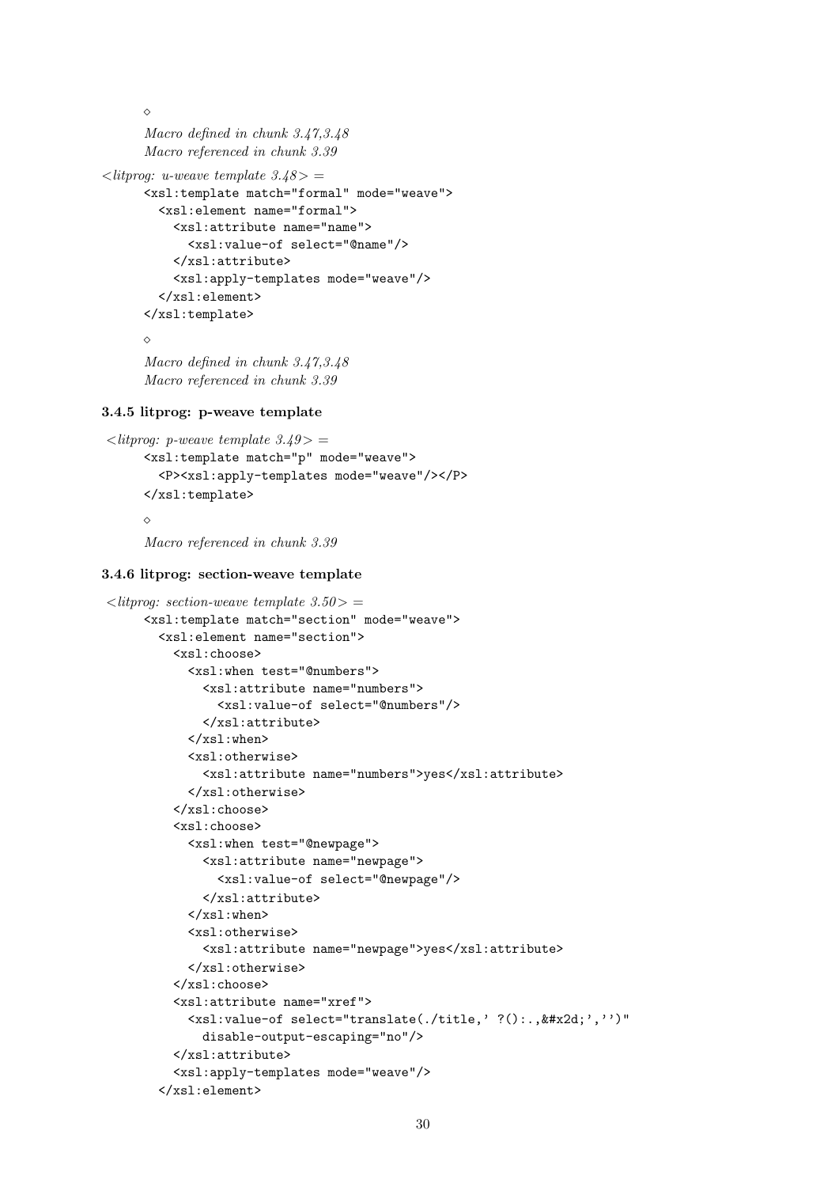◇

*Macro defined in chunk 3.47,3.48*
*Macro referenced in chunk 3.39*

*<litprog: u-weave template 3.48> =*

```
<xsl:template match="formal" mode="weave">
  <xsl:element name="formal">
    <xsl:attribute name="name">
      <xsl:value-of select="@name"/>
    </xsl:attribute>
    <xsl:apply-templates mode="weave"/>
  </xsl:element>
</xsl:template>
```

◇

*Macro defined in chunk 3.47,3.48*
*Macro referenced in chunk 3.39*

### 3.4.5 litprog: p-weave template

*<litprog: p-weave template 3.49> =*

```
<xsl:template match="p" mode="weave">
  <P><xsl:apply-templates mode="weave"/></P>
</xsl:template>
```

◇

*Macro referenced in chunk 3.39*

### 3.4.6 litprog: section-weave template

*<litprog: section-weave template 3.50> =*

```
<xsl:template match="section" mode="weave">
  <xsl:element name="section">
    <xsl:choose>
      <xsl:when test="@numbers">
        <xsl:attribute name="numbers">
          <xsl:value-of select="@numbers"/>
        </xsl:attribute>
      </xsl:when>
      <xsl:otherwise>
        <xsl:attribute name="numbers">yes</xsl:attribute>
      </xsl:otherwise>
    </xsl:choose>
    <xsl:choose>
      <xsl:when test="@newpage">
        <xsl:attribute name="newpage">
          <xsl:value-of select="@newpage"/>
        </xsl:attribute>
      </xsl:when>
      <xsl:otherwise>
        <xsl:attribute name="newpage">yes</xsl:attribute>
      </xsl:otherwise>
    </xsl:choose>
    <xsl:attribute name="xref">
      <xsl:value-of select="translate(./title,' ?():.,&#x2d;','')"
        disable-output-escaping="no"/>
    </xsl:attribute>
    <xsl:apply-templates mode="weave"/>
  </xsl:element>
```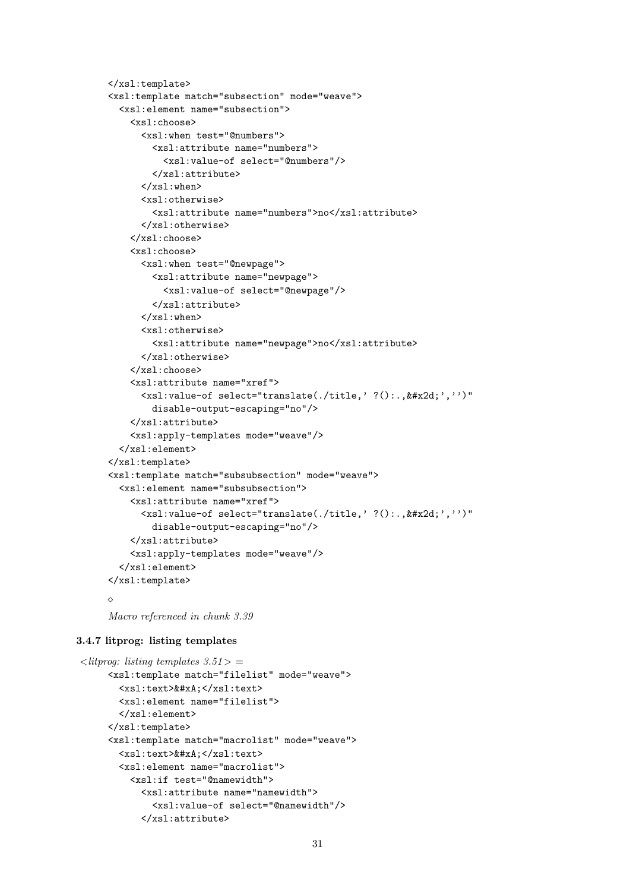```
</xsl:template>
<xsl:template match="subsection" mode="weave">
  <xsl:element name="subsection">
    <xsl:choose>
      <xsl:when test="@numbers">
        <xsl:attribute name="numbers">
          <xsl:value-of select="@numbers"/>
        </xsl:attribute>
      </xsl:when>
      <xsl:otherwise>
        <xsl:attribute name="numbers">no</xsl:attribute>
      </xsl:otherwise>
    </xsl:choose>
    <xsl:choose>
      <xsl:when test="@newpage">
        <xsl:attribute name="newpage">
          <xsl:value-of select="@newpage"/>
        </xsl:attribute>
      </xsl:when>
      <xsl:otherwise>
        <xsl:attribute name="newpage">no</xsl:attribute>
      </xsl:otherwise>
    </xsl:choose>
    <xsl:attribute name="xref">
      <xsl:value-of select="translate(./title,' ?():.,&#x2d;','')"
        disable-output-escaping="no"/>
    </xsl:attribute>
    <xsl:apply-templates mode="weave"/>
  </xsl:element>
</xsl:template>
<xsl:template match="subsubsection" mode="weave">
  <xsl:element name="subsubsection">
    <xsl:attribute name="xref">
      <xsl:value-of select="translate(./title,' ?():.,&#x2d;','')"
        disable-output-escaping="no"/>
    </xsl:attribute>
    <xsl:apply-templates mode="weave"/>
  </xsl:element>
</xsl:template>
```

◇

*Macro referenced in chunk 3.39*

### 3.4.7 litprog: listing templates

*⟨litprog: listing templates 3.51⟩ =*

```
<xsl:template match="filelist" mode="weave">
  <xsl:text>&#xA;</xsl:text>
  <xsl:element name="filelist">
  </xsl:element>
</xsl:template>
<xsl:template match="macrolist" mode="weave">
  <xsl:text>&#xA;</xsl:text>
  <xsl:element name="macrolist">
    <xsl:if test="@namewidth">
      <xsl:attribute name="namewidth">
        <xsl:value-of select="@namewidth"/>
      </xsl:attribute>
```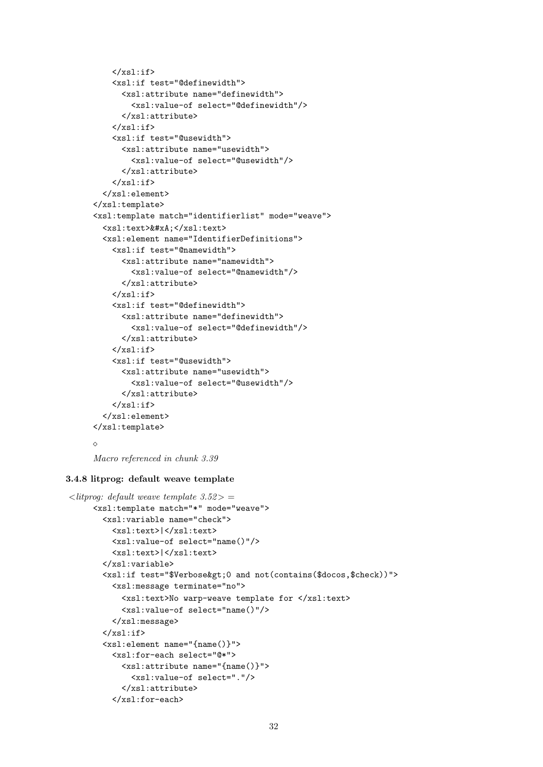```
    </xsl:if>
    <xsl:if test="@definewidth">
      <xsl:attribute name="definewidth">
        <xsl:value-of select="@definewidth"/>
      </xsl:attribute>
    </xsl:if>
    <xsl:if test="@usewidth">
      <xsl:attribute name="usewidth">
        <xsl:value-of select="@usewidth"/>
      </xsl:attribute>
    </xsl:if>
  </xsl:element>
</xsl:template>
<xsl:template match="identifierlist" mode="weave">
  <xsl:text>&#xA;</xsl:text>
  <xsl:element name="IdentifierDefinitions">
    <xsl:if test="@namewidth">
      <xsl:attribute name="namewidth">
        <xsl:value-of select="@namewidth"/>
      </xsl:attribute>
    </xsl:if>
    <xsl:if test="@definewidth">
      <xsl:attribute name="definewidth">
        <xsl:value-of select="@definewidth"/>
      </xsl:attribute>
    </xsl:if>
    <xsl:if test="@usewidth">
      <xsl:attribute name="usewidth">
        <xsl:value-of select="@usewidth"/>
      </xsl:attribute>
    </xsl:if>
  </xsl:element>
</xsl:template>
```

◇

*Macro referenced in chunk 3.39*

### 3.4.8 litprog: default weave template

*<litprog: default weave template 3.52> =*

```
<xsl:template match="*" mode="weave">
  <xsl:variable name="check">
    <xsl:text>|</xsl:text>
    <xsl:value-of select="name()"/>
    <xsl:text>|</xsl:text>
  </xsl:variable>
  <xsl:if test="$Verbose&gt;0 and not(contains($docos,$check))">
    <xsl:message terminate="no">
      <xsl:text>No warp-weave template for </xsl:text>
      <xsl:value-of select="name()"/>
    </xsl:message>
  </xsl:if>
  <xsl:element name="{name()}">
    <xsl:for-each select="@*">
      <xsl:attribute name="{name()}">
        <xsl:value-of select="."/>
      </xsl:attribute>
    </xsl:for-each>
```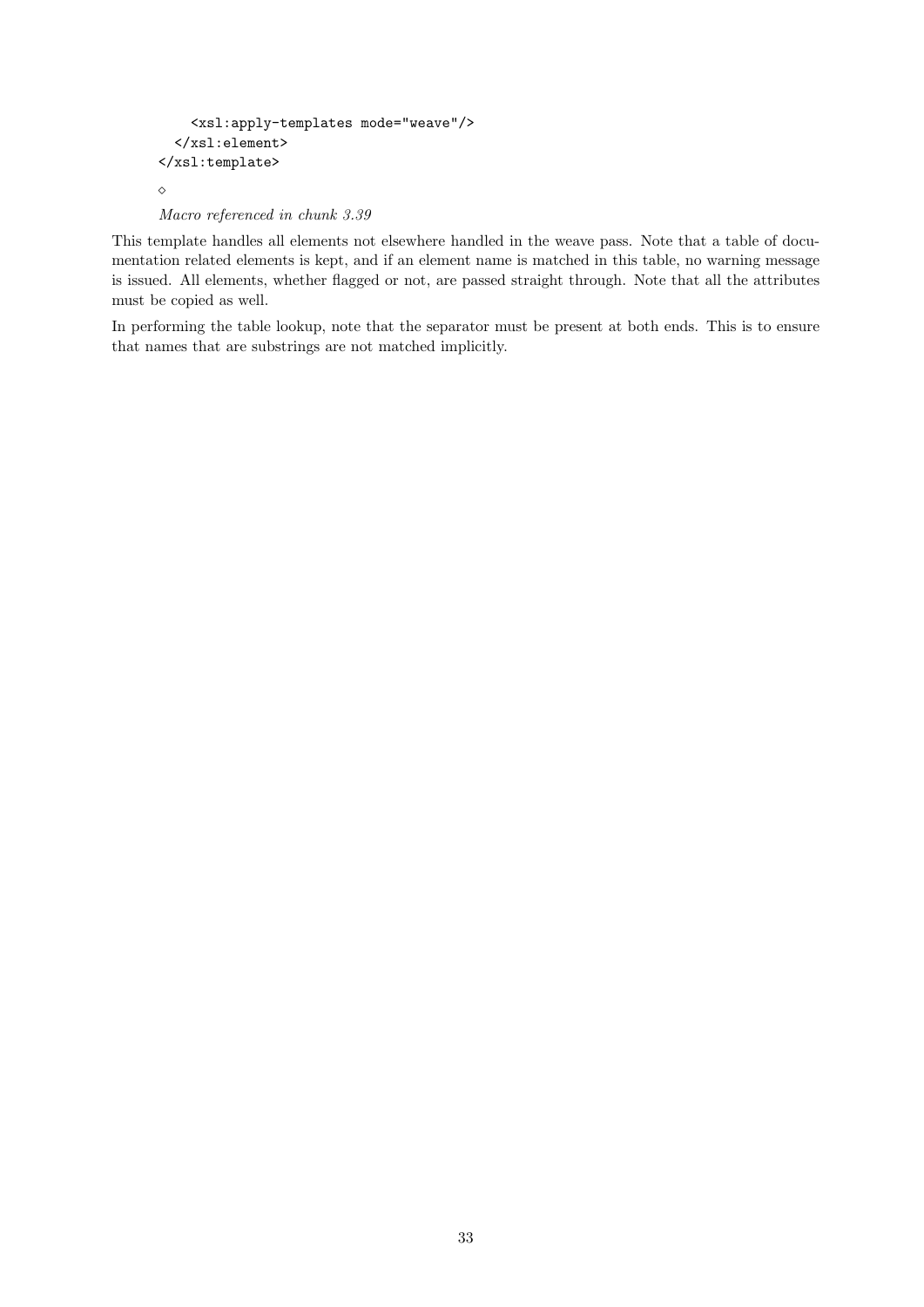```
    <xsl:apply-templates mode="weave"/>
  </xsl:element>
</xsl:template>
```

◇

*Macro referenced in chunk 3.39*

This template handles all elements not elsewhere handled in the weave pass. Note that a table of documentation related elements is kept, and if an element name is matched in this table, no warning message is issued. All elements, whether flagged or not, are passed straight through. Note that all the attributes must be copied as well.

In performing the table lookup, note that the separator must be present at both ends. This is to ensure that names that are substrings are not matched implicitly.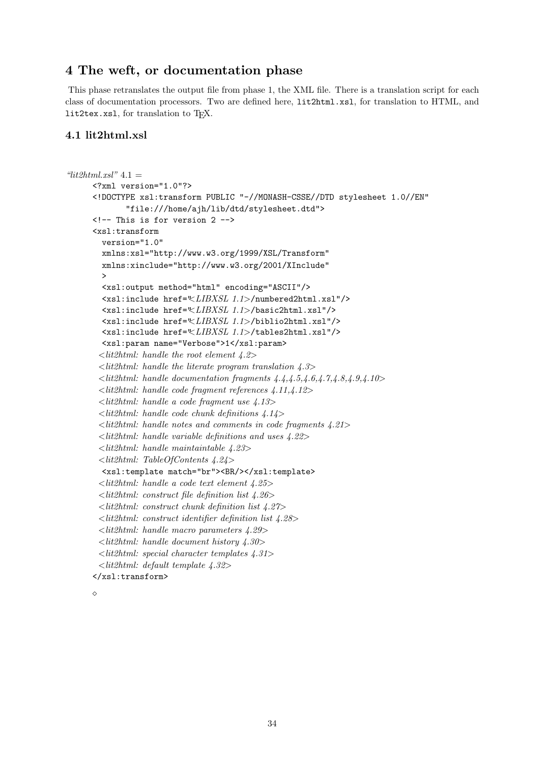## 4 The weft, or documentation phase

This phase retranslates the output file from phase 1, the XML file. There is a translation script for each class of documentation processors. Two are defined here, `lit2html.xsl`, for translation to HTML, and `lit2tex.xsl`, for translation to TEX.

### 4.1 lit2html.xsl

*"lit2html.xsl"* 4.1 =

```
<?xml version="1.0"?>
<!DOCTYPE xsl:transform PUBLIC "-//MONASH-CSSE//DTD stylesheet 1.0//EN"
      "file:///home/ajh/lib/dtd/stylesheet.dtd">
<!-- This is for version 2 -->
<xsl:transform
  version="1.0"
  xmlns:xsl="http://www.w3.org/1999/XSL/Transform"
  xmlns:xinclude="http://www.w3.org/2001/XInclude"
  >
  <xsl:output method="html" encoding="ASCII"/>
  <xsl:include href="<LIBXSL 1.1>/numbered2html.xsl"/>
  <xsl:include href="<LIBXSL 1.1>/basic2html.xsl"/>
  <xsl:include href="<LIBXSL 1.1>/biblio2html.xsl"/>
  <xsl:include href="<LIBXSL 1.1>/tables2html.xsl"/>
  <xsl:param name="Verbose">1</xsl:param>
 <lit2html: handle the root element 4.2>
 <lit2html: handle the literate program translation 4.3>
 <lit2html: handle documentation fragments 4.4,4.5,4.6,4.7,4.8,4.9,4.10>
 <lit2html: handle code fragment references 4.11,4.12>
 <lit2html: handle a code fragment use 4.13>
 <lit2html: handle code chunk definitions 4.14>
 <lit2html: handle notes and comments in code fragments 4.21>
 <lit2html: handle variable definitions and uses 4.22>
 <lit2html: handle maintaintable 4.23>
 <lit2html: TableOfContents 4.24>
  <xsl:template match="br"><BR/></xsl:template>
 <lit2html: handle a code text element 4.25>
 <lit2html: construct file definition list 4.26>
 <lit2html: construct chunk definition list 4.27>
 <lit2html: construct identifier definition list 4.28>
 <lit2html: handle macro parameters 4.29>
 <lit2html: handle document history 4.30>
 <lit2html: special character templates 4.31>
 <lit2html: default template 4.32>
</xsl:transform>
```

◇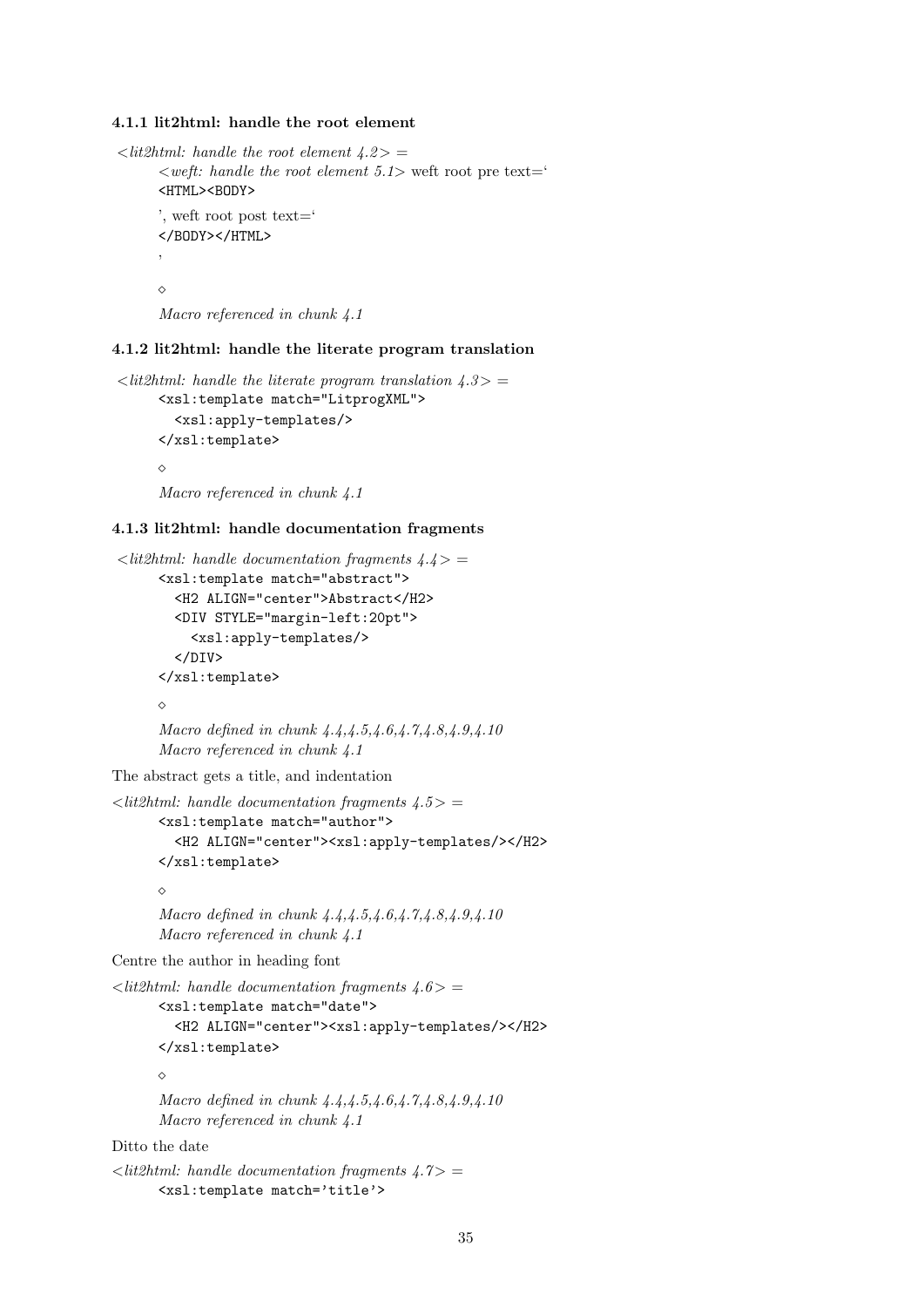### 4.1.1 lit2html: handle the root element

*<lit2html: handle the root element 4.2> =*

*<weft: handle the root element 5.1>* weft root pre text=‘
```
<HTML><BODY>
```
’, weft root post text=‘
```
</BODY></HTML>
```
’

◇

*Macro referenced in chunk 4.1*

### 4.1.2 lit2html: handle the literate program translation

*<lit2html: handle the literate program translation 4.3> =*

```
<xsl:template match="LitprogXML">
  <xsl:apply-templates/>
</xsl:template>
```

◇

*Macro referenced in chunk 4.1*

### 4.1.3 lit2html: handle documentation fragments

*<lit2html: handle documentation fragments 4.4> =*

```
<xsl:template match="abstract">
  <H2 ALIGN="center">Abstract</H2>
  <DIV STYLE="margin-left:20pt">
    <xsl:apply-templates/>
  </DIV>
</xsl:template>
```

◇

*Macro defined in chunk 4.4,4.5,4.6,4.7,4.8,4.9,4.10*
*Macro referenced in chunk 4.1*

The abstract gets a title, and indentation

*<lit2html: handle documentation fragments 4.5> =*

```
<xsl:template match="author">
  <H2 ALIGN="center"><xsl:apply-templates/></H2>
</xsl:template>
```

◇

*Macro defined in chunk 4.4,4.5,4.6,4.7,4.8,4.9,4.10*
*Macro referenced in chunk 4.1*

Centre the author in heading font

*<lit2html: handle documentation fragments 4.6> =*

```
<xsl:template match="date">
  <H2 ALIGN="center"><xsl:apply-templates/></H2>
</xsl:template>
```

◇

*Macro defined in chunk 4.4,4.5,4.6,4.7,4.8,4.9,4.10*
*Macro referenced in chunk 4.1*

Ditto the date

*<lit2html: handle documentation fragments 4.7> =*

```
<xsl:template match='title'>
```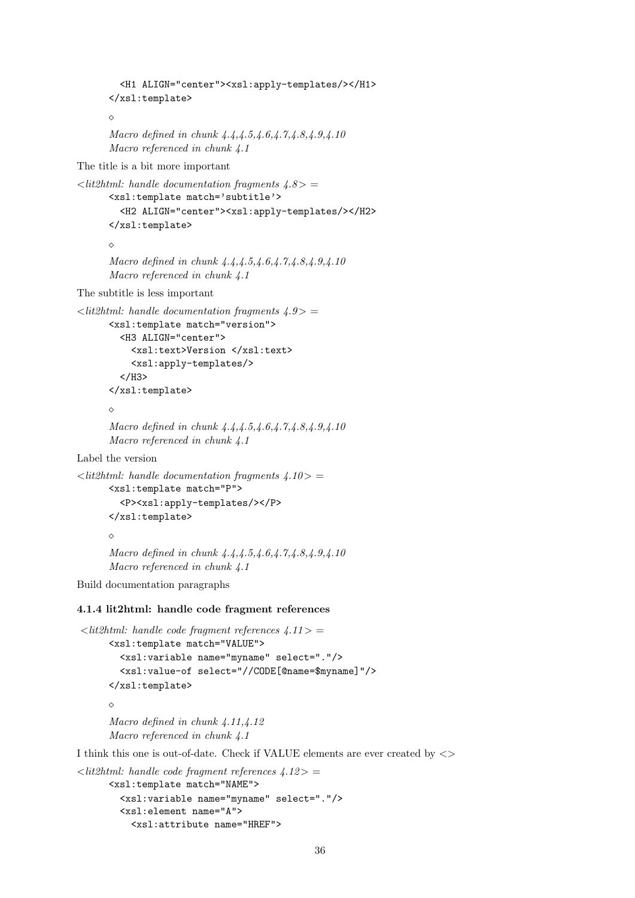```
    <H1 ALIGN="center"><xsl:apply-templates/></H1>
  </xsl:template>
```

◇

*Macro defined in chunk 4.4,4.5,4.6,4.7,4.8,4.9,4.10*
*Macro referenced in chunk 4.1*

The title is a bit more important

*<lit2html: handle documentation fragments 4.8> =*

```
  <xsl:template match='subtitle'>
    <H2 ALIGN="center"><xsl:apply-templates/></H2>
  </xsl:template>
```

◇

*Macro defined in chunk 4.4,4.5,4.6,4.7,4.8,4.9,4.10*
*Macro referenced in chunk 4.1*

The subtitle is less important

*<lit2html: handle documentation fragments 4.9> =*

```
  <xsl:template match="version">
    <H3 ALIGN="center">
      <xsl:text>Version </xsl:text>
      <xsl:apply-templates/>
    </H3>
  </xsl:template>
```

◇

*Macro defined in chunk 4.4,4.5,4.6,4.7,4.8,4.9,4.10*
*Macro referenced in chunk 4.1*

Label the version

*<lit2html: handle documentation fragments 4.10> =*

```
  <xsl:template match="P">
    <P><xsl:apply-templates/></P>
  </xsl:template>
```

◇

*Macro defined in chunk 4.4,4.5,4.6,4.7,4.8,4.9,4.10*
*Macro referenced in chunk 4.1*

Build documentation paragraphs

#### 4.1.4 lit2html: handle code fragment references

*<lit2html: handle code fragment references 4.11> =*

```
  <xsl:template match="VALUE">
    <xsl:variable name="myname" select="."/>
    <xsl:value-of select="//CODE[@name=$myname]"/>
  </xsl:template>
```

◇

*Macro defined in chunk 4.11,4.12*
*Macro referenced in chunk 4.1*

I think this one is out-of-date. Check if VALUE elements are ever created by <>

*<lit2html: handle code fragment references 4.12> =*

```
  <xsl:template match="NAME">
    <xsl:variable name="myname" select="."/>
    <xsl:element name="A">
      <xsl:attribute name="HREF">
```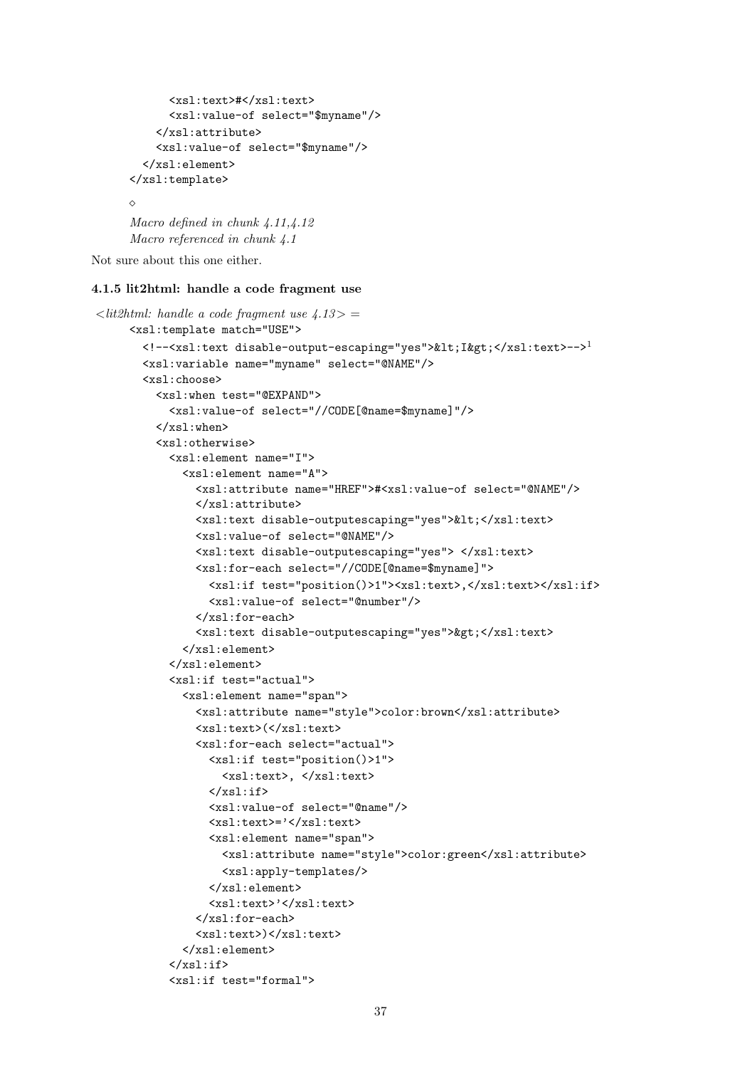```
        <xsl:text>#</xsl:text>
        <xsl:value-of select="$myname"/>
      </xsl:attribute>
      <xsl:value-of select="$myname"/>
    </xsl:element>
  </xsl:template>
```

◇

*Macro defined in chunk 4.11,4.12*
*Macro referenced in chunk 4.1*

Not sure about this one either.

#### 4.1.5 lit2html: handle a code fragment use

*<lit2html: handle a code fragment use 4.13> =*

```
<xsl:template match="USE">
  <!--<xsl:text disable-output-escaping="yes">&lt;I&gt;</xsl:text>-->[1]
  <xsl:variable name="myname" select="@NAME"/>
  <xsl:choose>
    <xsl:when test="@EXPAND">
      <xsl:value-of select="//CODE[@name=$myname]"/>
    </xsl:when>
    <xsl:otherwise>
      <xsl:element name="I">
        <xsl:element name="A">
          <xsl:attribute name="HREF">#<xsl:value-of select="@NAME"/>
          </xsl:attribute>
          <xsl:text disable-outputescaping="yes">&lt;</xsl:text>
          <xsl:value-of select="@NAME"/>
          <xsl:text disable-outputescaping="yes"> </xsl:text>
          <xsl:for-each select="//CODE[@name=$myname]">
            <xsl:if test="position()>1"><xsl:text>,</xsl:text></xsl:if>
            <xsl:value-of select="@number"/>
          </xsl:for-each>
          <xsl:text disable-outputescaping="yes">&gt;</xsl:text>
        </xsl:element>
      </xsl:element>
      <xsl:if test="actual">
        <xsl:element name="span">
          <xsl:attribute name="style">color:brown</xsl:attribute>
          <xsl:text>(</xsl:text>
          <xsl:for-each select="actual">
            <xsl:if test="position()>1">
              <xsl:text>, </xsl:text>
            </xsl:if>
            <xsl:value-of select="@name"/>
            <xsl:text>='</xsl:text>
            <xsl:element name="span">
              <xsl:attribute name="style">color:green</xsl:attribute>
              <xsl:apply-templates/>
            </xsl:element>
            <xsl:text>'</xsl:text>
          </xsl:for-each>
          <xsl:text>)</xsl:text>
        </xsl:element>
      </xsl:if>
      <xsl:if test="formal">
```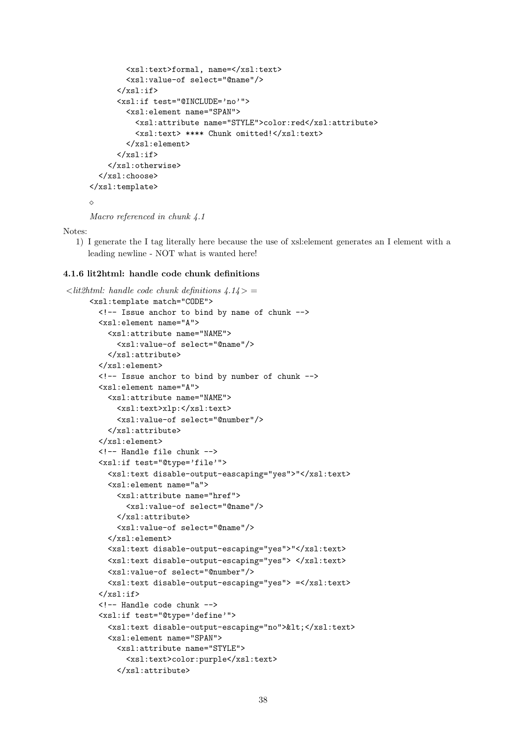```
      <xsl:text>formal, name=</xsl:text>
      <xsl:value-of select="@name"/>
    </xsl:if>
    <xsl:if test="@INCLUDE='no'">
      <xsl:element name="SPAN">
        <xsl:attribute name="STYLE">color:red</xsl:attribute>
        <xsl:text> **** Chunk omitted!</xsl:text>
      </xsl:element>
    </xsl:if>
  </xsl:otherwise>
</xsl:choose>
</xsl:template>
```

◇

*Macro referenced in chunk 4.1*

Notes:

1) I generate the I tag literally here because the use of xsl:element generates an I element with a leading newline - NOT what is wanted here!

#### 4.1.6 lit2html: handle code chunk definitions

*<lit2html: handle code chunk definitions 4.14> =*

```
<xsl:template match="CODE">
  <!-- Issue anchor to bind by name of chunk -->
  <xsl:element name="A">
    <xsl:attribute name="NAME">
      <xsl:value-of select="@name"/>
    </xsl:attribute>
  </xsl:element>
  <!-- Issue anchor to bind by number of chunk -->
  <xsl:element name="A">
    <xsl:attribute name="NAME">
      <xsl:text>xlp:</xsl:text>
      <xsl:value-of select="@number"/>
    </xsl:attribute>
  </xsl:element>
  <!-- Handle file chunk -->
  <xsl:if test="@type='file'">
    <xsl:text disable-output-eascaping="yes">"</xsl:text>
    <xsl:element name="a">
      <xsl:attribute name="href">
        <xsl:value-of select="@name"/>
      </xsl:attribute>
      <xsl:value-of select="@name"/>
    </xsl:element>
    <xsl:text disable-output-escaping="yes">"</xsl:text>
    <xsl:text disable-output-escaping="yes"> </xsl:text>
    <xsl:value-of select="@number"/>
    <xsl:text disable-output-escaping="yes"> =</xsl:text>
  </xsl:if>
  <!-- Handle code chunk -->
  <xsl:if test="@type='define'">
    <xsl:text disable-output-escaping="no">&lt;</xsl:text>
    <xsl:element name="SPAN">
      <xsl:attribute name="STYLE">
        <xsl:text>color:purple</xsl:text>
      </xsl:attribute>
```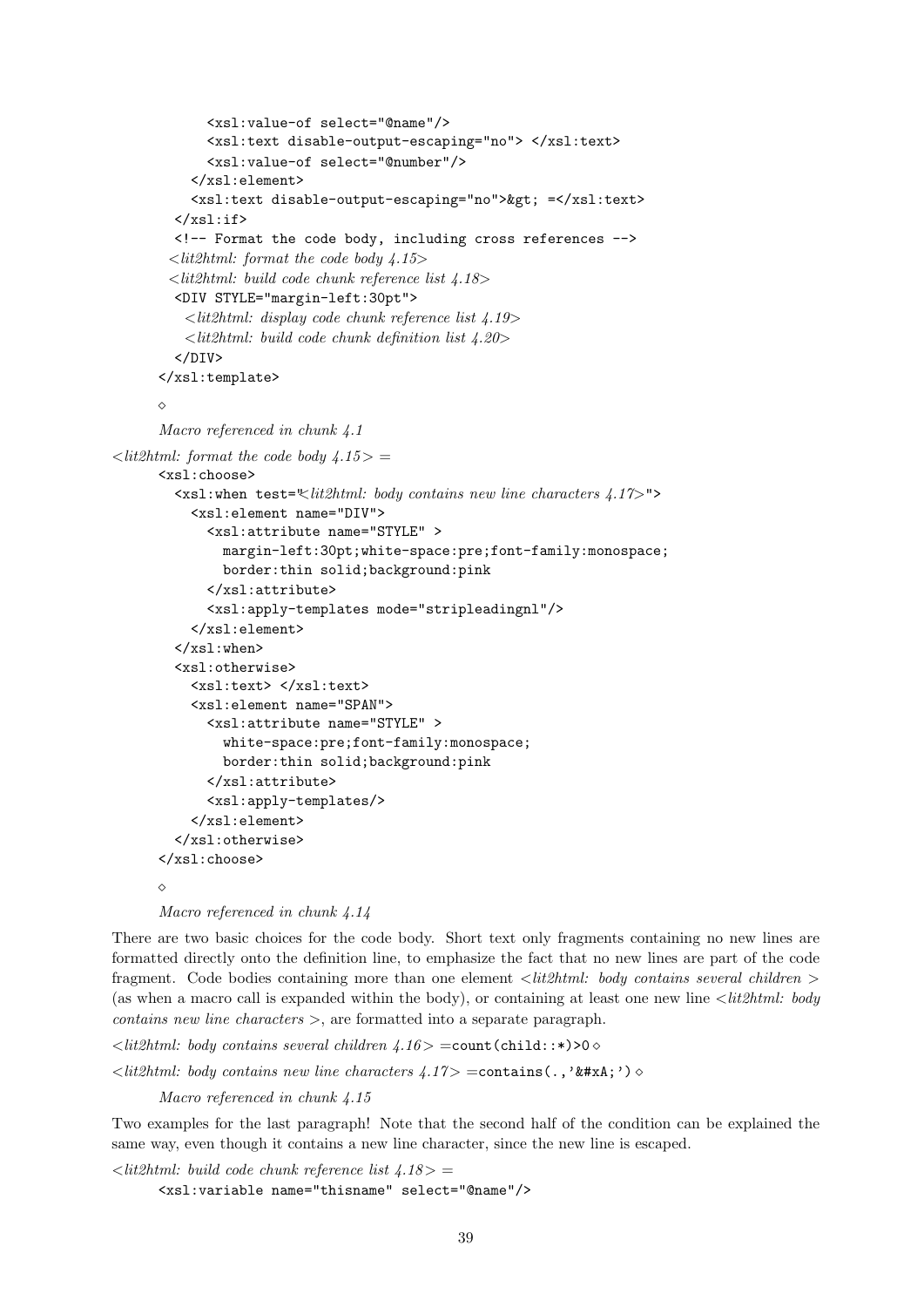```
            <xsl:value-of select="@name"/>
            <xsl:text disable-output-escaping="no"> </xsl:text>
            <xsl:value-of select="@number"/>
          </xsl:element>
          <xsl:text disable-output-escaping="no">&gt; =</xsl:text>
        </xsl:if>
        <!-- Format the code body, including cross references -->
       <lit2html: format the code body 4.15>
       <lit2html: build code chunk reference list 4.18>
        <DIV STYLE="margin-left:30pt">
          <lit2html: display code chunk reference list 4.19>
          <lit2html: build code chunk definition list 4.20>
        </DIV>
      </xsl:template>
```

◇

*Macro referenced in chunk 4.1*

*<lit2html: format the code body 4.15>* =

```
      <xsl:choose>
        <xsl:when test="<lit2html: body contains new line characters 4.17>">
          <xsl:element name="DIV">
            <xsl:attribute name="STYLE" >
              margin-left:30pt;white-space:pre;font-family:monospace;
              border:thin solid;background:pink
            </xsl:attribute>
            <xsl:apply-templates mode="stripleadingnl"/>
          </xsl:element>
        </xsl:when>
        <xsl:otherwise>
          <xsl:text> </xsl:text>
          <xsl:element name="SPAN">
            <xsl:attribute name="STYLE" >
              white-space:pre;font-family:monospace;
              border:thin solid;background:pink
            </xsl:attribute>
            <xsl:apply-templates/>
          </xsl:element>
        </xsl:otherwise>
      </xsl:choose>
```

◇

*Macro referenced in chunk 4.14*

There are two basic choices for the code body. Short text only fragments containing no new lines are formatted directly onto the definition line, to emphasize the fact that no new lines are part of the code fragment. Code bodies containing more than one element *<lit2html: body contains several children >* (as when a macro call is expanded within the body), or containing at least one new line *<lit2html: body contains new line characters >*, are formatted into a separate paragraph.

*<lit2html: body contains several children 4.16>* =`count(child::*)>0` ◇

*<lit2html: body contains new line characters 4.17>* =`contains(.,'&#xA;')` ◇

*Macro referenced in chunk 4.15*

Two examples for the last paragraph! Note that the second half of the condition can be explained the same way, even though it contains a new line character, since the new line is escaped.

*<lit2html: build code chunk reference list 4.18>* =

```
      <xsl:variable name="thisname" select="@name"/>
```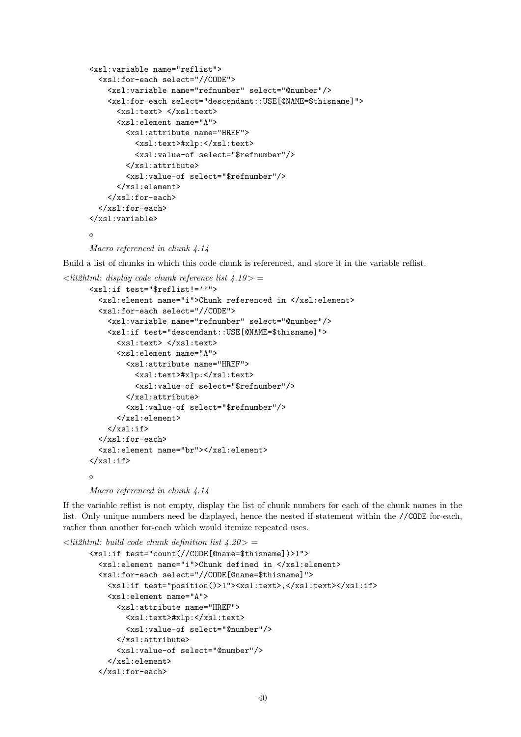```
<xsl:variable name="reflist">
  <xsl:for-each select="//CODE">
    <xsl:variable name="refnumber" select="@number"/>
    <xsl:for-each select="descendant::USE[@NAME=$thisname]">
      <xsl:text> </xsl:text>
      <xsl:element name="A">
        <xsl:attribute name="HREF">
          <xsl:text>#xlp:</xsl:text>
          <xsl:value-of select="$refnumber"/>
        </xsl:attribute>
        <xsl:value-of select="$refnumber"/>
      </xsl:element>
    </xsl:for-each>
  </xsl:for-each>
</xsl:variable>
```

◇

*Macro referenced in chunk 4.14*

Build a list of chunks in which this code chunk is referenced, and store it in the variable reflist.

*<lit2html: display code chunk reference list 4.19> =*

```
<xsl:if test="$reflist!=''">
  <xsl:element name="i">Chunk referenced in </xsl:element>
  <xsl:for-each select="//CODE">
    <xsl:variable name="refnumber" select="@number"/>
    <xsl:if test="descendant::USE[@NAME=$thisname]">
      <xsl:text> </xsl:text>
      <xsl:element name="A">
        <xsl:attribute name="HREF">
          <xsl:text>#xlp:</xsl:text>
          <xsl:value-of select="$refnumber"/>
        </xsl:attribute>
        <xsl:value-of select="$refnumber"/>
      </xsl:element>
    </xsl:if>
  </xsl:for-each>
  <xsl:element name="br"></xsl:element>
</xsl:if>
```

◇

*Macro referenced in chunk 4.14*

If the variable reflist is not empty, display the list of chunk numbers for each of the chunk names in the list. Only unique numbers need be displayed, hence the nested if statement within the `//CODE` for-each, rather than another for-each which would itemize repeated uses.

*<lit2html: build code chunk definition list 4.20> =*

```
<xsl:if test="count(//CODE[@name=$thisname])>1">
  <xsl:element name="i">Chunk defined in </xsl:element>
  <xsl:for-each select="//CODE[@name=$thisname]">
    <xsl:if test="position()>1"><xsl:text>,</xsl:text></xsl:if>
    <xsl:element name="A">
      <xsl:attribute name="HREF">
        <xsl:text>#xlp:</xsl:text>
        <xsl:value-of select="@number"/>
      </xsl:attribute>
      <xsl:value-of select="@number"/>
    </xsl:element>
  </xsl:for-each>
```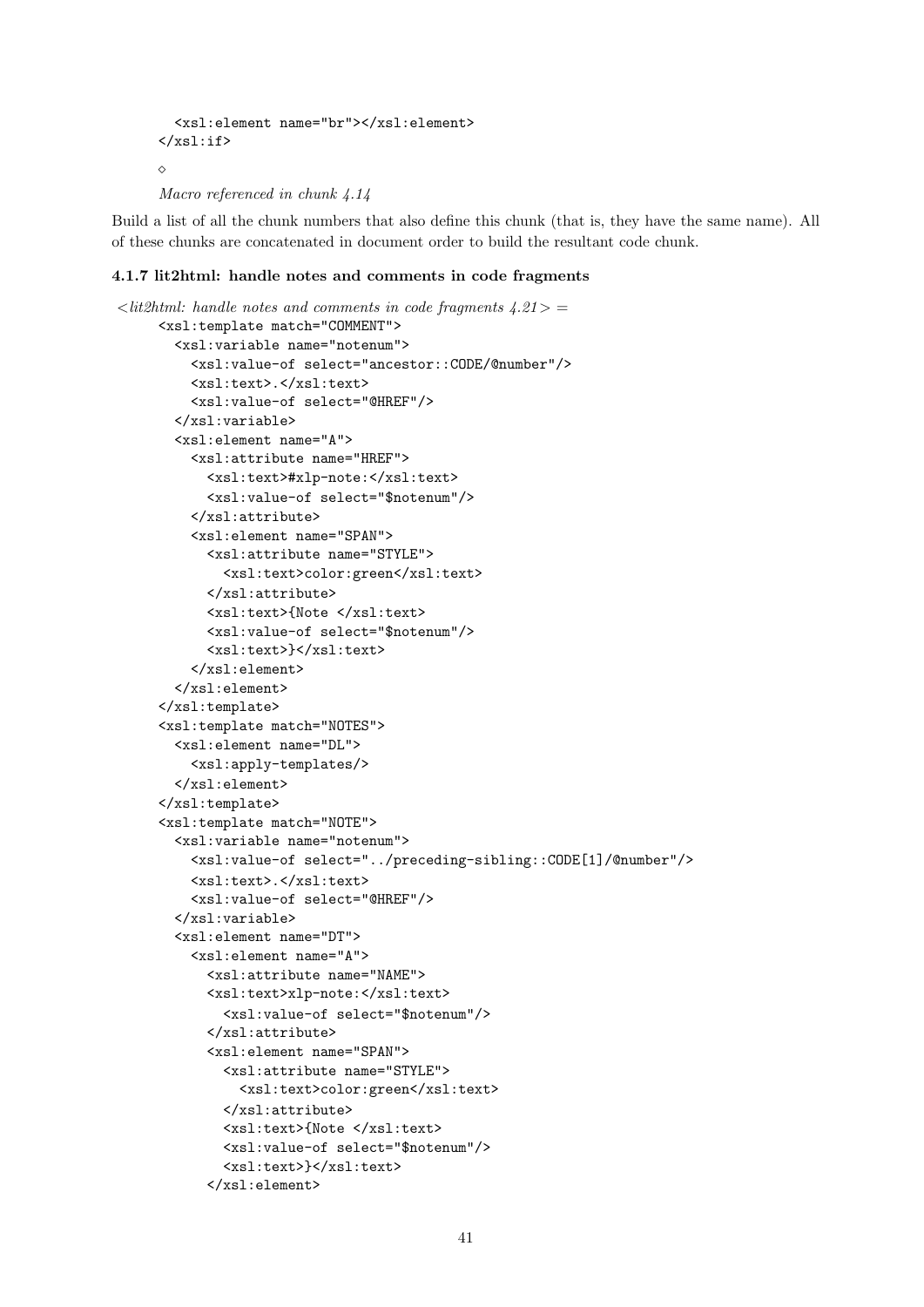```
    <xsl:element name="br"></xsl:element>
  </xsl:if>
```

◇

*Macro referenced in chunk 4.14*

Build a list of all the chunk numbers that also define this chunk (that is, they have the same name). All of these chunks are concatenated in document order to build the resultant code chunk.

### 4.1.7 lit2html: handle notes and comments in code fragments

*<lit2html: handle notes and comments in code fragments 4.21> =*

```
<xsl:template match="COMMENT">
  <xsl:variable name="notenum">
    <xsl:value-of select="ancestor::CODE/@number"/>
    <xsl:text>.</xsl:text>
    <xsl:value-of select="@HREF"/>
  </xsl:variable>
  <xsl:element name="A">
    <xsl:attribute name="HREF">
      <xsl:text>#xlp-note:</xsl:text>
      <xsl:value-of select="$notenum"/>
    </xsl:attribute>
    <xsl:element name="SPAN">
      <xsl:attribute name="STYLE">
        <xsl:text>color:green</xsl:text>
      </xsl:attribute>
      <xsl:text>{Note </xsl:text>
      <xsl:value-of select="$notenum"/>
      <xsl:text>}</xsl:text>
    </xsl:element>
  </xsl:element>
</xsl:template>
<xsl:template match="NOTES">
  <xsl:element name="DL">
    <xsl:apply-templates/>
  </xsl:element>
</xsl:template>
<xsl:template match="NOTE">
  <xsl:variable name="notenum">
    <xsl:value-of select="../preceding-sibling::CODE[1]/@number"/>
    <xsl:text>.</xsl:text>
    <xsl:value-of select="@HREF"/>
  </xsl:variable>
  <xsl:element name="DT">
    <xsl:element name="A">
      <xsl:attribute name="NAME">
      <xsl:text>xlp-note:</xsl:text>
        <xsl:value-of select="$notenum"/>
      </xsl:attribute>
      <xsl:element name="SPAN">
        <xsl:attribute name="STYLE">
          <xsl:text>color:green</xsl:text>
        </xsl:attribute>
        <xsl:text>{Note </xsl:text>
        <xsl:value-of select="$notenum"/>
        <xsl:text>}</xsl:text>
      </xsl:element>
```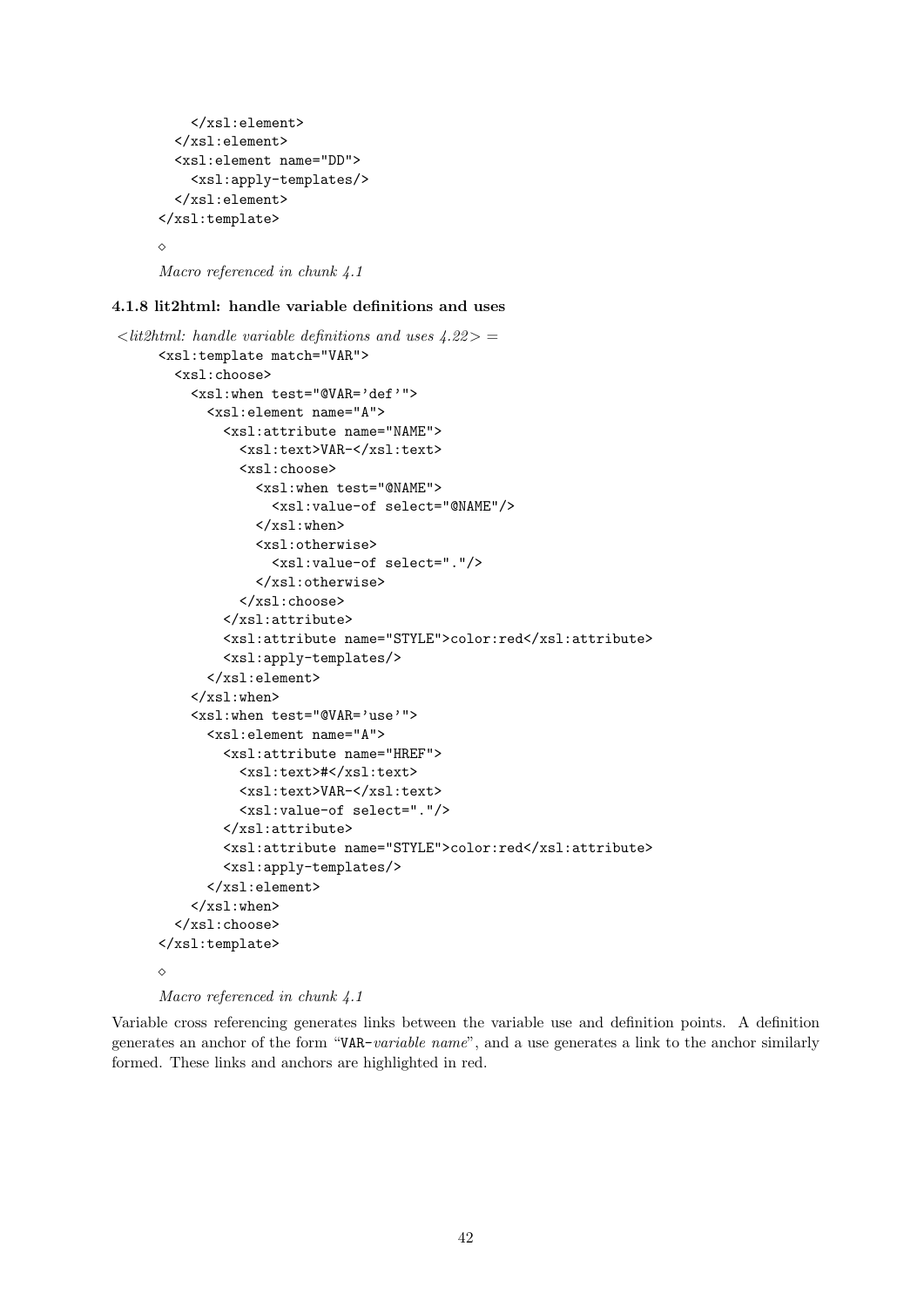```
    </xsl:element>
  </xsl:element>
  <xsl:element name="DD">
    <xsl:apply-templates/>
  </xsl:element>
</xsl:template>
```

◇

*Macro referenced in chunk 4.1*

### 4.1.8 lit2html: handle variable definitions and uses

*<lit2html: handle variable definitions and uses 4.22> =*

```
<xsl:template match="VAR">
  <xsl:choose>
    <xsl:when test="@VAR='def'">
      <xsl:element name="A">
        <xsl:attribute name="NAME">
          <xsl:text>VAR-</xsl:text>
          <xsl:choose>
            <xsl:when test="@NAME">
              <xsl:value-of select="@NAME"/>
            </xsl:when>
            <xsl:otherwise>
              <xsl:value-of select="."/>
            </xsl:otherwise>
          </xsl:choose>
        </xsl:attribute>
        <xsl:attribute name="STYLE">color:red</xsl:attribute>
        <xsl:apply-templates/>
      </xsl:element>
    </xsl:when>
    <xsl:when test="@VAR='use'">
      <xsl:element name="A">
        <xsl:attribute name="HREF">
          <xsl:text>#</xsl:text>
          <xsl:text>VAR-</xsl:text>
          <xsl:value-of select="."/>
        </xsl:attribute>
        <xsl:attribute name="STYLE">color:red</xsl:attribute>
        <xsl:apply-templates/>
      </xsl:element>
    </xsl:when>
  </xsl:choose>
</xsl:template>
```

◇

*Macro referenced in chunk 4.1*

Variable cross referencing generates links between the variable use and definition points. A definition generates an anchor of the form "`VAR-`*variable name*", and a use generates a link to the anchor similarly formed. These links and anchors are highlighted in red.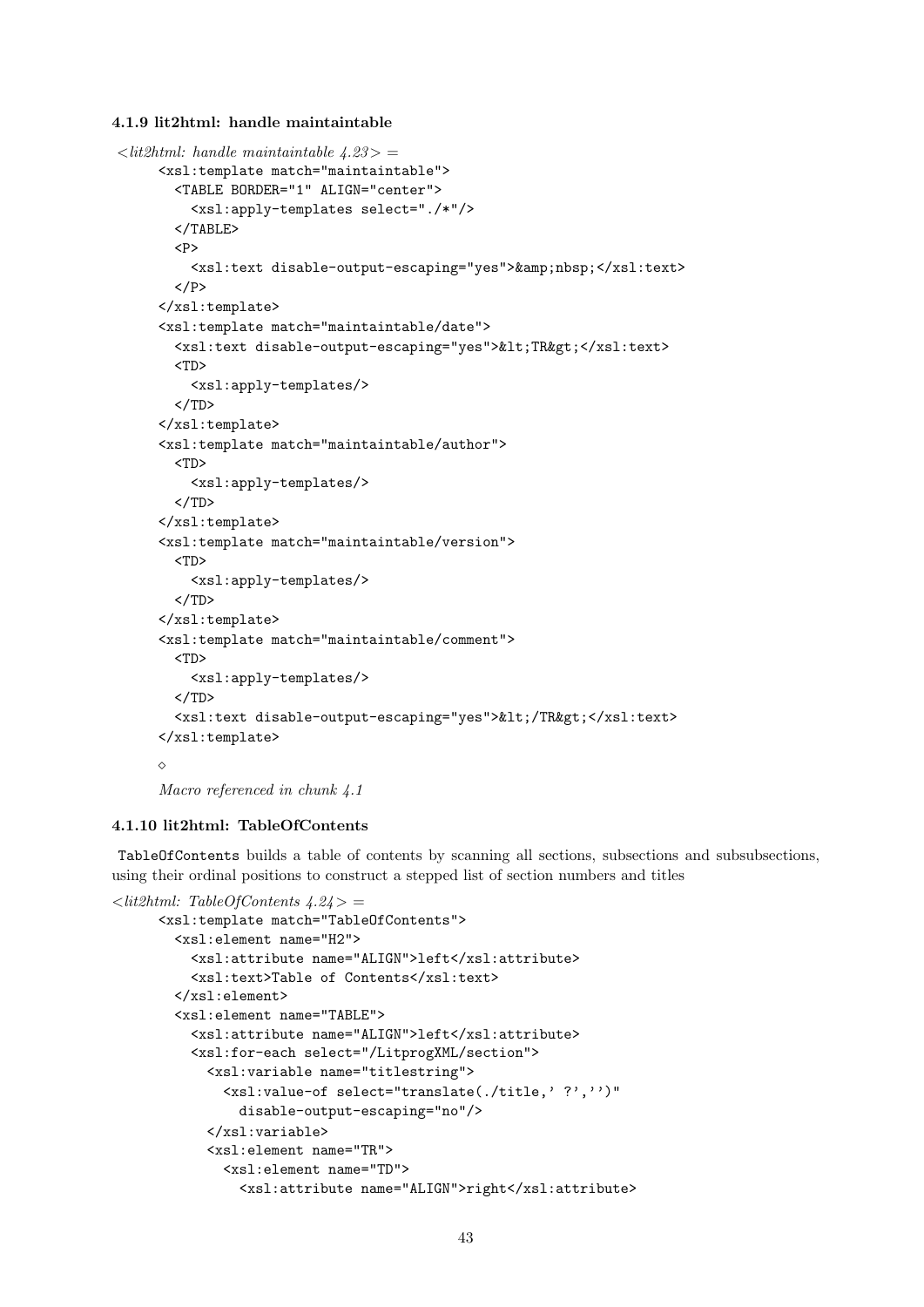### 4.1.9 lit2html: handle maintaintable

*<lit2html: handle maintaintable 4.23> =*

```
<xsl:template match="maintaintable">
  <TABLE BORDER="1" ALIGN="center">
    <xsl:apply-templates select="./*"/>
  </TABLE>
  <P>
    <xsl:text disable-output-escaping="yes">&amp;nbsp;</xsl:text>
  </P>
</xsl:template>
<xsl:template match="maintaintable/date">
  <xsl:text disable-output-escaping="yes">&lt;TR&gt;</xsl:text>
  <TD>
    <xsl:apply-templates/>
  </TD>
</xsl:template>
<xsl:template match="maintaintable/author">
  <TD>
    <xsl:apply-templates/>
  </TD>
</xsl:template>
<xsl:template match="maintaintable/version">
  <TD>
    <xsl:apply-templates/>
  </TD>
</xsl:template>
<xsl:template match="maintaintable/comment">
  <TD>
    <xsl:apply-templates/>
  </TD>
  <xsl:text disable-output-escaping="yes">&lt;/TR&gt;</xsl:text>
</xsl:template>
```

◇

*Macro referenced in chunk 4.1*

### 4.1.10 lit2html: TableOfContents

TableOfContents builds a table of contents by scanning all sections, subsections and subsubsections, using their ordinal positions to construct a stepped list of section numbers and titles

*<lit2html: TableOfContents 4.24> =*

```
<xsl:template match="TableOfContents">
  <xsl:element name="H2">
    <xsl:attribute name="ALIGN">left</xsl:attribute>
    <xsl:text>Table of Contents</xsl:text>
  </xsl:element>
  <xsl:element name="TABLE">
    <xsl:attribute name="ALIGN">left</xsl:attribute>
    <xsl:for-each select="/LitprogXML/section">
      <xsl:variable name="titlestring">
        <xsl:value-of select="translate(./title,' ?','')"
          disable-output-escaping="no"/>
      </xsl:variable>
      <xsl:element name="TR">
        <xsl:element name="TD">
          <xsl:attribute name="ALIGN">right</xsl:attribute>
```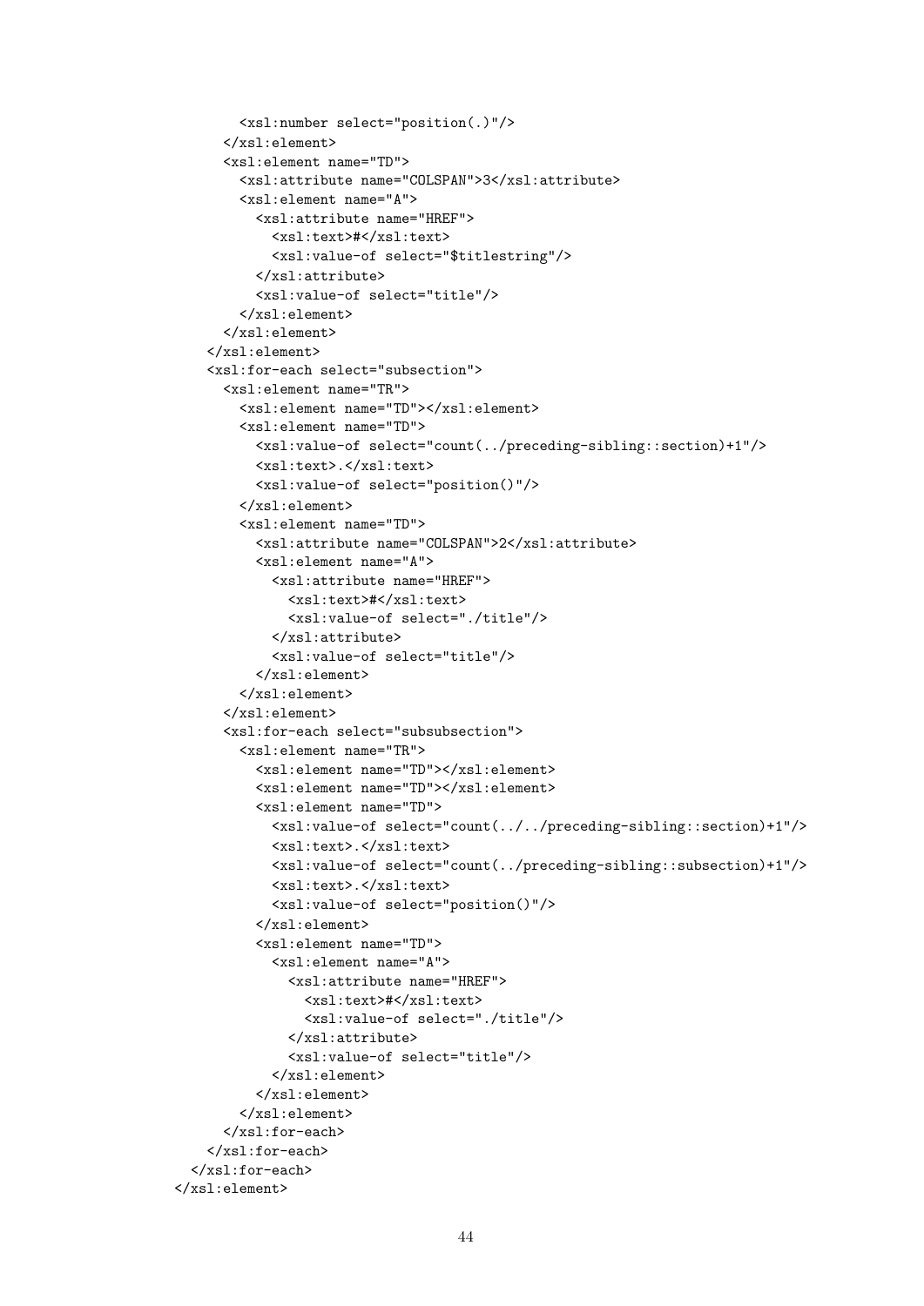```
          <xsl:number select="position(.)"/>
        </xsl:element>
        <xsl:element name="TD">
          <xsl:attribute name="COLSPAN">3</xsl:attribute>
          <xsl:element name="A">
            <xsl:attribute name="HREF">
              <xsl:text>#</xsl:text>
              <xsl:value-of select="$titlestring"/>
            </xsl:attribute>
            <xsl:value-of select="title"/>
          </xsl:element>
        </xsl:element>
      </xsl:element>
      <xsl:for-each select="subsection">
        <xsl:element name="TR">
          <xsl:element name="TD"></xsl:element>
          <xsl:element name="TD">
            <xsl:value-of select="count(../preceding-sibling::section)+1"/>
            <xsl:text>.</xsl:text>
            <xsl:value-of select="position()"/>
          </xsl:element>
          <xsl:element name="TD">
            <xsl:attribute name="COLSPAN">2</xsl:attribute>
            <xsl:element name="A">
              <xsl:attribute name="HREF">
                <xsl:text>#</xsl:text>
                <xsl:value-of select="./title"/>
              </xsl:attribute>
              <xsl:value-of select="title"/>
            </xsl:element>
          </xsl:element>
        </xsl:element>
        <xsl:for-each select="subsubsection">
          <xsl:element name="TR">
            <xsl:element name="TD"></xsl:element>
            <xsl:element name="TD"></xsl:element>
            <xsl:element name="TD">
              <xsl:value-of select="count(../../preceding-sibling::section)+1"/>
              <xsl:text>.</xsl:text>
              <xsl:value-of select="count(../preceding-sibling::subsection)+1"/>
              <xsl:text>.</xsl:text>
              <xsl:value-of select="position()"/>
            </xsl:element>
            <xsl:element name="TD">
              <xsl:element name="A">
                <xsl:attribute name="HREF">
                  <xsl:text>#</xsl:text>
                  <xsl:value-of select="./title"/>
                </xsl:attribute>
                <xsl:value-of select="title"/>
              </xsl:element>
            </xsl:element>
          </xsl:element>
        </xsl:for-each>
      </xsl:for-each>
    </xsl:for-each>
  </xsl:element>
```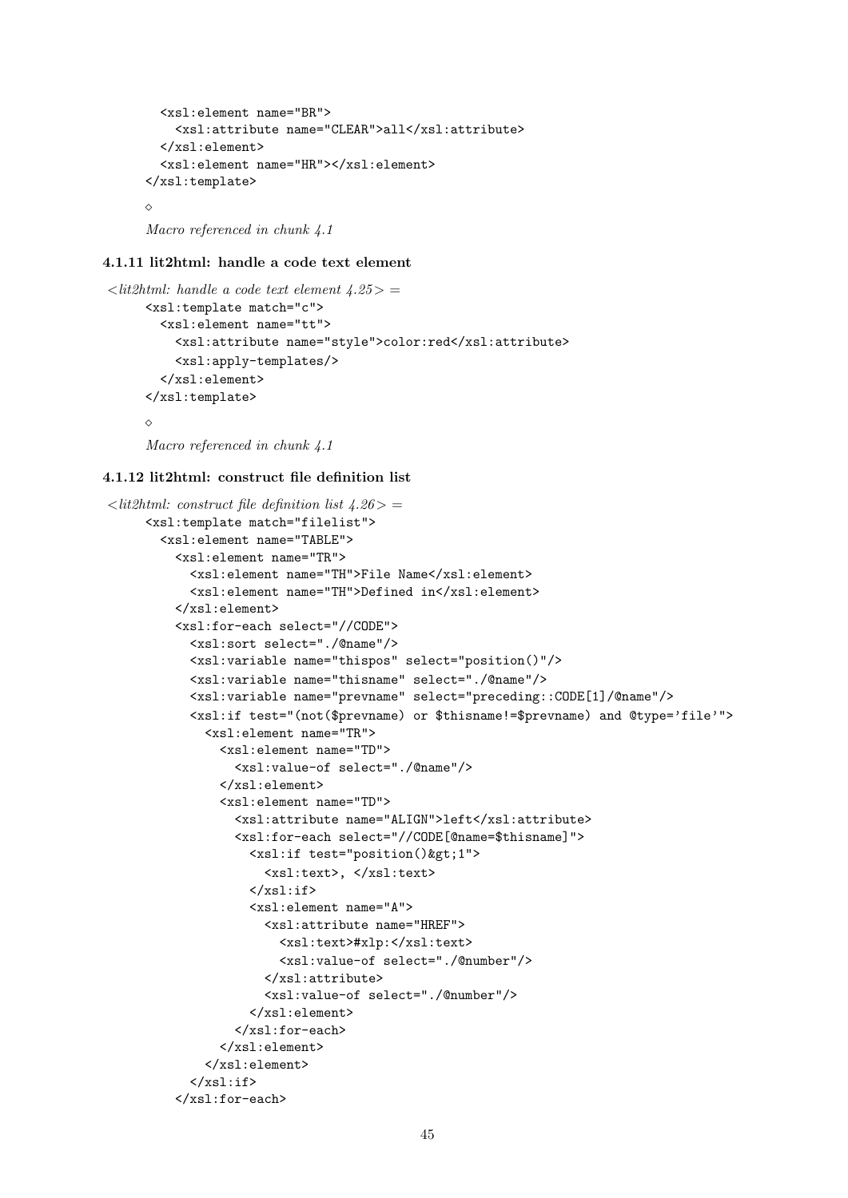```
  <xsl:element name="BR">
    <xsl:attribute name="CLEAR">all</xsl:attribute>
  </xsl:element>
  <xsl:element name="HR"></xsl:element>
</xsl:template>
```

◇

*Macro referenced in chunk 4.1*

#### 4.1.11 lit2html: handle a code text element

*<lit2html: handle a code text element 4.25>* =

```
<xsl:template match="c">
  <xsl:element name="tt">
    <xsl:attribute name="style">color:red</xsl:attribute>
    <xsl:apply-templates/>
  </xsl:element>
</xsl:template>
```

◇

*Macro referenced in chunk 4.1*

#### 4.1.12 lit2html: construct file definition list

*<lit2html: construct file definition list 4.26>* =

```
<xsl:template match="filelist">
  <xsl:element name="TABLE">
    <xsl:element name="TR">
      <xsl:element name="TH">File Name</xsl:element>
      <xsl:element name="TH">Defined in</xsl:element>
    </xsl:element>
    <xsl:for-each select="//CODE">
      <xsl:sort select="./@name"/>
      <xsl:variable name="thispos" select="position()"/>
      <xsl:variable name="thisname" select="./@name"/>
      <xsl:variable name="prevname" select="preceding::CODE[1]/@name"/>
      <xsl:if test="(not($prevname) or $thisname!=$prevname) and @type='file'">
        <xsl:element name="TR">
          <xsl:element name="TD">
            <xsl:value-of select="./@name"/>
          </xsl:element>
          <xsl:element name="TD">
            <xsl:attribute name="ALIGN">left</xsl:attribute>
            <xsl:for-each select="//CODE[@name=$thisname]">
              <xsl:if test="position()&gt;1">
                <xsl:text>, </xsl:text>
              </xsl:if>
              <xsl:element name="A">
                <xsl:attribute name="HREF">
                  <xsl:text>#xlp:</xsl:text>
                  <xsl:value-of select="./@number"/>
                </xsl:attribute>
                <xsl:value-of select="./@number"/>
              </xsl:element>
            </xsl:for-each>
          </xsl:element>
        </xsl:element>
      </xsl:if>
    </xsl:for-each>
```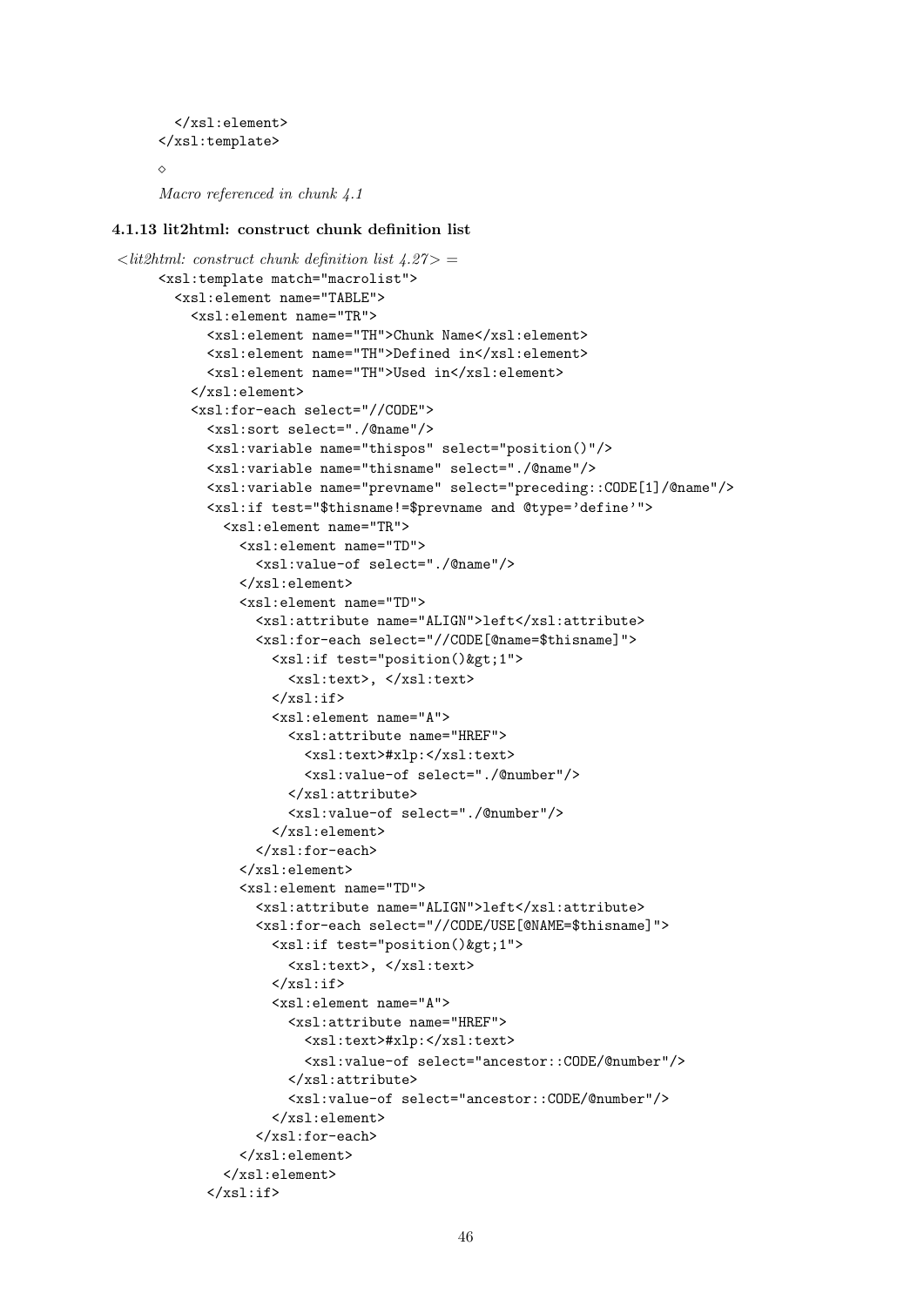```
    </xsl:element>
  </xsl:template>
```

◇

*Macro referenced in chunk 4.1*

### 4.1.13 lit2html: construct chunk definition list

*<lit2html: construct chunk definition list 4.27> =*

```
<xsl:template match="macrolist">
  <xsl:element name="TABLE">
    <xsl:element name="TR">
      <xsl:element name="TH">Chunk Name</xsl:element>
      <xsl:element name="TH">Defined in</xsl:element>
      <xsl:element name="TH">Used in</xsl:element>
    </xsl:element>
    <xsl:for-each select="//CODE">
      <xsl:sort select="./@name"/>
      <xsl:variable name="thispos" select="position()"/>
      <xsl:variable name="thisname" select="./@name"/>
      <xsl:variable name="prevname" select="preceding::CODE[1]/@name"/>
      <xsl:if test="$thisname!=$prevname and @type='define'">
        <xsl:element name="TR">
          <xsl:element name="TD">
            <xsl:value-of select="./@name"/>
          </xsl:element>
          <xsl:element name="TD">
            <xsl:attribute name="ALIGN">left</xsl:attribute>
            <xsl:for-each select="//CODE[@name=$thisname]">
              <xsl:if test="position()&gt;1">
                <xsl:text>, </xsl:text>
              </xsl:if>
              <xsl:element name="A">
                <xsl:attribute name="HREF">
                  <xsl:text>#xlp:</xsl:text>
                  <xsl:value-of select="./@number"/>
                </xsl:attribute>
                <xsl:value-of select="./@number"/>
              </xsl:element>
            </xsl:for-each>
          </xsl:element>
          <xsl:element name="TD">
            <xsl:attribute name="ALIGN">left</xsl:attribute>
            <xsl:for-each select="//CODE/USE[@NAME=$thisname]">
              <xsl:if test="position()&gt;1">
                <xsl:text>, </xsl:text>
              </xsl:if>
              <xsl:element name="A">
                <xsl:attribute name="HREF">
                  <xsl:text>#xlp:</xsl:text>
                  <xsl:value-of select="ancestor::CODE/@number"/>
                </xsl:attribute>
                <xsl:value-of select="ancestor::CODE/@number"/>
              </xsl:element>
            </xsl:for-each>
          </xsl:element>
        </xsl:element>
      </xsl:if>
```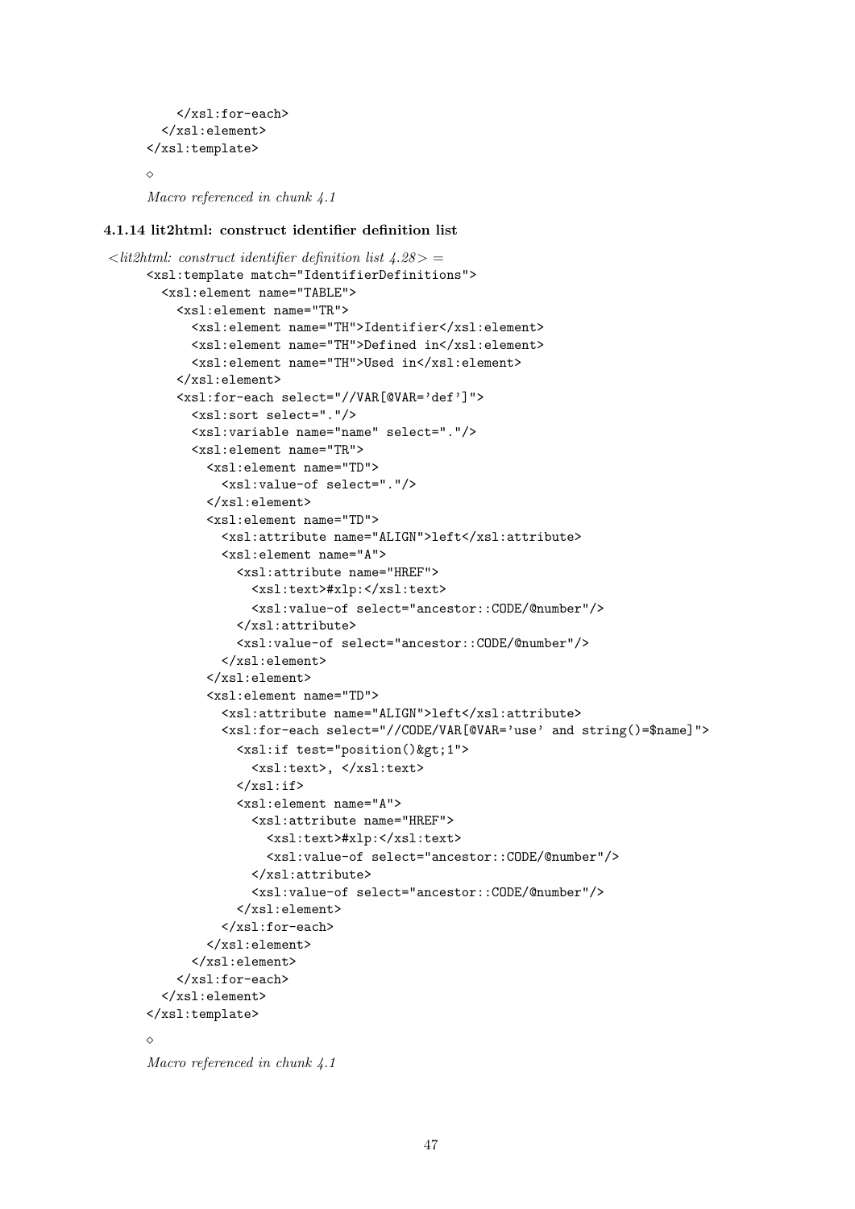```
    </xsl:for-each>
  </xsl:element>
</xsl:template>
```

◇

*Macro referenced in chunk 4.1*

### 4.1.14 lit2html: construct identifier definition list

*<lit2html: construct identifier definition list 4.28>* =

```
<xsl:template match="IdentifierDefinitions">
  <xsl:element name="TABLE">
    <xsl:element name="TR">
      <xsl:element name="TH">Identifier</xsl:element>
      <xsl:element name="TH">Defined in</xsl:element>
      <xsl:element name="TH">Used in</xsl:element>
    </xsl:element>
    <xsl:for-each select="//VAR[@VAR='def']">
      <xsl:sort select="."/>
      <xsl:variable name="name" select="."/>
      <xsl:element name="TR">
        <xsl:element name="TD">
          <xsl:value-of select="."/>
        </xsl:element>
        <xsl:element name="TD">
          <xsl:attribute name="ALIGN">left</xsl:attribute>
          <xsl:element name="A">
            <xsl:attribute name="HREF">
              <xsl:text>#xlp:</xsl:text>
              <xsl:value-of select="ancestor::CODE/@number"/>
            </xsl:attribute>
            <xsl:value-of select="ancestor::CODE/@number"/>
          </xsl:element>
        </xsl:element>
        <xsl:element name="TD">
          <xsl:attribute name="ALIGN">left</xsl:attribute>
          <xsl:for-each select="//CODE/VAR[@VAR='use' and string()=$name]">
            <xsl:if test="position()&gt;1">
              <xsl:text>, </xsl:text>
            </xsl:if>
            <xsl:element name="A">
              <xsl:attribute name="HREF">
                <xsl:text>#xlp:</xsl:text>
                <xsl:value-of select="ancestor::CODE/@number"/>
              </xsl:attribute>
              <xsl:value-of select="ancestor::CODE/@number"/>
            </xsl:element>
          </xsl:for-each>
        </xsl:element>
      </xsl:element>
    </xsl:for-each>
  </xsl:element>
</xsl:template>
```

◇

*Macro referenced in chunk 4.1*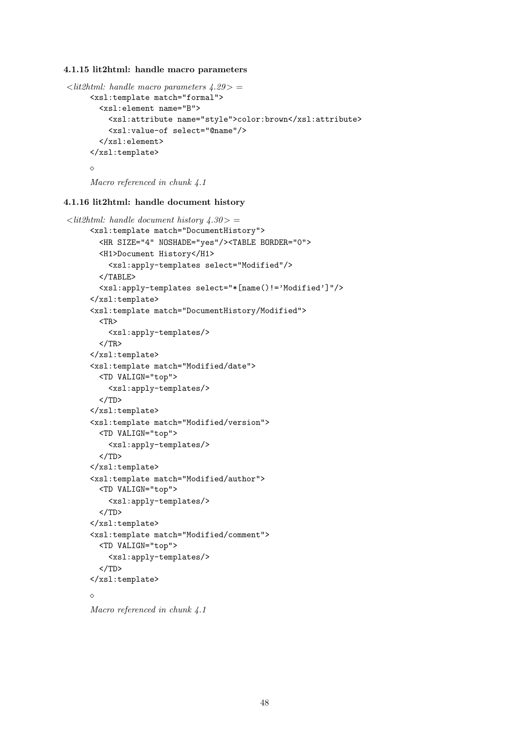#### 4.1.15 lit2html: handle macro parameters

*<lit2html: handle macro parameters 4.29> =*

```
<xsl:template match="formal">
  <xsl:element name="B">
    <xsl:attribute name="style">color:brown</xsl:attribute>
    <xsl:value-of select="@name"/>
  </xsl:element>
</xsl:template>
```

◇

*Macro referenced in chunk 4.1*

#### 4.1.16 lit2html: handle document history

*<lit2html: handle document history 4.30> =*

```
<xsl:template match="DocumentHistory">
  <HR SIZE="4" NOSHADE="yes"/><TABLE BORDER="0">
  <H1>Document History</H1>
    <xsl:apply-templates select="Modified"/>
  </TABLE>
  <xsl:apply-templates select="*[name()!='Modified']"/>
</xsl:template>
<xsl:template match="DocumentHistory/Modified">
  <TR>
    <xsl:apply-templates/>
  </TR>
</xsl:template>
<xsl:template match="Modified/date">
  <TD VALIGN="top">
    <xsl:apply-templates/>
  </TD>
</xsl:template>
<xsl:template match="Modified/version">
  <TD VALIGN="top">
    <xsl:apply-templates/>
  </TD>
</xsl:template>
<xsl:template match="Modified/author">
  <TD VALIGN="top">
    <xsl:apply-templates/>
  </TD>
</xsl:template>
<xsl:template match="Modified/comment">
  <TD VALIGN="top">
    <xsl:apply-templates/>
  </TD>
</xsl:template>
```

◇

*Macro referenced in chunk 4.1*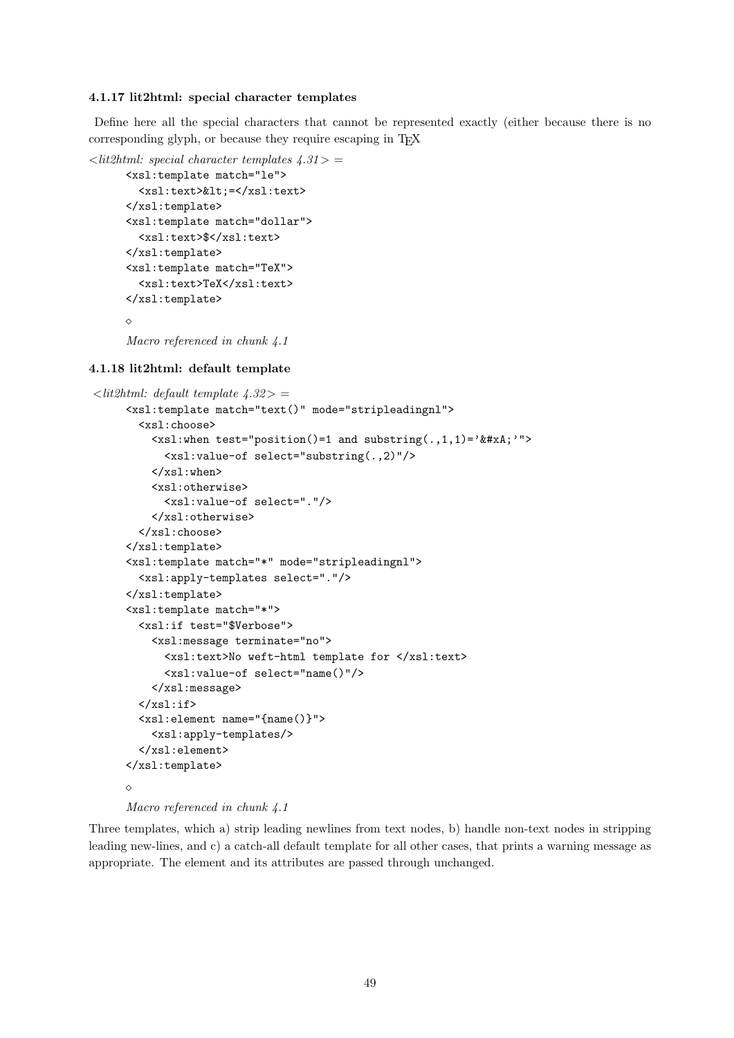### 4.1.17 lit2html: special character templates

Define here all the special characters that cannot be represented exactly (either because there is no corresponding glyph, or because they require escaping in TEX

*<lit2html: special character templates 4.31> =*

```
<xsl:template match="le">
  <xsl:text>&lt;=</xsl:text>
</xsl:template>
<xsl:template match="dollar">
  <xsl:text>$</xsl:text>
</xsl:template>
<xsl:template match="TeX">
  <xsl:text>TeX</xsl:text>
</xsl:template>
```

⋄

*Macro referenced in chunk 4.1*

### 4.1.18 lit2html: default template

*<lit2html: default template 4.32> =*

```
<xsl:template match="text()" mode="stripleadingnl">
  <xsl:choose>
    <xsl:when test="position()=1 and substring(.,1,1)='&#xA;'">
      <xsl:value-of select="substring(.,2)"/>
    </xsl:when>
    <xsl:otherwise>
      <xsl:value-of select="."/>
    </xsl:otherwise>
  </xsl:choose>
</xsl:template>
<xsl:template match="*" mode="stripleadingnl">
  <xsl:apply-templates select="."/>
</xsl:template>
<xsl:template match="*">
  <xsl:if test="$Verbose">
    <xsl:message terminate="no">
      <xsl:text>No weft-html template for </xsl:text>
      <xsl:value-of select="name()"/>
    </xsl:message>
  </xsl:if>
  <xsl:element name="{name()}">
    <xsl:apply-templates/>
  </xsl:element>
</xsl:template>
```

⋄

*Macro referenced in chunk 4.1*

Three templates, which a) strip leading newlines from text nodes, b) handle non-text nodes in stripping leading new-lines, and c) a catch-all default template for all other cases, that prints a warning message as appropriate. The element and its attributes are passed through unchanged.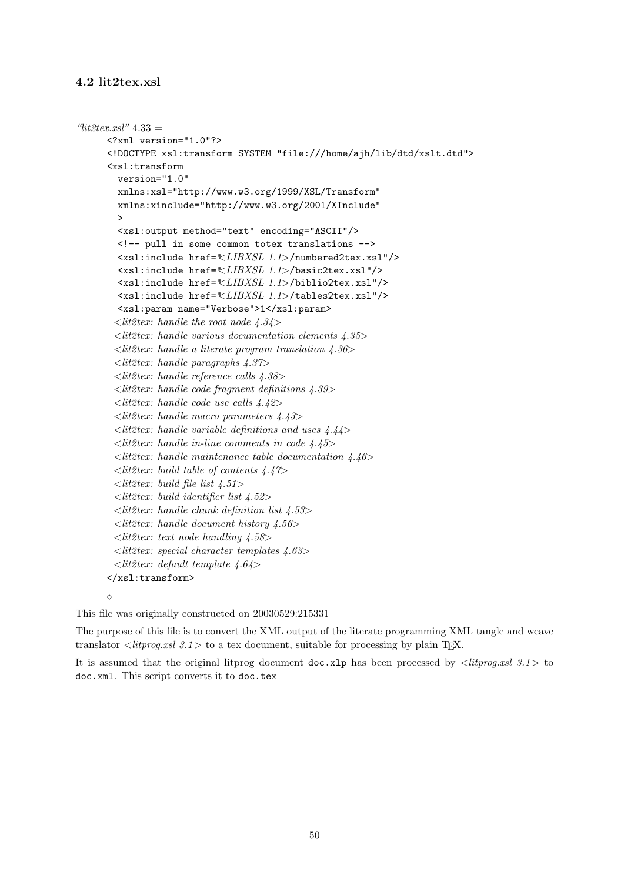### 4.2 lit2tex.xsl

*"lit2tex.xsl"* 4.33 =

```
<?xml version="1.0"?>
<!DOCTYPE xsl:transform SYSTEM "file:///home/ajh/lib/dtd/xslt.dtd">
<xsl:transform
  version="1.0"
  xmlns:xsl="http://www.w3.org/1999/XSL/Transform"
  xmlns:xinclude="http://www.w3.org/2001/XInclude"
  >
  <xsl:output method="text" encoding="ASCII"/>
  <!-- pull in some common totex translations -->
  <xsl:include href="<LIBXSL 1.1>/numbered2tex.xsl"/>
  <xsl:include href="<LIBXSL 1.1>/basic2tex.xsl"/>
  <xsl:include href="<LIBXSL 1.1>/biblio2tex.xsl"/>
  <xsl:include href="<LIBXSL 1.1>/tables2tex.xsl"/>
  <xsl:param name="Verbose">1</xsl:param>
 <lit2tex: handle the root node 4.34>
 <lit2tex: handle various documentation elements 4.35>
 <lit2tex: handle a literate program translation 4.36>
 <lit2tex: handle paragraphs 4.37>
 <lit2tex: handle reference calls 4.38>
 <lit2tex: handle code fragment definitions 4.39>
 <lit2tex: handle code use calls 4.42>
 <lit2tex: handle macro parameters 4.43>
 <lit2tex: handle variable definitions and uses 4.44>
 <lit2tex: handle in-line comments in code 4.45>
 <lit2tex: handle maintenance table documentation 4.46>
 <lit2tex: build table of contents 4.47>
 <lit2tex: build file list 4.51>
 <lit2tex: build identifier list 4.52>
 <lit2tex: handle chunk definition list 4.53>
 <lit2tex: handle document history 4.56>
 <lit2tex: text node handling 4.58>
 <lit2tex: special character templates 4.63>
 <lit2tex: default template 4.64>
</xsl:transform>
```

◇

This file was originally constructed on 20030529:215331

The purpose of this file is to convert the XML output of the literate programming XML tangle and weave translator *<litprog.xsl 3.1>* to a tex document, suitable for processing by plain TEX.

It is assumed that the original litprog document `doc.xlp` has been processed by *<litprog.xsl 3.1>* to `doc.xml`. This script converts it to `doc.tex`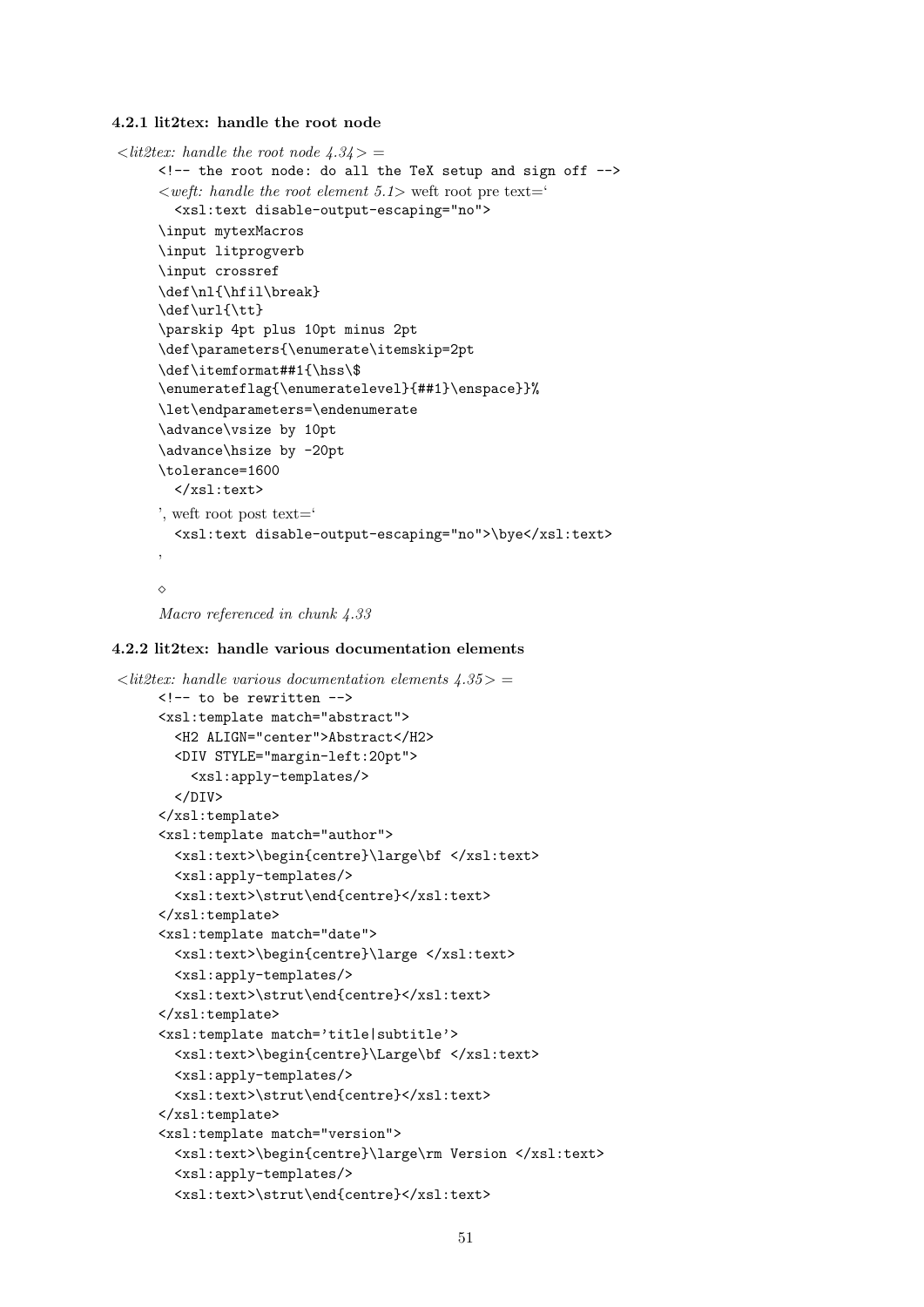### 4.2.1 lit2tex: handle the root node

*<lit2tex: handle the root node 4.34> =*

```
<!-- the root node: do all the TeX setup and sign off -->
<weft: handle the root element 5.1> weft root pre text=‘
  <xsl:text disable-output-escaping="no">
\input mytexMacros
\input litprogverb
\input crossref
\def\nl{\hfil\break}
\def\url{\tt}
\parskip 4pt plus 10pt minus 2pt
\def\parameters{\enumerate\itemskip=2pt
\def\itemformat##1{\hss\$
\enumerateflag{\enumeratelevel}{##1}\enspace}}%
\let\endparameters=\endenumerate
\advance\vsize by 10pt
\advance\hsize by -20pt
\tolerance=1600
  </xsl:text>
’, weft root post text=‘
  <xsl:text disable-output-escaping="no">\bye</xsl:text>
’
```

◇

*Macro referenced in chunk 4.33*

### 4.2.2 lit2tex: handle various documentation elements

*<lit2tex: handle various documentation elements 4.35> =*

```
<!-- to be rewritten -->
<xsl:template match="abstract">
  <H2 ALIGN="center">Abstract</H2>
  <DIV STYLE="margin-left:20pt">
    <xsl:apply-templates/>
  </DIV>
</xsl:template>
<xsl:template match="author">
  <xsl:text>\begin{centre}\large\bf </xsl:text>
  <xsl:apply-templates/>
  <xsl:text>\strut\end{centre}</xsl:text>
</xsl:template>
<xsl:template match="date">
  <xsl:text>\begin{centre}\large </xsl:text>
  <xsl:apply-templates/>
  <xsl:text>\strut\end{centre}</xsl:text>
</xsl:template>
<xsl:template match='title|subtitle'>
  <xsl:text>\begin{centre}\Large\bf </xsl:text>
  <xsl:apply-templates/>
  <xsl:text>\strut\end{centre}</xsl:text>
</xsl:template>
<xsl:template match="version">
  <xsl:text>\begin{centre}\large\rm Version </xsl:text>
  <xsl:apply-templates/>
  <xsl:text>\strut\end{centre}</xsl:text>
```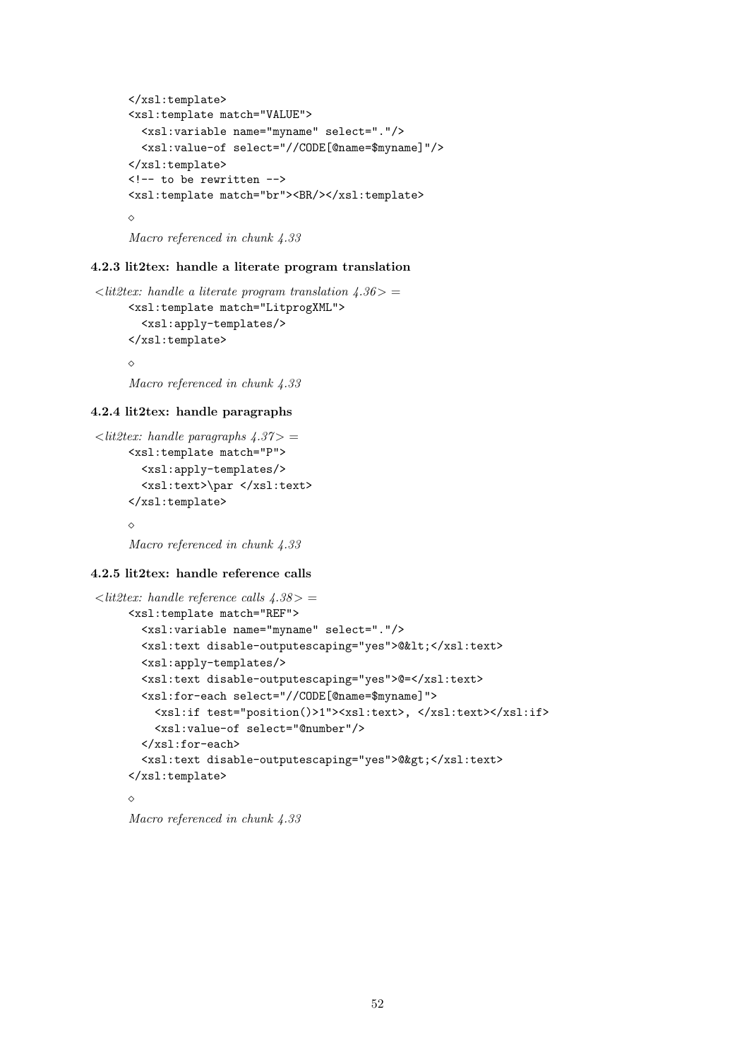```
</xsl:template>
<xsl:template match="VALUE">
  <xsl:variable name="myname" select="."/>
  <xsl:value-of select="//CODE[@name=$myname]"/>
</xsl:template>
<!-- to be rewritten -->
<xsl:template match="br"><BR/></xsl:template>
```

◇

*Macro referenced in chunk 4.33*

### 4.2.3 lit2tex: handle a literate program translation

*<lit2tex: handle a literate program translation 4.36>* =

```
<xsl:template match="LitprogXML">
  <xsl:apply-templates/>
</xsl:template>
```

◇

*Macro referenced in chunk 4.33*

### 4.2.4 lit2tex: handle paragraphs

*<lit2tex: handle paragraphs 4.37>* =

```
<xsl:template match="P">
  <xsl:apply-templates/>
  <xsl:text>\par </xsl:text>
</xsl:template>
```

◇

*Macro referenced in chunk 4.33*

### 4.2.5 lit2tex: handle reference calls

*<lit2tex: handle reference calls 4.38>* =

```
<xsl:template match="REF">
  <xsl:variable name="myname" select="."/>
  <xsl:text disable-outputescaping="yes">@&lt;</xsl:text>
  <xsl:apply-templates/>
  <xsl:text disable-outputescaping="yes">@=</xsl:text>
  <xsl:for-each select="//CODE[@name=$myname]">
    <xsl:if test="position()>1"><xsl:text>, </xsl:text></xsl:if>
    <xsl:value-of select="@number"/>
  </xsl:for-each>
  <xsl:text disable-outputescaping="yes">@&gt;</xsl:text>
</xsl:template>
```

◇

*Macro referenced in chunk 4.33*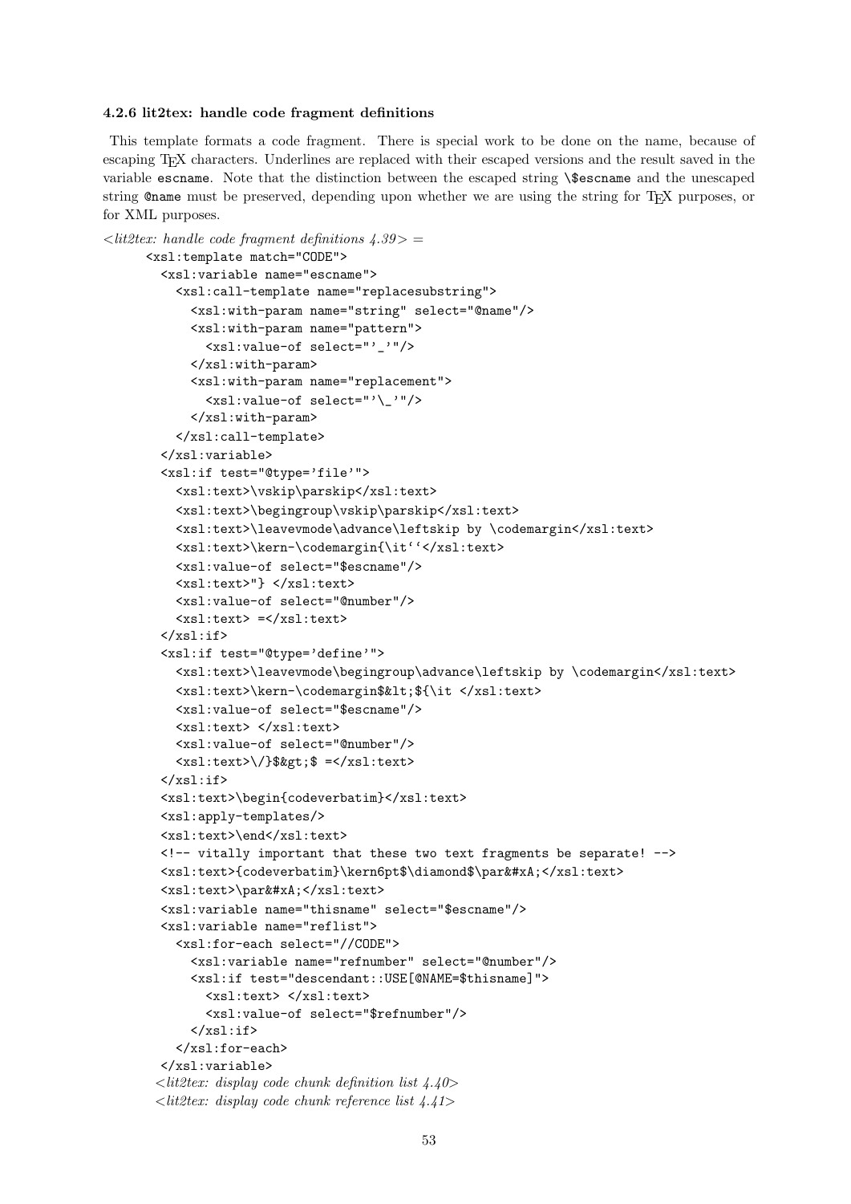#### 4.2.6 lit2tex: handle code fragment definitions

This template formats a code fragment. There is special work to be done on the name, because of escaping TEX characters. Underlines are replaced with their escaped versions and the result saved in the variable `escname`. Note that the distinction between the escaped string `\$escname` and the unescaped string `@name` must be preserved, depending upon whether we are using the string for TEX purposes, or for XML purposes.

*<lit2tex: handle code fragment definitions 4.39> =*

```
<xsl:template match="CODE">
  <xsl:variable name="escname">
    <xsl:call-template name="replacesubstring">
      <xsl:with-param name="string" select="@name"/>
      <xsl:with-param name="pattern">
        <xsl:value-of select="'_'"/>
      </xsl:with-param>
      <xsl:with-param name="replacement">
        <xsl:value-of select="'\_'"/>
      </xsl:with-param>
    </xsl:call-template>
  </xsl:variable>
  <xsl:if test="@type='file'">
    <xsl:text>\vskip\parskip</xsl:text>
    <xsl:text>\begingroup\vskip\parskip</xsl:text>
    <xsl:text>\leavevmode\advance\leftskip by \codemargin</xsl:text>
    <xsl:text>\kern-\codemargin{\it``</xsl:text>
    <xsl:value-of select="$escname"/>
    <xsl:text>"} </xsl:text>
    <xsl:value-of select="@number"/>
    <xsl:text> =</xsl:text>
  </xsl:if>
  <xsl:if test="@type='define'">
    <xsl:text>\leavevmode\begingroup\advance\leftskip by \codemargin</xsl:text>
    <xsl:text>\kern-\codemargin$&lt;${\it </xsl:text>
    <xsl:value-of select="$escname"/>
    <xsl:text> </xsl:text>
    <xsl:value-of select="@number"/>
    <xsl:text>\/}$&gt;$ =</xsl:text>
  </xsl:if>
  <xsl:text>\begin{codeverbatim}</xsl:text>
  <xsl:apply-templates/>
  <xsl:text>\end</xsl:text>
  <!-- vitally important that these two text fragments be separate! -->
  <xsl:text>{codeverbatim}\kern6pt$\diamond$\par&#xA;</xsl:text>
  <xsl:text>\par&#xA;</xsl:text>
  <xsl:variable name="thisname" select="$escname"/>
  <xsl:variable name="reflist">
    <xsl:for-each select="//CODE">
      <xsl:variable name="refnumber" select="@number"/>
      <xsl:if test="descendant::USE[@NAME=$thisname]">
        <xsl:text> </xsl:text>
        <xsl:value-of select="$refnumber"/>
      </xsl:if>
    </xsl:for-each>
  </xsl:variable>
  <lit2tex: display code chunk definition list 4.40>
  <lit2tex: display code chunk reference list 4.41>
```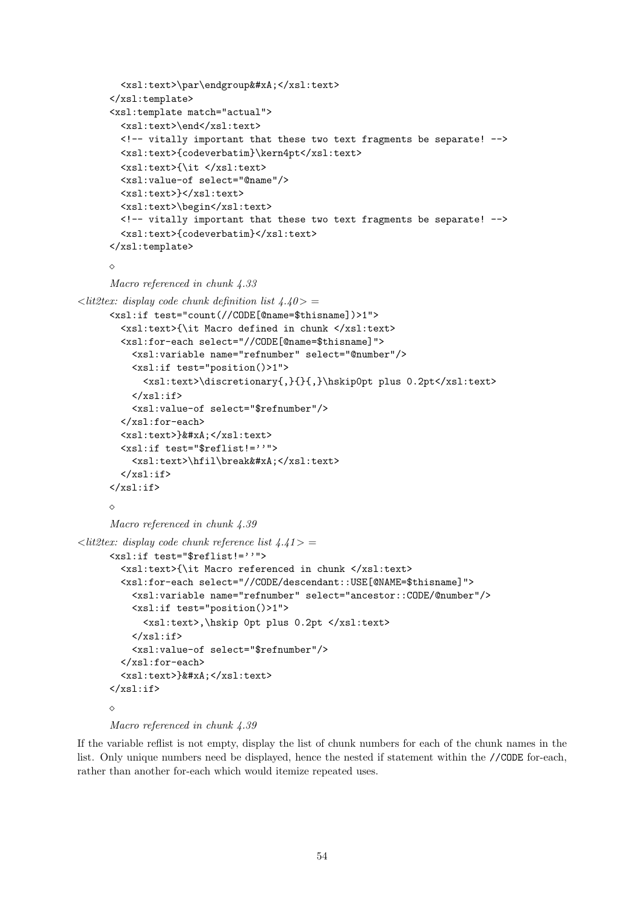```
    <xsl:text>\par\endgroup&#xA;</xsl:text>
  </xsl:template>
  <xsl:template match="actual">
    <xsl:text>\end</xsl:text>
    <!-- vitally important that these two text fragments be separate! -->
    <xsl:text>{codeverbatim}\kern4pt</xsl:text>
    <xsl:text>{\it </xsl:text>
    <xsl:value-of select="@name"/>
    <xsl:text>}</xsl:text>
    <xsl:text>\begin</xsl:text>
    <!-- vitally important that these two text fragments be separate! -->
    <xsl:text>{codeverbatim}</xsl:text>
  </xsl:template>
```

◇

*Macro referenced in chunk 4.33*

*<lit2tex: display code chunk definition list 4.40> =*

```
<xsl:if test="count(//CODE[@name=$thisname])>1">
  <xsl:text>{\it Macro defined in chunk </xsl:text>
  <xsl:for-each select="//CODE[@name=$thisname]">
    <xsl:variable name="refnumber" select="@number"/>
    <xsl:if test="position()>1">
      <xsl:text>\discretionary{,}{}{,}\hskip0pt plus 0.2pt</xsl:text>
    </xsl:if>
    <xsl:value-of select="$refnumber"/>
  </xsl:for-each>
  <xsl:text>}&#xA;</xsl:text>
  <xsl:if test="$reflist!=''">
    <xsl:text>\hfil\break&#xA;</xsl:text>
  </xsl:if>
</xsl:if>
```

◇

*Macro referenced in chunk 4.39*

*<lit2tex: display code chunk reference list 4.41> =*

```
<xsl:if test="$reflist!=''">
  <xsl:text>{\it Macro referenced in chunk </xsl:text>
  <xsl:for-each select="//CODE/descendant::USE[@NAME=$thisname]">
    <xsl:variable name="refnumber" select="ancestor::CODE/@number"/>
    <xsl:if test="position()>1">
      <xsl:text>,\hskip 0pt plus 0.2pt </xsl:text>
    </xsl:if>
    <xsl:value-of select="$refnumber"/>
  </xsl:for-each>
  <xsl:text>}&#xA;</xsl:text>
</xsl:if>
```

◇

*Macro referenced in chunk 4.39*

If the variable reflist is not empty, display the list of chunk numbers for each of the chunk names in the list. Only unique numbers need be displayed, hence the nested if statement within the `//CODE` for-each, rather than another for-each which would itemize repeated uses.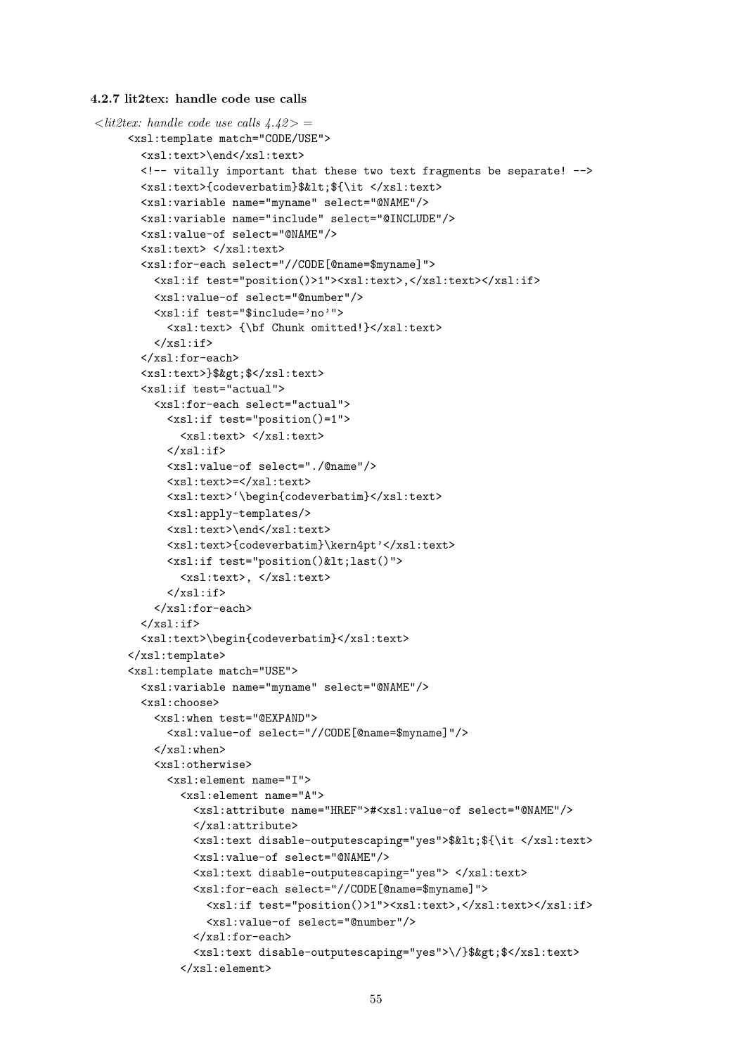#### 4.2.7 lit2tex: handle code use calls

*<lit2tex: handle code use calls 4.42> =*

```
<xsl:template match="CODE/USE">
  <xsl:text>\end</xsl:text>
  <!-- vitally important that these two text fragments be separate! -->
  <xsl:text>{codeverbatim}$&lt;${\it </xsl:text>
  <xsl:variable name="myname" select="@NAME"/>
  <xsl:variable name="include" select="@INCLUDE"/>
  <xsl:value-of select="@NAME"/>
  <xsl:text> </xsl:text>
  <xsl:for-each select="//CODE[@name=$myname]">
    <xsl:if test="position()>1"><xsl:text>,</xsl:text></xsl:if>
    <xsl:value-of select="@number"/>
    <xsl:if test="$include='no'">
      <xsl:text> {\bf Chunk omitted!}</xsl:text>
    </xsl:if>
  </xsl:for-each>
  <xsl:text>}$&gt;$</xsl:text>
  <xsl:if test="actual">
    <xsl:for-each select="actual">
      <xsl:if test="position()=1">
        <xsl:text> </xsl:text>
      </xsl:if>
      <xsl:value-of select="./@name"/>
      <xsl:text>=</xsl:text>
      <xsl:text>`\begin{codeverbatim}</xsl:text>
      <xsl:apply-templates/>
      <xsl:text>\end</xsl:text>
      <xsl:text>{codeverbatim}\kern4pt'</xsl:text>
      <xsl:if test="position()&lt;last()">
        <xsl:text>, </xsl:text>
      </xsl:if>
    </xsl:for-each>
  </xsl:if>
  <xsl:text>\begin{codeverbatim}</xsl:text>
</xsl:template>
<xsl:template match="USE">
  <xsl:variable name="myname" select="@NAME"/>
  <xsl:choose>
    <xsl:when test="@EXPAND">
      <xsl:value-of select="//CODE[@name=$myname]"/>
    </xsl:when>
    <xsl:otherwise>
      <xsl:element name="I">
        <xsl:element name="A">
          <xsl:attribute name="HREF">#<xsl:value-of select="@NAME"/>
          </xsl:attribute>
          <xsl:text disable-outputescaping="yes">$&lt;${\it </xsl:text>
          <xsl:value-of select="@NAME"/>
          <xsl:text disable-outputescaping="yes"> </xsl:text>
          <xsl:for-each select="//CODE[@name=$myname]">
            <xsl:if test="position()>1"><xsl:text>,</xsl:text></xsl:if>
            <xsl:value-of select="@number"/>
          </xsl:for-each>
          <xsl:text disable-outputescaping="yes">\/}$&gt;$</xsl:text>
        </xsl:element>
```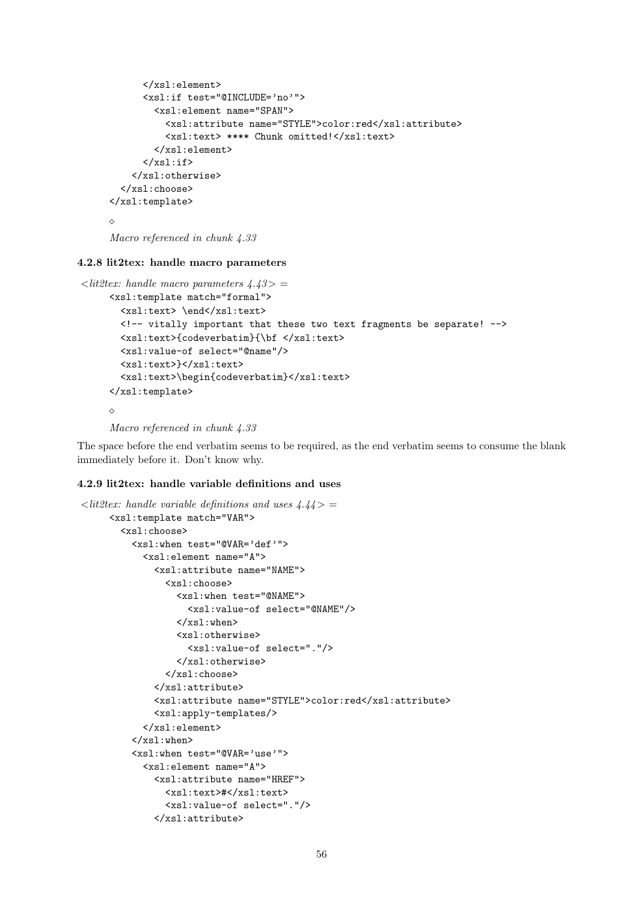```
        </xsl:element>
        <xsl:if test="@INCLUDE='no'">
          <xsl:element name="SPAN">
            <xsl:attribute name="STYLE">color:red</xsl:attribute>
            <xsl:text> **** Chunk omitted!</xsl:text>
          </xsl:element>
        </xsl:if>
      </xsl:otherwise>
    </xsl:choose>
  </xsl:template>
```

◇

*Macro referenced in chunk 4.33*

### 4.2.8 lit2tex: handle macro parameters

*<lit2tex: handle macro parameters 4.43> =*

```
<xsl:template match="formal">
  <xsl:text> \end</xsl:text>
  <!-- vitally important that these two text fragments be separate! -->
  <xsl:text>{codeverbatim}{\bf </xsl:text>
  <xsl:value-of select="@name"/>
  <xsl:text>}</xsl:text>
  <xsl:text>\begin{codeverbatim}</xsl:text>
</xsl:template>
```

◇

*Macro referenced in chunk 4.33*

The space before the end verbatim seems to be required, as the end verbatim seems to consume the blank immediately before it. Don't know why.

### 4.2.9 lit2tex: handle variable definitions and uses

*<lit2tex: handle variable definitions and uses 4.44> =*

```
<xsl:template match="VAR">
  <xsl:choose>
    <xsl:when test="@VAR='def'">
      <xsl:element name="A">
        <xsl:attribute name="NAME">
          <xsl:choose>
            <xsl:when test="@NAME">
              <xsl:value-of select="@NAME"/>
            </xsl:when>
            <xsl:otherwise>
              <xsl:value-of select="."/>
            </xsl:otherwise>
          </xsl:choose>
        </xsl:attribute>
        <xsl:attribute name="STYLE">color:red</xsl:attribute>
        <xsl:apply-templates/>
      </xsl:element>
    </xsl:when>
    <xsl:when test="@VAR='use'">
      <xsl:element name="A">
        <xsl:attribute name="HREF">
          <xsl:text>#</xsl:text>
          <xsl:value-of select="."/>
        </xsl:attribute>
```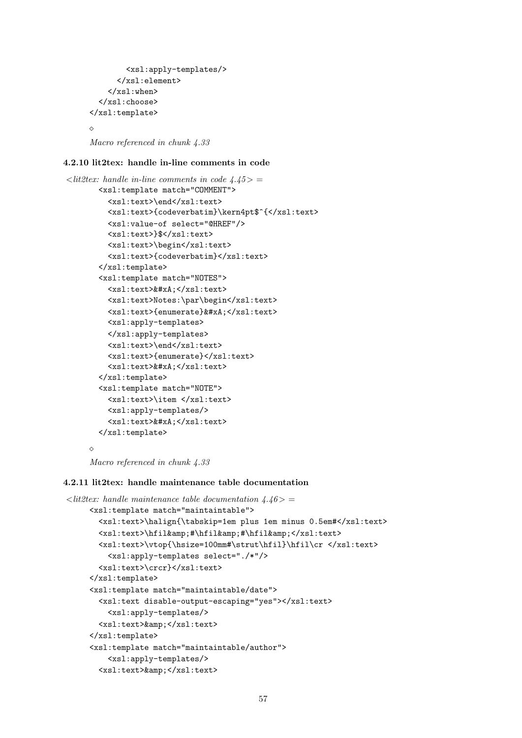```
            <xsl:apply-templates/>
          </xsl:element>
        </xsl:when>
      </xsl:choose>
    </xsl:template>
```

◇

*Macro referenced in chunk 4.33*

### 4.2.10 lit2tex: handle in-line comments in code

*<lit2tex: handle in-line comments in code 4.45> =*

```
        <xsl:template match="COMMENT">
          <xsl:text>\end</xsl:text>
          <xsl:text>{codeverbatim}\kern4pt$^{</xsl:text>
          <xsl:value-of select="@HREF"/>
          <xsl:text>}$</xsl:text>
          <xsl:text>\begin</xsl:text>
          <xsl:text>{codeverbatim}</xsl:text>
        </xsl:template>
        <xsl:template match="NOTES">
          <xsl:text>&#xA;</xsl:text>
          <xsl:text>Notes:\par\begin</xsl:text>
          <xsl:text>{enumerate}&#xA;</xsl:text>
          <xsl:apply-templates>
          </xsl:apply-templates>
          <xsl:text>\end</xsl:text>
          <xsl:text>{enumerate}</xsl:text>
          <xsl:text>&#xA;</xsl:text>
        </xsl:template>
        <xsl:template match="NOTE">
          <xsl:text>\item </xsl:text>
          <xsl:apply-templates/>
          <xsl:text>&#xA;</xsl:text>
        </xsl:template>
```

◇

*Macro referenced in chunk 4.33*

### 4.2.11 lit2tex: handle maintenance table documentation

*<lit2tex: handle maintenance table documentation 4.46> =*

```
      <xsl:template match="maintaintable">
        <xsl:text>\halign{\tabskip=1em plus 1em minus 0.5em#</xsl:text>
        <xsl:text>\hfil&amp;#\hfil&amp;#\hfil&amp;</xsl:text>
        <xsl:text>\vtop{\hsize=100mm#\strut\hfil}\hfil\cr </xsl:text>
          <xsl:apply-templates select="./*"/>
        <xsl:text>\crcr}</xsl:text>
      </xsl:template>
      <xsl:template match="maintaintable/date">
        <xsl:text disable-output-escaping="yes"></xsl:text>
          <xsl:apply-templates/>
        <xsl:text>&amp;</xsl:text>
      </xsl:template>
      <xsl:template match="maintaintable/author">
          <xsl:apply-templates/>
        <xsl:text>&amp;</xsl:text>
```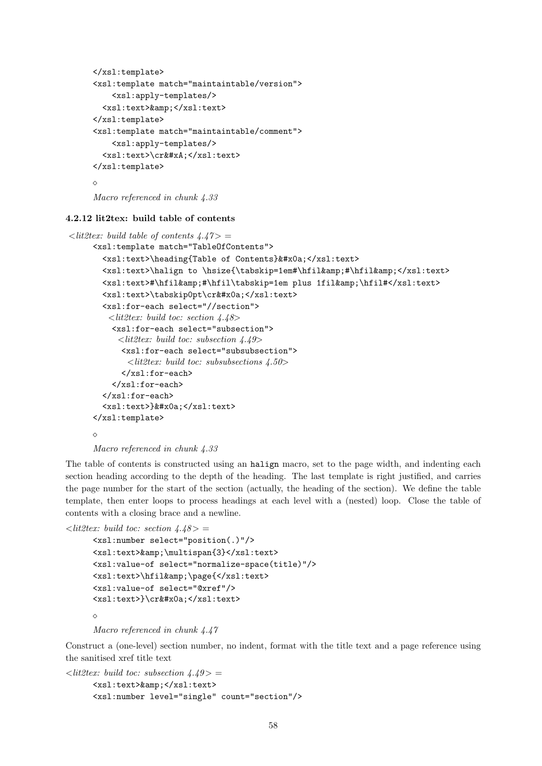```
</xsl:template>
<xsl:template match="maintaintable/version">
    <xsl:apply-templates/>
  <xsl:text>&amp;</xsl:text>
</xsl:template>
<xsl:template match="maintaintable/comment">
    <xsl:apply-templates/>
  <xsl:text>\cr&#xA;</xsl:text>
</xsl:template>
```

◇

*Macro referenced in chunk 4.33*

### 4.2.12 lit2tex: build table of contents

*⟨lit2tex: build table of contents 4.47⟩ =*

```
<xsl:template match="TableOfContents">
  <xsl:text>\heading{Table of Contents}&#x0a;</xsl:text>
  <xsl:text>\halign to \hsize{\tabskip=1em#\hfil&amp;#\hfil&amp;</xsl:text>
  <xsl:text>#\hfil&amp;#\hfil\tabskip=1em plus 1fil&amp;\hfil#</xsl:text>
  <xsl:text>\tabskip0pt\cr&#x0a;</xsl:text>
  <xsl:for-each select="//section">
   <lit2tex: build toc: section 4.48>
    <xsl:for-each select="subsection">
     <lit2tex: build toc: subsection 4.49>
      <xsl:for-each select="subsubsection">
       <lit2tex: build toc: subsubsections 4.50>
      </xsl:for-each>
    </xsl:for-each>
  </xsl:for-each>
  <xsl:text>}&#x0a;</xsl:text>
</xsl:template>
```

◇

*Macro referenced in chunk 4.33*

The table of contents is constructed using an `halign` macro, set to the page width, and indenting each section heading according to the depth of the heading. The last template is right justified, and carries the page number for the start of the section (actually, the heading of the section). We define the table template, then enter loops to process headings at each level with a (nested) loop. Close the table of contents with a closing brace and a newline.

*⟨lit2tex: build toc: section 4.48⟩ =*

```
<xsl:number select="position(.)"/>
<xsl:text>&amp;\multispan{3}</xsl:text>
<xsl:value-of select="normalize-space(title)"/>
<xsl:text>\hfil&amp;\page{</xsl:text>
<xsl:value-of select="@xref"/>
<xsl:text>}\cr&#x0a;</xsl:text>
```

◇

*Macro referenced in chunk 4.47*

Construct a (one-level) section number, no indent, format with the title text and a page reference using the sanitised xref title text

*⟨lit2tex: build toc: subsection 4.49⟩ =*

```
<xsl:text>&amp;</xsl:text>
<xsl:number level="single" count="section"/>
```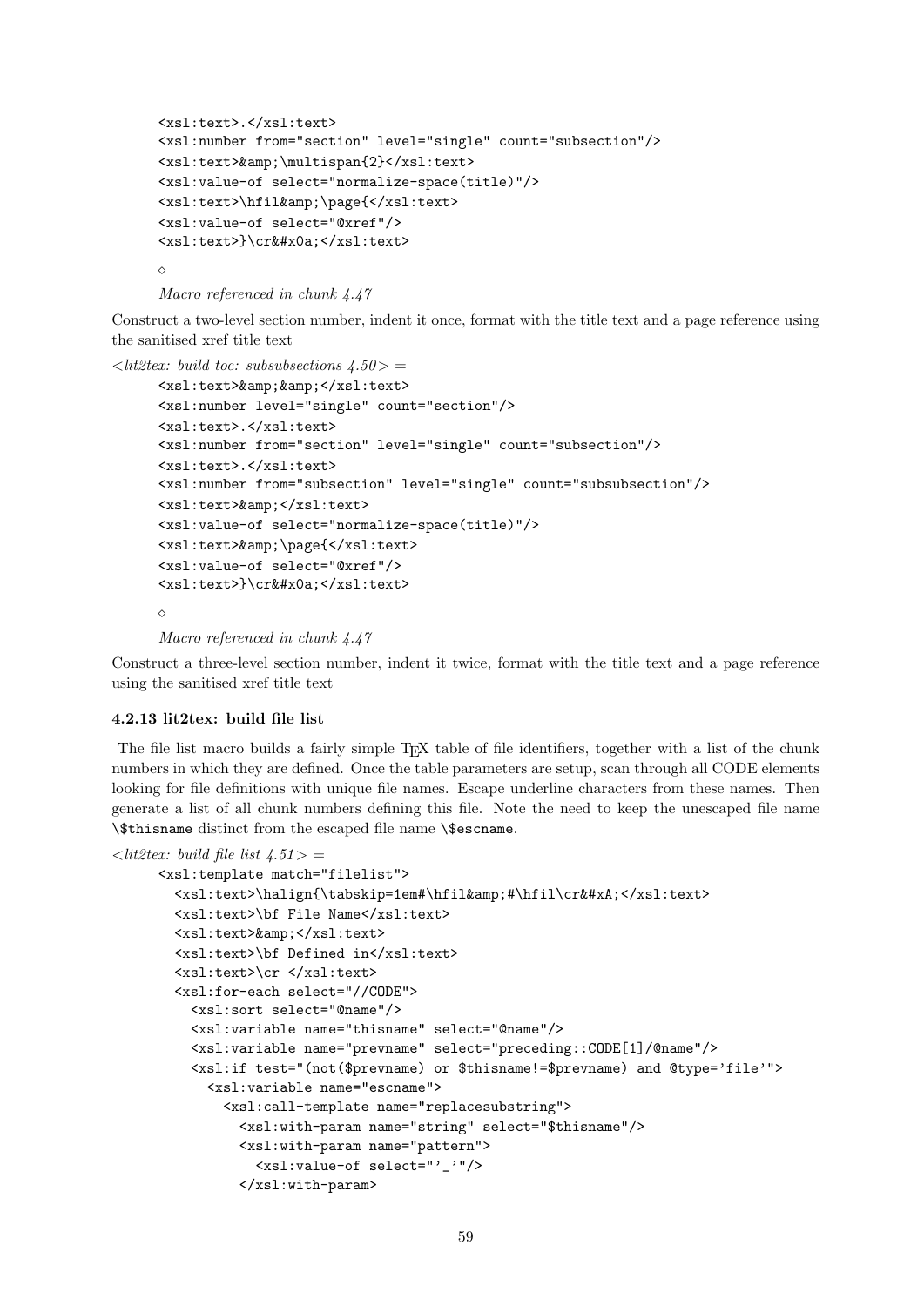```
<xsl:text>.</xsl:text>
<xsl:number from="section" level="single" count="subsection"/>
<xsl:text>&amp;\multispan{2}</xsl:text>
<xsl:value-of select="normalize-space(title)"/>
<xsl:text>\hfil&amp;\page{</xsl:text>
<xsl:value-of select="@xref"/>
<xsl:text>}\cr&#x0a;</xsl:text>
```

◇

*Macro referenced in chunk 4.47*

Construct a two-level section number, indent it once, format with the title text and a page reference using the sanitised xref title text

*<lit2tex: build toc: subsubsections 4.50> =*

```
<xsl:text>&amp;&amp;</xsl:text>
<xsl:number level="single" count="section"/>
<xsl:text>.</xsl:text>
<xsl:number from="section" level="single" count="subsection"/>
<xsl:text>.</xsl:text>
<xsl:number from="subsection" level="single" count="subsubsection"/>
<xsl:text>&amp;</xsl:text>
<xsl:value-of select="normalize-space(title)"/>
<xsl:text>&amp;\page{</xsl:text>
<xsl:value-of select="@xref"/>
<xsl:text>}\cr&#x0a;</xsl:text>
```

◇

*Macro referenced in chunk 4.47*

Construct a three-level section number, indent it twice, format with the title text and a page reference using the sanitised xref title text

#### 4.2.13 lit2tex: build file list

The file list macro builds a fairly simple TEX table of file identifiers, together with a list of the chunk numbers in which they are defined. Once the table parameters are setup, scan through all CODE elements looking for file definitions with unique file names. Escape underline characters from these names. Then generate a list of all chunk numbers defining this file. Note the need to keep the unescaped file name `\$thisname` distinct from the escaped file name `\$escname`.

*<lit2tex: build file list 4.51> =*

```
<xsl:template match="filelist">
  <xsl:text>\halign{\tabskip=1em#\hfil&amp;#\hfil\cr&#xA;</xsl:text>
  <xsl:text>\bf File Name</xsl:text>
  <xsl:text>&amp;</xsl:text>
  <xsl:text>\bf Defined in</xsl:text>
  <xsl:text>\cr </xsl:text>
  <xsl:for-each select="//CODE">
    <xsl:sort select="@name"/>
    <xsl:variable name="thisname" select="@name"/>
    <xsl:variable name="prevname" select="preceding::CODE[1]/@name"/>
    <xsl:if test="(not($prevname) or $thisname!=$prevname) and @type='file'">
      <xsl:variable name="escname">
        <xsl:call-template name="replacesubstring">
          <xsl:with-param name="string" select="$thisname"/>
          <xsl:with-param name="pattern">
            <xsl:value-of select="'_'"/>
          </xsl:with-param>
```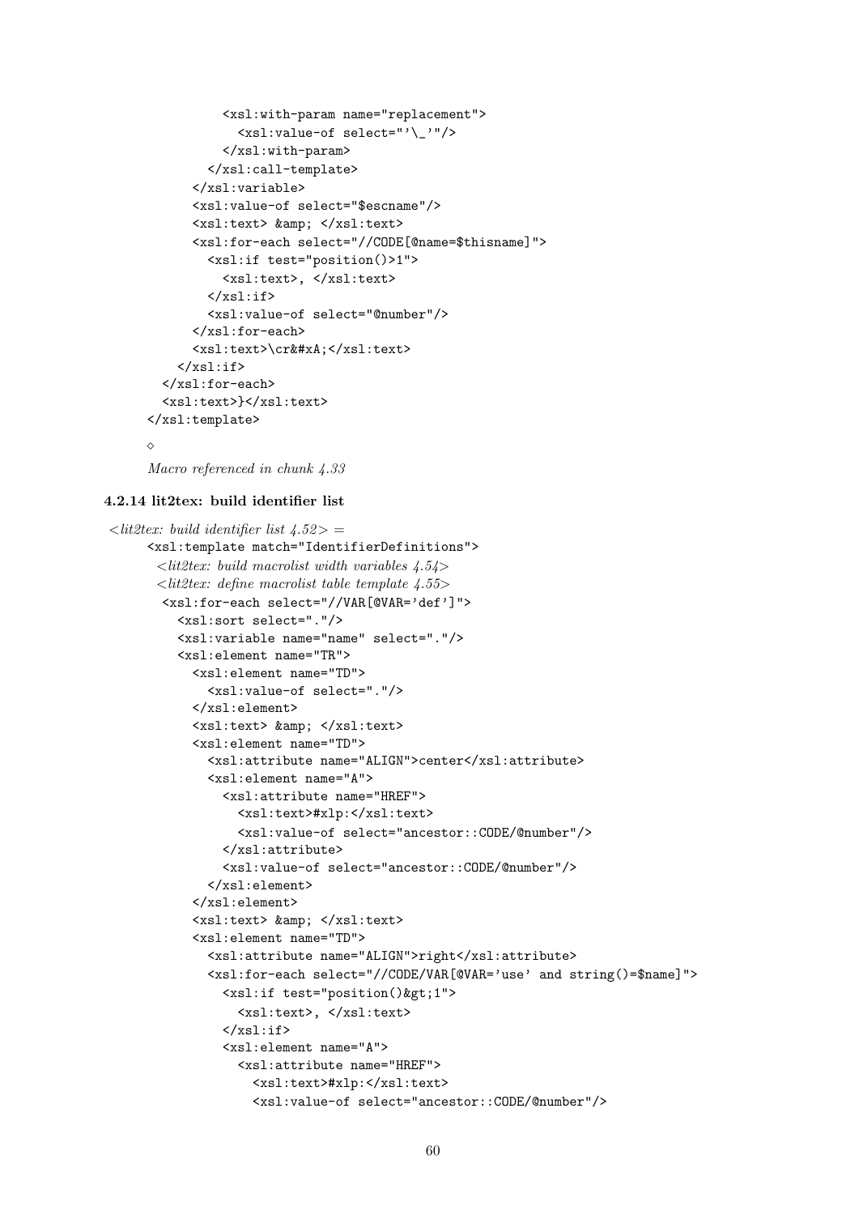```
            <xsl:with-param name="replacement">
              <xsl:value-of select="'\_'"/>
            </xsl:with-param>
          </xsl:call-template>
        </xsl:variable>
        <xsl:value-of select="$escname"/>
        <xsl:text> &amp; </xsl:text>
        <xsl:for-each select="//CODE[@name=$thisname]">
          <xsl:if test="position()>1">
            <xsl:text>, </xsl:text>
          </xsl:if>
          <xsl:value-of select="@number"/>
        </xsl:for-each>
        <xsl:text>\cr&#xA;</xsl:text>
      </xsl:if>
    </xsl:for-each>
    <xsl:text>}</xsl:text>
  </xsl:template>
```

◇

*Macro referenced in chunk 4.33*

### 4.2.14 lit2tex: build identifier list

*<lit2tex: build identifier list 4.52> =*

```
<xsl:template match="IdentifierDefinitions">
  <lit2tex: build macrolist width variables 4.54>
  <lit2tex: define macrolist table template 4.55>
   <xsl:for-each select="//VAR[@VAR='def']">
     <xsl:sort select="."/>
     <xsl:variable name="name" select="."/>
     <xsl:element name="TR">
       <xsl:element name="TD">
         <xsl:value-of select="."/>
       </xsl:element>
       <xsl:text> &amp; </xsl:text>
       <xsl:element name="TD">
         <xsl:attribute name="ALIGN">center</xsl:attribute>
         <xsl:element name="A">
           <xsl:attribute name="HREF">
             <xsl:text>#xlp:</xsl:text>
             <xsl:value-of select="ancestor::CODE/@number"/>
           </xsl:attribute>
           <xsl:value-of select="ancestor::CODE/@number"/>
         </xsl:element>
       </xsl:element>
       <xsl:text> &amp; </xsl:text>
       <xsl:element name="TD">
         <xsl:attribute name="ALIGN">right</xsl:attribute>
         <xsl:for-each select="//CODE/VAR[@VAR='use' and string()=$name]">
           <xsl:if test="position()&gt;1">
             <xsl:text>, </xsl:text>
           </xsl:if>
           <xsl:element name="A">
             <xsl:attribute name="HREF">
               <xsl:text>#xlp:</xsl:text>
               <xsl:value-of select="ancestor::CODE/@number"/>
```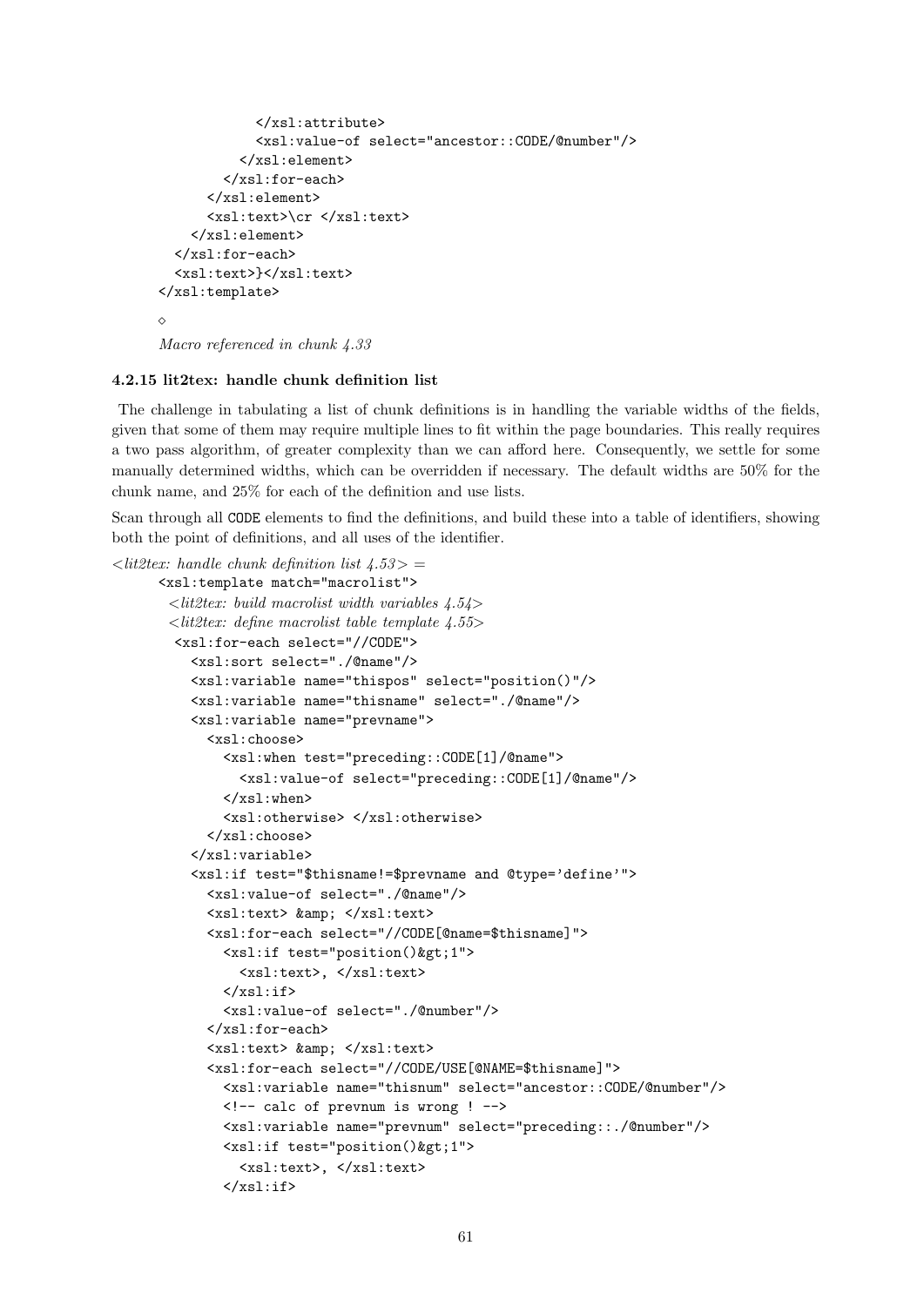```
            </xsl:attribute>
            <xsl:value-of select="ancestor::CODE/@number"/>
          </xsl:element>
        </xsl:for-each>
      </xsl:element>
      <xsl:text>\cr </xsl:text>
    </xsl:element>
  </xsl:for-each>
  <xsl:text>}</xsl:text>
</xsl:template>
```

◇

*Macro referenced in chunk 4.33*

#### 4.2.15 lit2tex: handle chunk definition list

The challenge in tabulating a list of chunk definitions is in handling the variable widths of the fields, given that some of them may require multiple lines to fit within the page boundaries. This really requires a two pass algorithm, of greater complexity than we can afford here. Consequently, we settle for some manually determined widths, which can be overridden if necessary. The default widths are 50% for the chunk name, and 25% for each of the definition and use lists.

Scan through all CODE elements to find the definitions, and build these into a table of identifiers, showing both the point of definitions, and all uses of the identifier.

*<lit2tex: handle chunk definition list 4.53> =*

```
<xsl:template match="macrolist">
  <lit2tex: build macrolist width variables 4.54>
  <lit2tex: define macrolist table template 4.55>
  <xsl:for-each select="//CODE">
    <xsl:sort select="./@name"/>
    <xsl:variable name="thispos" select="position()"/>
    <xsl:variable name="thisname" select="./@name"/>
    <xsl:variable name="prevname">
      <xsl:choose>
        <xsl:when test="preceding::CODE[1]/@name">
          <xsl:value-of select="preceding::CODE[1]/@name"/>
        </xsl:when>
        <xsl:otherwise> </xsl:otherwise>
      </xsl:choose>
    </xsl:variable>
    <xsl:if test="$thisname!=$prevname and @type='define'">
      <xsl:value-of select="./@name"/>
      <xsl:text> &amp; </xsl:text>
      <xsl:for-each select="//CODE[@name=$thisname]">
        <xsl:if test="position()&gt;1">
          <xsl:text>, </xsl:text>
        </xsl:if>
        <xsl:value-of select="./@number"/>
      </xsl:for-each>
      <xsl:text> &amp; </xsl:text>
      <xsl:for-each select="//CODE/USE[@NAME=$thisname]">
        <xsl:variable name="thisnum" select="ancestor::CODE/@number"/>
        <!-- calc of prevnum is wrong ! -->
        <xsl:variable name="prevnum" select="preceding::./@number"/>
        <xsl:if test="position()&gt;1">
          <xsl:text>, </xsl:text>
        </xsl:if>
```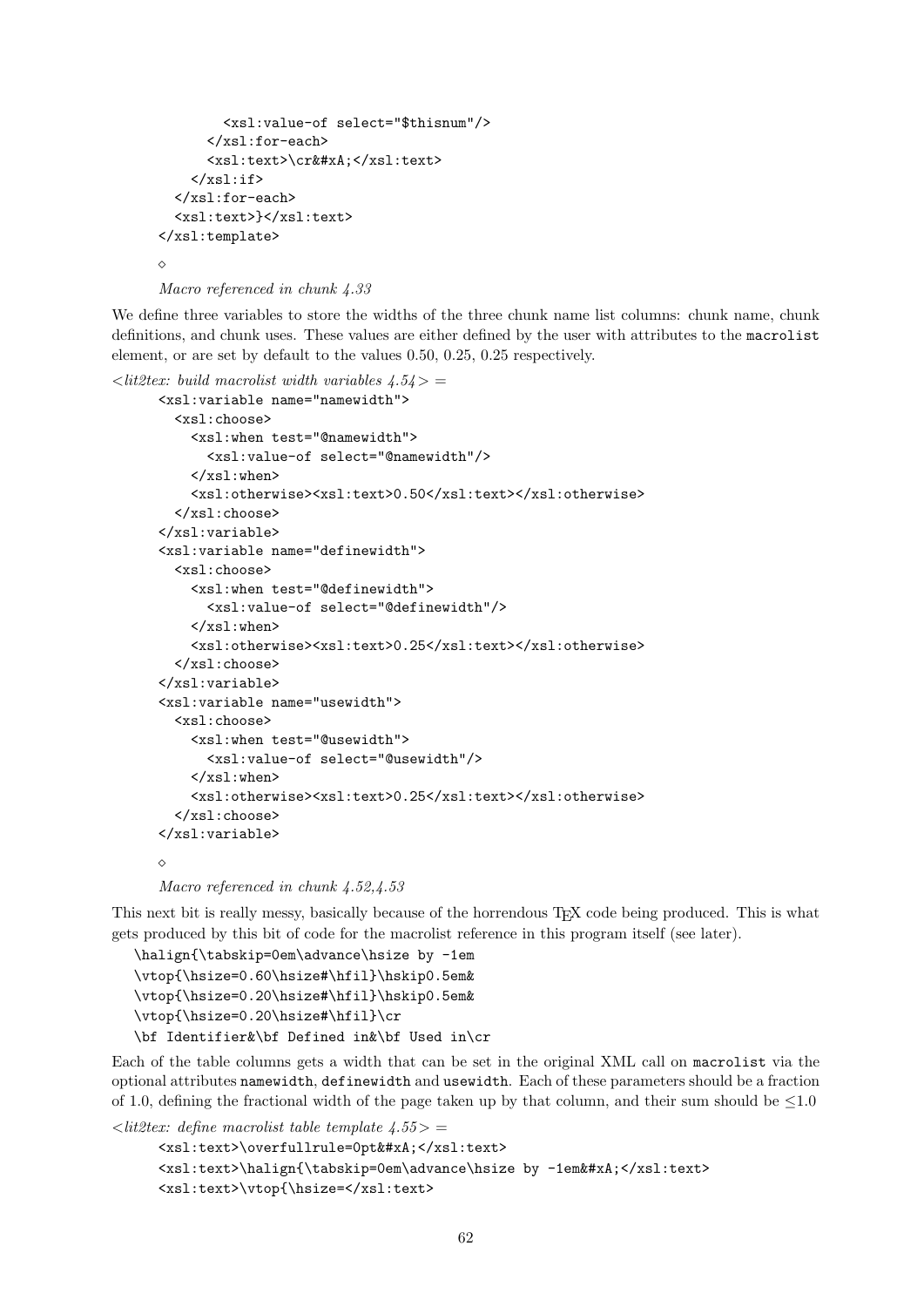```
        <xsl:value-of select="$thisnum"/>
      </xsl:for-each>
      <xsl:text>\cr&#xA;</xsl:text>
    </xsl:if>
  </xsl:for-each>
  <xsl:text>}</xsl:text>
</xsl:template>
```

◇

*Macro referenced in chunk 4.33*

We define three variables to store the widths of the three chunk name list columns: chunk name, chunk definitions, and chunk uses. These values are either defined by the user with attributes to the `macrolist` element, or are set by default to the values 0.50, 0.25, 0.25 respectively.

*<lit2tex: build macrolist width variables 4.54> =*

```
<xsl:variable name="namewidth">
  <xsl:choose>
    <xsl:when test="@namewidth">
      <xsl:value-of select="@namewidth"/>
    </xsl:when>
    <xsl:otherwise><xsl:text>0.50</xsl:text></xsl:otherwise>
  </xsl:choose>
</xsl:variable>
<xsl:variable name="definewidth">
  <xsl:choose>
    <xsl:when test="@definewidth">
      <xsl:value-of select="@definewidth"/>
    </xsl:when>
    <xsl:otherwise><xsl:text>0.25</xsl:text></xsl:otherwise>
  </xsl:choose>
</xsl:variable>
<xsl:variable name="usewidth">
  <xsl:choose>
    <xsl:when test="@usewidth">
      <xsl:value-of select="@usewidth"/>
    </xsl:when>
    <xsl:otherwise><xsl:text>0.25</xsl:text></xsl:otherwise>
  </xsl:choose>
</xsl:variable>
```

◇

*Macro referenced in chunk 4.52,4.53*

This next bit is really messy, basically because of the horrendous TEX code being produced. This is what gets produced by this bit of code for the macrolist reference in this program itself (see later).

```
\halign{\tabskip=0em\advance\hsize by -1em
\vtop{\hsize=0.60\hsize#\hfil}\hskip0.5em&
\vtop{\hsize=0.20\hsize#\hfil}\hskip0.5em&
\vtop{\hsize=0.20\hsize#\hfil}\cr
\bf Identifier&\bf Defined in&\bf Used in\cr
```

Each of the table columns gets a width that can be set in the original XML call on `macrolist` via the optional attributes `namewidth`, `definewidth` and `usewidth`. Each of these parameters should be a fraction of 1.0, defining the fractional width of the page taken up by that column, and their sum should be $\leq 1.0$

*<lit2tex: define macrolist table template 4.55> =*

```
<xsl:text>\overfullrule=0pt&#xA;</xsl:text>
<xsl:text>\halign{\tabskip=0em\advance\hsize by -1em&#xA;</xsl:text>
<xsl:text>\vtop{\hsize=</xsl:text>
```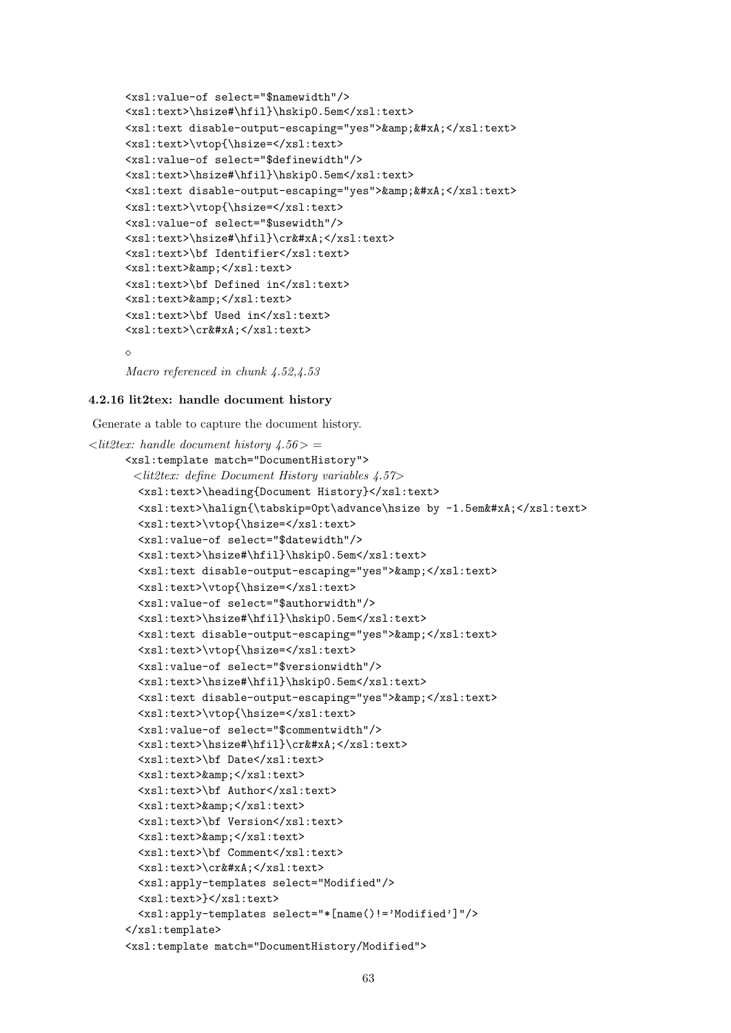```
<xsl:value-of select="$namewidth"/>
<xsl:text>\hsize#\hfil}\hskip0.5em</xsl:text>
<xsl:text disable-output-escaping="yes">&amp;&#xA;</xsl:text>
<xsl:text>\vtop{\hsize=</xsl:text>
<xsl:value-of select="$definewidth"/>
<xsl:text>\hsize#\hfil}\hskip0.5em</xsl:text>
<xsl:text disable-output-escaping="yes">&amp;&#xA;</xsl:text>
<xsl:text>\vtop{\hsize=</xsl:text>
<xsl:value-of select="$usewidth"/>
<xsl:text>\hsize#\hfil}\cr&#xA;</xsl:text>
<xsl:text>\bf Identifier</xsl:text>
<xsl:text>&amp;</xsl:text>
<xsl:text>\bf Defined in</xsl:text>
<xsl:text>&amp;</xsl:text>
<xsl:text>\bf Used in</xsl:text>
<xsl:text>\cr&#xA;</xsl:text>
```

◇

*Macro referenced in chunk 4.52,4.53*

### 4.2.16 lit2tex: handle document history

Generate a table to capture the document history.

*<lit2tex: handle document history 4.56> =*

```
<xsl:template match="DocumentHistory">
  <lit2tex: define Document History variables 4.57>
  <xsl:text>\heading{Document History}</xsl:text>
  <xsl:text>\halign{\tabskip=0pt\advance\hsize by -1.5em&#xA;</xsl:text>
  <xsl:text>\vtop{\hsize=</xsl:text>
  <xsl:value-of select="$datewidth"/>
  <xsl:text>\hsize#\hfil}\hskip0.5em</xsl:text>
  <xsl:text disable-output-escaping="yes">&amp;</xsl:text>
  <xsl:text>\vtop{\hsize=</xsl:text>
  <xsl:value-of select="$authorwidth"/>
  <xsl:text>\hsize#\hfil}\hskip0.5em</xsl:text>
  <xsl:text disable-output-escaping="yes">&amp;</xsl:text>
  <xsl:text>\vtop{\hsize=</xsl:text>
  <xsl:value-of select="$versionwidth"/>
  <xsl:text>\hsize#\hfil}\hskip0.5em</xsl:text>
  <xsl:text disable-output-escaping="yes">&amp;</xsl:text>
  <xsl:text>\vtop{\hsize=</xsl:text>
  <xsl:value-of select="$commentwidth"/>
  <xsl:text>\hsize#\hfil}\cr&#xA;</xsl:text>
  <xsl:text>\bf Date</xsl:text>
  <xsl:text>&amp;</xsl:text>
  <xsl:text>\bf Author</xsl:text>
  <xsl:text>&amp;</xsl:text>
  <xsl:text>\bf Version</xsl:text>
  <xsl:text>&amp;</xsl:text>
  <xsl:text>\bf Comment</xsl:text>
  <xsl:text>\cr&#xA;</xsl:text>
  <xsl:apply-templates select="Modified"/>
  <xsl:text>}</xsl:text>
  <xsl:apply-templates select="*[name()!='Modified']"/>
</xsl:template>
<xsl:template match="DocumentHistory/Modified">
```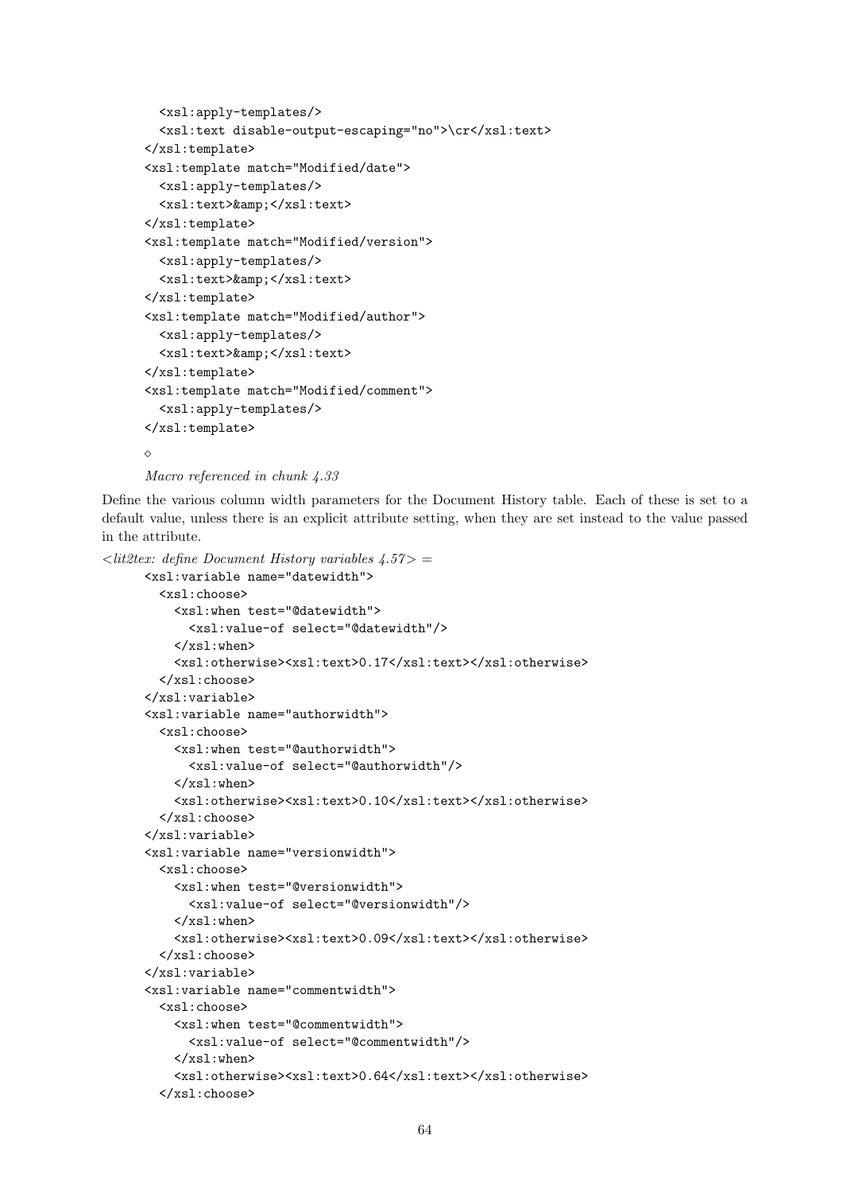```
  <xsl:apply-templates/>
  <xsl:text disable-output-escaping="no">\cr</xsl:text>
</xsl:template>
<xsl:template match="Modified/date">
  <xsl:apply-templates/>
  <xsl:text>&amp;</xsl:text>
</xsl:template>
<xsl:template match="Modified/version">
  <xsl:apply-templates/>
  <xsl:text>&amp;</xsl:text>
</xsl:template>
<xsl:template match="Modified/author">
  <xsl:apply-templates/>
  <xsl:text>&amp;</xsl:text>
</xsl:template>
<xsl:template match="Modified/comment">
  <xsl:apply-templates/>
</xsl:template>
```

◇

*Macro referenced in chunk 4.33*

Define the various column width parameters for the Document History table. Each of these is set to a default value, unless there is an explicit attribute setting, when they are set instead to the value passed in the attribute.

*<lit2tex: define Document History variables 4.57> =*

```
<xsl:variable name="datewidth">
  <xsl:choose>
    <xsl:when test="@datewidth">
      <xsl:value-of select="@datewidth"/>
    </xsl:when>
    <xsl:otherwise><xsl:text>0.17</xsl:text></xsl:otherwise>
  </xsl:choose>
</xsl:variable>
<xsl:variable name="authorwidth">
  <xsl:choose>
    <xsl:when test="@authorwidth">
      <xsl:value-of select="@authorwidth"/>
    </xsl:when>
    <xsl:otherwise><xsl:text>0.10</xsl:text></xsl:otherwise>
  </xsl:choose>
</xsl:variable>
<xsl:variable name="versionwidth">
  <xsl:choose>
    <xsl:when test="@versionwidth">
      <xsl:value-of select="@versionwidth"/>
    </xsl:when>
    <xsl:otherwise><xsl:text>0.09</xsl:text></xsl:otherwise>
  </xsl:choose>
</xsl:variable>
<xsl:variable name="commentwidth">
  <xsl:choose>
    <xsl:when test="@commentwidth">
      <xsl:value-of select="@commentwidth"/>
    </xsl:when>
    <xsl:otherwise><xsl:text>0.64</xsl:text></xsl:otherwise>
  </xsl:choose>
```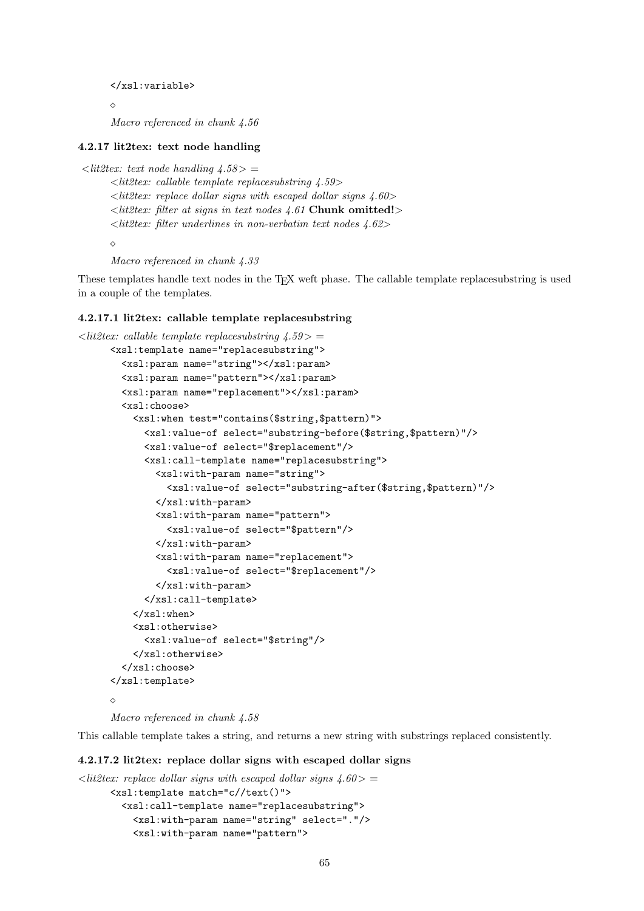```
</xsl:variable>
```

◇

*Macro referenced in chunk 4.56*

#### 4.2.17 lit2tex: text node handling

*<lit2tex: text node handling 4.58> =*

*<lit2tex: callable template replacesubstring 4.59>*
*<lit2tex: replace dollar signs with escaped dollar signs 4.60>*
*<lit2tex: filter at signs in text nodes 4.61* **Chunk omitted!***>*
*<lit2tex: filter underlines in non-verbatim text nodes 4.62>*

◇

*Macro referenced in chunk 4.33*

These templates handle text nodes in the TEX weft phase. The callable template replacesubstring is used in a couple of the templates.

##### 4.2.17.1 lit2tex: callable template replacesubstring

*<lit2tex: callable template replacesubstring 4.59> =*

```
<xsl:template name="replacesubstring">
  <xsl:param name="string"></xsl:param>
  <xsl:param name="pattern"></xsl:param>
  <xsl:param name="replacement"></xsl:param>
  <xsl:choose>
    <xsl:when test="contains($string,$pattern)">
      <xsl:value-of select="substring-before($string,$pattern)"/>
      <xsl:value-of select="$replacement"/>
      <xsl:call-template name="replacesubstring">
        <xsl:with-param name="string">
          <xsl:value-of select="substring-after($string,$pattern)"/>
        </xsl:with-param>
        <xsl:with-param name="pattern">
          <xsl:value-of select="$pattern"/>
        </xsl:with-param>
        <xsl:with-param name="replacement">
          <xsl:value-of select="$replacement"/>
        </xsl:with-param>
      </xsl:call-template>
    </xsl:when>
    <xsl:otherwise>
      <xsl:value-of select="$string"/>
    </xsl:otherwise>
  </xsl:choose>
</xsl:template>
```

◇

*Macro referenced in chunk 4.58*

This callable template takes a string, and returns a new string with substrings replaced consistently.

##### 4.2.17.2 lit2tex: replace dollar signs with escaped dollar signs

*<lit2tex: replace dollar signs with escaped dollar signs 4.60> =*

```
<xsl:template match="c//text()">
  <xsl:call-template name="replacesubstring">
    <xsl:with-param name="string" select="."/>
    <xsl:with-param name="pattern">
```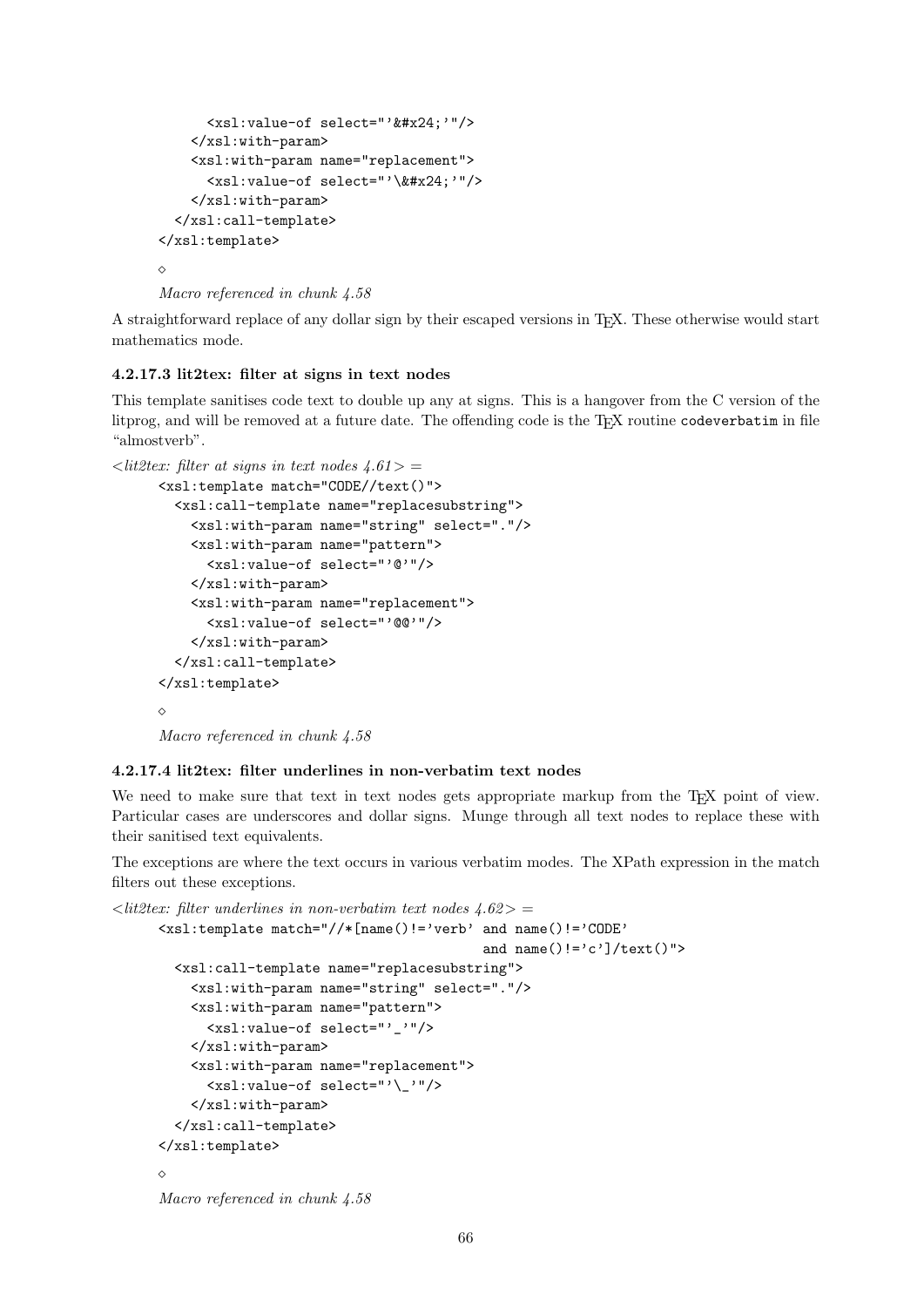```
    <xsl:value-of select="'&#x24;'"/>
  </xsl:with-param>
  <xsl:with-param name="replacement">
    <xsl:value-of select="'\&#x24;'"/>
  </xsl:with-param>
</xsl:call-template>
</xsl:template>
```

◇

*Macro referenced in chunk 4.58*

A straightforward replace of any dollar sign by their escaped versions in TEX. These otherwise would start mathematics mode.

#### 4.2.17.3 lit2tex: filter at signs in text nodes

This template sanitises code text to double up any at signs. This is a hangover from the C version of the litprog, and will be removed at a future date. The offending code is the TEX routine `codeverbatim` in file "almostverb".

*<lit2tex: filter at signs in text nodes 4.61> =*

```
<xsl:template match="CODE//text()">
  <xsl:call-template name="replacesubstring">
    <xsl:with-param name="string" select="."/>
    <xsl:with-param name="pattern">
      <xsl:value-of select="'@'"/>
    </xsl:with-param>
    <xsl:with-param name="replacement">
      <xsl:value-of select="'@@'"/>
    </xsl:with-param>
  </xsl:call-template>
</xsl:template>
```

◇

*Macro referenced in chunk 4.58*

#### 4.2.17.4 lit2tex: filter underlines in non-verbatim text nodes

We need to make sure that text in text nodes gets appropriate markup from the TEX point of view. Particular cases are underscores and dollar signs. Munge through all text nodes to replace these with their sanitised text equivalents.

The exceptions are where the text occurs in various verbatim modes. The XPath expression in the match filters out these exceptions.

*<lit2tex: filter underlines in non-verbatim text nodes 4.62> =*

```
<xsl:template match="//*[name()!='verb' and name()!='CODE'
                                        and name()!='c']/text()">
  <xsl:call-template name="replacesubstring">
    <xsl:with-param name="string" select="."/>
    <xsl:with-param name="pattern">
      <xsl:value-of select="'_'"/>
    </xsl:with-param>
    <xsl:with-param name="replacement">
      <xsl:value-of select="'\_'"/>
    </xsl:with-param>
  </xsl:call-template>
</xsl:template>
```

◇

*Macro referenced in chunk 4.58*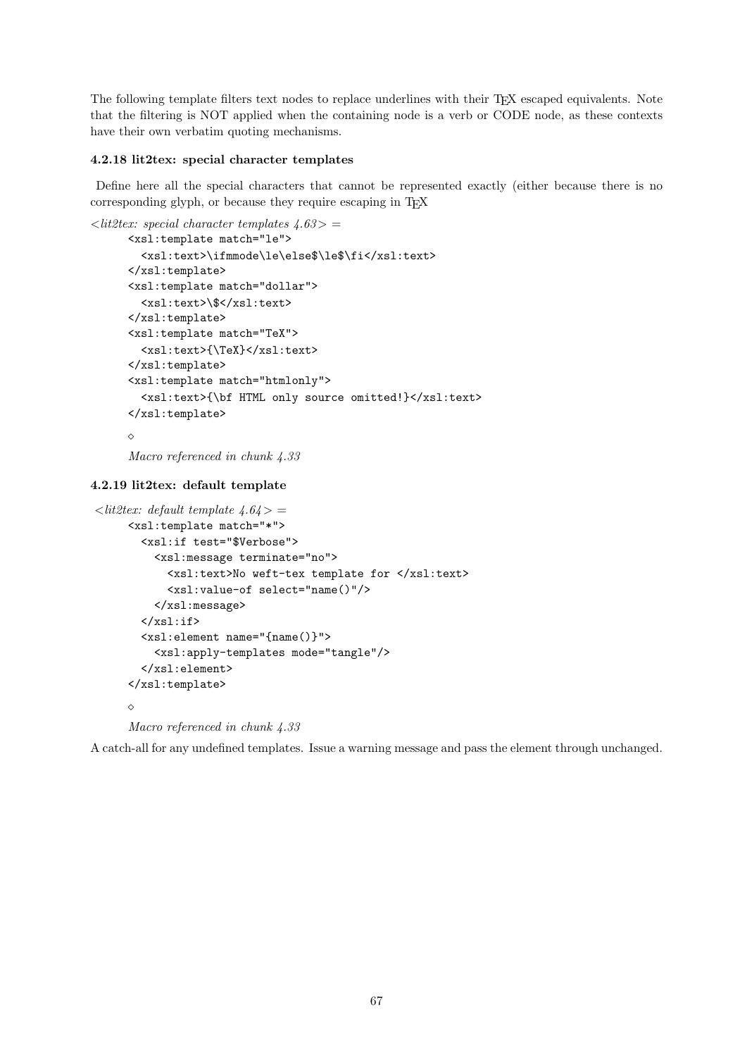The following template filters text nodes to replace underlines with their TEX escaped equivalents. Note that the filtering is NOT applied when the containing node is a verb or CODE node, as these contexts have their own verbatim quoting mechanisms.

### 4.2.18 lit2tex: special character templates

Define here all the special characters that cannot be represented exactly (either because there is no corresponding glyph, or because they require escaping in TEX

*<lit2tex: special character templates 4.63> =*

```
<xsl:template match="le">
  <xsl:text>\ifmmode\le\else$\le$\fi</xsl:text>
</xsl:template>
<xsl:template match="dollar">
  <xsl:text>\$</xsl:text>
</xsl:template>
<xsl:template match="TeX">
  <xsl:text>{\TeX}</xsl:text>
</xsl:template>
<xsl:template match="htmlonly">
  <xsl:text>{\bf HTML only source omitted!}</xsl:text>
</xsl:template>
```

◇

*Macro referenced in chunk 4.33*

### 4.2.19 lit2tex: default template

*<lit2tex: default template 4.64> =*

```
<xsl:template match="*">
  <xsl:if test="$Verbose">
    <xsl:message terminate="no">
      <xsl:text>No weft-tex template for </xsl:text>
      <xsl:value-of select="name()"/>
    </xsl:message>
  </xsl:if>
  <xsl:element name="{name()}">
    <xsl:apply-templates mode="tangle"/>
  </xsl:element>
</xsl:template>
```

◇

*Macro referenced in chunk 4.33*

A catch-all for any undefined templates. Issue a warning message and pass the element through unchanged.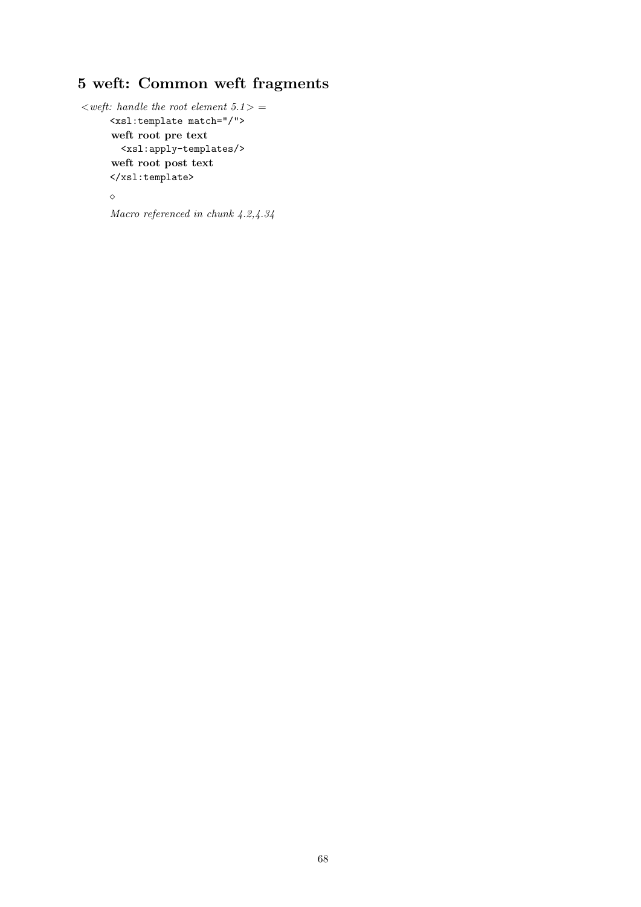# 5 weft: Common weft fragments

*<weft: handle the root element 5.1> =*

```
<xsl:template match="/">
weft root pre text
  <xsl:apply-templates/>
weft root post text
</xsl:template>
```

◇

*Macro referenced in chunk 4.2,4.34*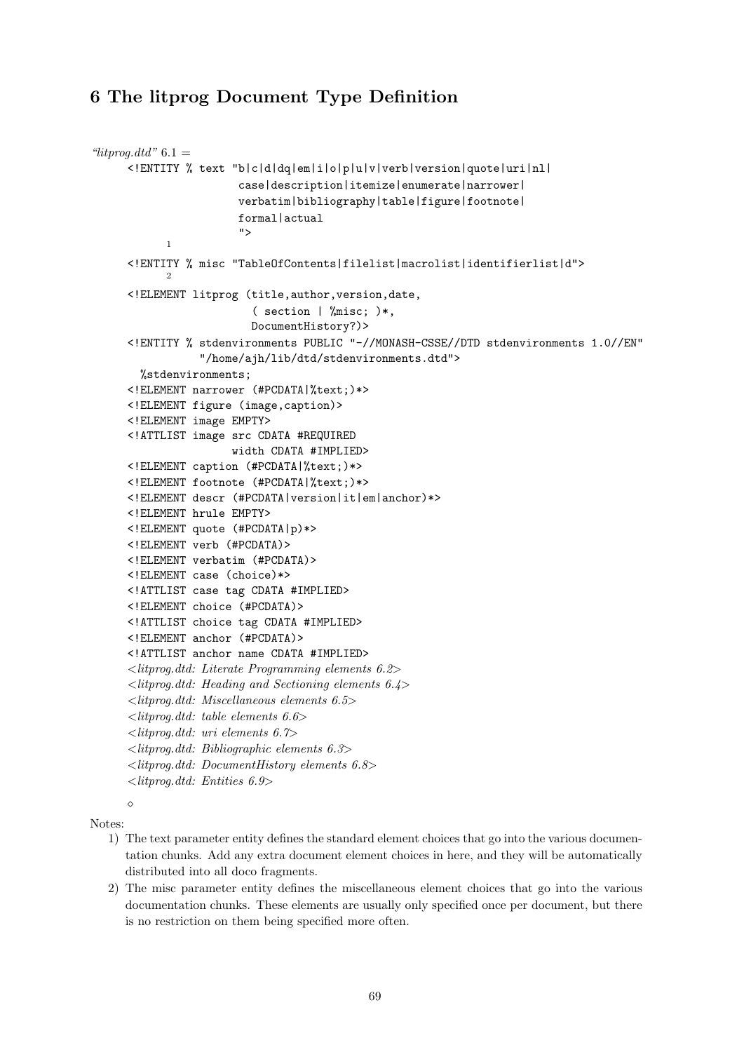# 6 The litprog Document Type Definition

*"litprog.dtd"* 6.1 =

```
<!ENTITY % text "b|c|d|dq|em|i|o|p|u|v|verb|version|quote|uri|nl|
                 case|description|itemize|enumerate|narrower|
                 verbatim|bibliography|table|figure|footnote|
                 formal|actual
                 ">
      1
<!ENTITY % misc "TableOfContents|filelist|macrolist|identifierlist|d">
      2
<!ELEMENT litprog (title,author,version,date,
                   ( section | %misc; )*,
                   DocumentHistory?)>
<!ENTITY % stdenvironments PUBLIC "-//MONASH-CSSE//DTD stdenvironments 1.0//EN"
          "/home/ajh/lib/dtd/stdenvironments.dtd">
  %stdenvironments;
<!ELEMENT narrower (#PCDATA|%text;)*>
<!ELEMENT figure (image,caption)>
<!ELEMENT image EMPTY>
<!ATTLIST image src CDATA #REQUIRED
                width CDATA #IMPLIED>
<!ELEMENT caption (#PCDATA|%text;)*>
<!ELEMENT footnote (#PCDATA|%text;)*>
<!ELEMENT descr (#PCDATA|version|it|em|anchor)*>
<!ELEMENT hrule EMPTY>
<!ELEMENT quote (#PCDATA|p)*>
<!ELEMENT verb (#PCDATA)>
<!ELEMENT verbatim (#PCDATA)>
<!ELEMENT case (choice)*>
<!ATTLIST case tag CDATA #IMPLIED>
<!ELEMENT choice (#PCDATA)>
<!ATTLIST choice tag CDATA #IMPLIED>
<!ELEMENT anchor (#PCDATA)>
<!ATTLIST anchor name CDATA #IMPLIED>
<litprog.dtd: Literate Programming elements 6.2>
<litprog.dtd: Heading and Sectioning elements 6.4>
<litprog.dtd: Miscellaneous elements 6.5>
<litprog.dtd: table elements 6.6>
<litprog.dtd: uri elements 6.7>
<litprog.dtd: Bibliographic elements 6.3>
<litprog.dtd: DocumentHistory elements 6.8>
<litprog.dtd: Entities 6.9>

◇
```

Notes:

1) The text parameter entity defines the standard element choices that go into the various documentation chunks. Add any extra document element choices in here, and they will be automatically distributed into all doco fragments.
2) The misc parameter entity defines the miscellaneous element choices that go into the various documentation chunks. These elements are usually only specified once per document, but there is no restriction on them being specified more often.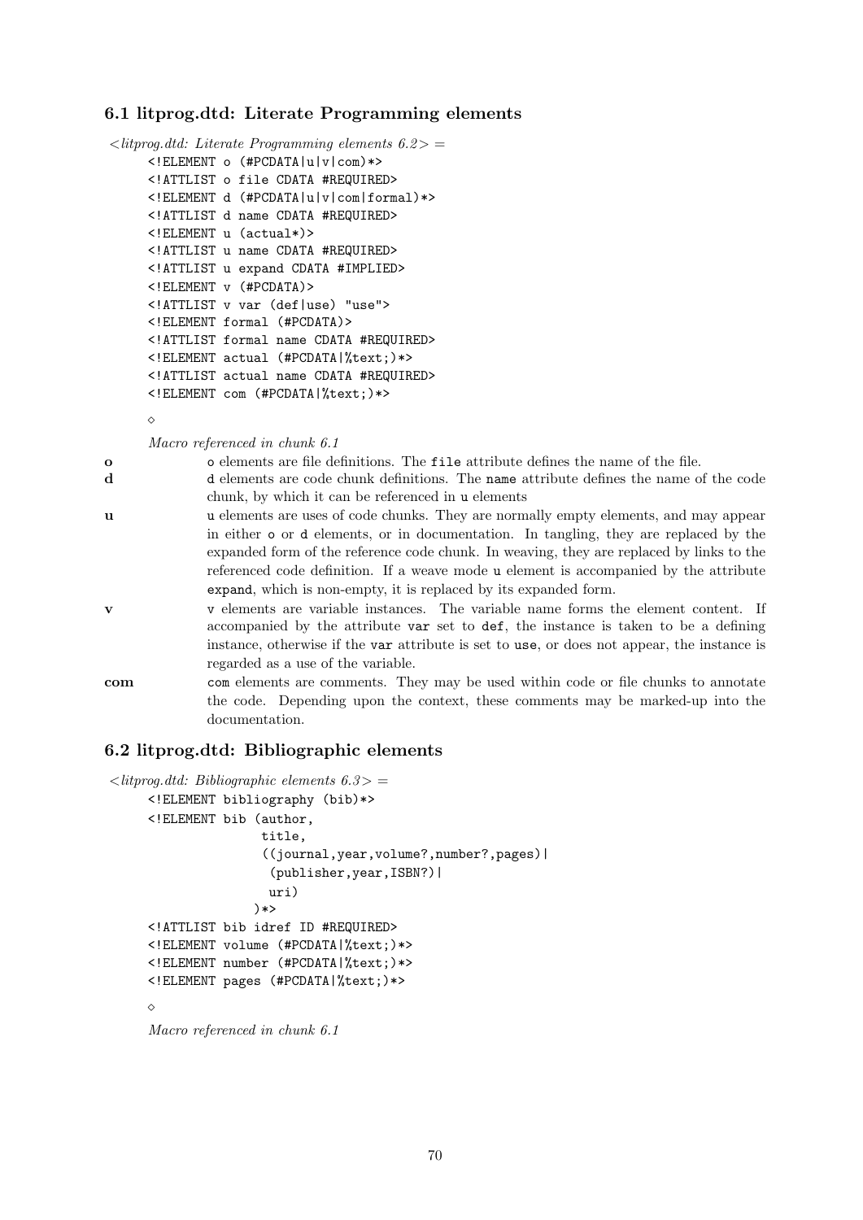### 6.1 litprog.dtd: Literate Programming elements

*<litprog.dtd: Literate Programming elements 6.2> =*

```
<!ELEMENT o (#PCDATA|u|v|com)*>
<!ATTLIST o file CDATA #REQUIRED>
<!ELEMENT d (#PCDATA|u|v|com|formal)*>
<!ATTLIST d name CDATA #REQUIRED>
<!ELEMENT u (actual*)>
<!ATTLIST u name CDATA #REQUIRED>
<!ATTLIST u expand CDATA #IMPLIED>
<!ELEMENT v (#PCDATA)>
<!ATTLIST v var (def|use) "use">
<!ELEMENT formal (#PCDATA)>
<!ATTLIST formal name CDATA #REQUIRED>
<!ELEMENT actual (#PCDATA|%text;)*>
<!ATTLIST actual name CDATA #REQUIRED>
<!ELEMENT com (#PCDATA|%text;)*>
```

◇

*Macro referenced in chunk 6.1*

**o** o elements are file definitions. The `file` attribute defines the name of the file.

**d** d elements are code chunk definitions. The `name` attribute defines the name of the code chunk, by which it can be referenced in u elements

**u** u elements are uses of code chunks. They are normally empty elements, and may appear in either o or d elements, or in documentation. In tangling, they are replaced by the expanded form of the reference code chunk. In weaving, they are replaced by links to the referenced code definition. If a weave mode u element is accompanied by the attribute `expand`, which is non-empty, it is replaced by its expanded form.

**v** v elements are variable instances. The variable name forms the element content. If accompanied by the attribute `var` set to `def`, the instance is taken to be a defining instance, otherwise if the `var` attribute is set to `use`, or does not appear, the instance is regarded as a use of the variable.

**com** com elements are comments. They may be used within code or file chunks to annotate the code. Depending upon the context, these comments may be marked-up into the documentation.

### 6.2 litprog.dtd: Bibliographic elements

*<litprog.dtd: Bibliographic elements 6.3> =*

```
<!ELEMENT bibliography (bib)*>
<!ELEMENT bib (author,
               title,
               ((journal,year,volume?,number?,pages)|
                (publisher,year,ISBN?)|
                uri)
              )*>
<!ATTLIST bib idref ID #REQUIRED>
<!ELEMENT volume (#PCDATA|%text;)*>
<!ELEMENT number (#PCDATA|%text;)*>
<!ELEMENT pages (#PCDATA|%text;)*>
```

◇

*Macro referenced in chunk 6.1*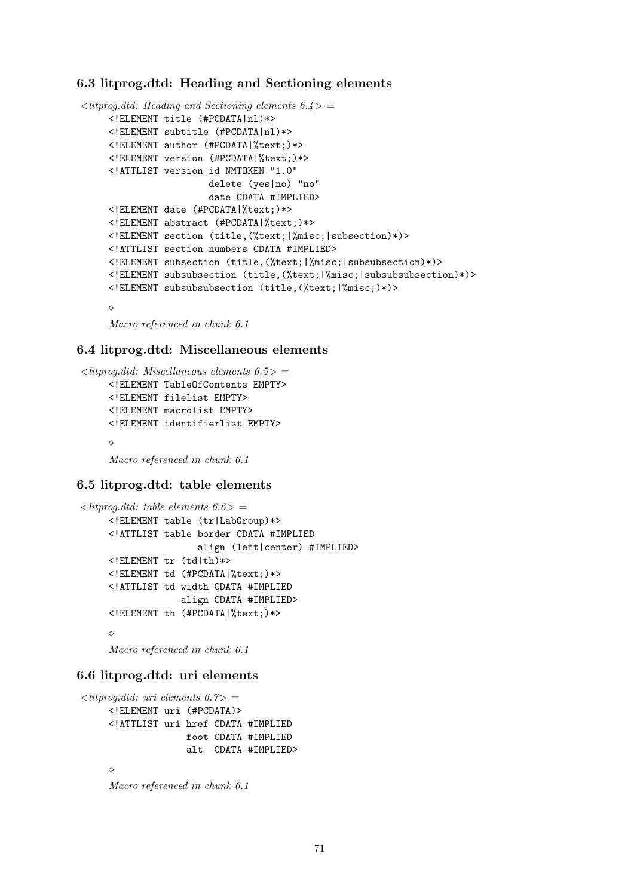### 6.3 litprog.dtd: Heading and Sectioning elements

*<litprog.dtd: Heading and Sectioning elements 6.4> =*

```
<!ELEMENT title (#PCDATA|nl)*>
<!ELEMENT subtitle (#PCDATA|nl)*>
<!ELEMENT author (#PCDATA|%text;)*>
<!ELEMENT version (#PCDATA|%text;)*>
<!ATTLIST version id NMTOKEN "1.0"
                  delete (yes|no) "no"
                  date CDATA #IMPLIED>
<!ELEMENT date (#PCDATA|%text;)*>
<!ELEMENT abstract (#PCDATA|%text;)*>
<!ELEMENT section (title,(%text;|%misc;|subsection)*)>
<!ATTLIST section numbers CDATA #IMPLIED>
<!ELEMENT subsection (title,(%text;|%misc;|subsubsection)*)>
<!ELEMENT subsubsection (title,(%text;|%misc;|subsubsubsection)*)>
<!ELEMENT subsubsubsection (title,(%text;|%misc;)*)>
```

◇

*Macro referenced in chunk 6.1*

### 6.4 litprog.dtd: Miscellaneous elements

*<litprog.dtd: Miscellaneous elements 6.5> =*

```
<!ELEMENT TableOfContents EMPTY>
<!ELEMENT filelist EMPTY>
<!ELEMENT macrolist EMPTY>
<!ELEMENT identifierlist EMPTY>
```

◇

*Macro referenced in chunk 6.1*

### 6.5 litprog.dtd: table elements

*<litprog.dtd: table elements 6.6> =*

```
<!ELEMENT table (tr|LabGroup)*>
<!ATTLIST table border CDATA #IMPLIED
                align (left|center) #IMPLIED>
<!ELEMENT tr (td|th)*>
<!ELEMENT td (#PCDATA|%text;)*>
<!ATTLIST td width CDATA #IMPLIED
             align CDATA #IMPLIED>
<!ELEMENT th (#PCDATA|%text;)*>
```

◇

*Macro referenced in chunk 6.1*

### 6.6 litprog.dtd: uri elements

*<litprog.dtd: uri elements 6.7> =*

```
<!ELEMENT uri (#PCDATA)>
<!ATTLIST uri href CDATA #IMPLIED
              foot CDATA #IMPLIED
              alt  CDATA #IMPLIED>
```

◇

*Macro referenced in chunk 6.1*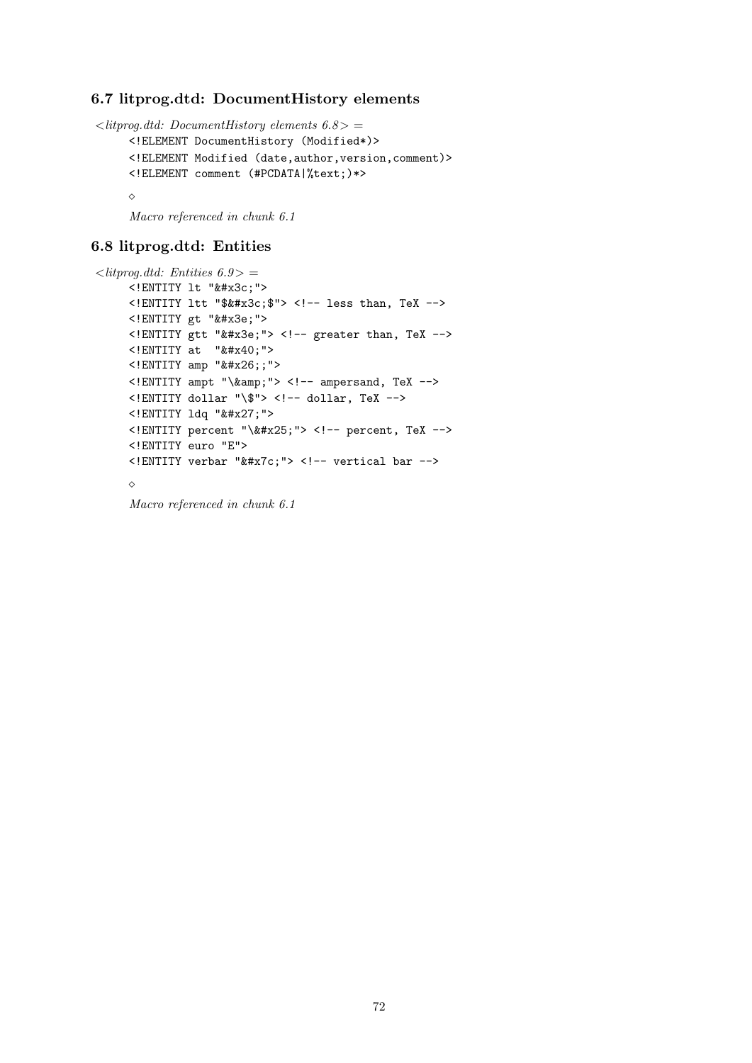### 6.7 litprog.dtd: DocumentHistory elements

*<litprog.dtd: DocumentHistory elements 6.8> =*

```
<!ELEMENT DocumentHistory (Modified*)>
<!ELEMENT Modified (date,author,version,comment)>
<!ELEMENT comment (#PCDATA|%text;)*>
```

◇

*Macro referenced in chunk 6.1*

### 6.8 litprog.dtd: Entities

*<litprog.dtd: Entities 6.9> =*

```
<!ENTITY lt "&#x3c;">
<!ENTITY ltt "$&#x3c;$"> <!-- less than, TeX -->
<!ENTITY gt "&#x3e;">
<!ENTITY gtt "&#x3e;"> <!-- greater than, TeX -->
<!ENTITY at  "&#x40;">
<!ENTITY amp "&#x26;;">
<!ENTITY ampt "\&amp;"> <!-- ampersand, TeX -->
<!ENTITY dollar "\$"> <!-- dollar, TeX -->
<!ENTITY ldq "&#x27;">
<!ENTITY percent "\&#x25;"> <!-- percent, TeX -->
<!ENTITY euro "E">
<!ENTITY verbar "&#x7c;"> <!-- vertical bar -->
```

◇

*Macro referenced in chunk 6.1*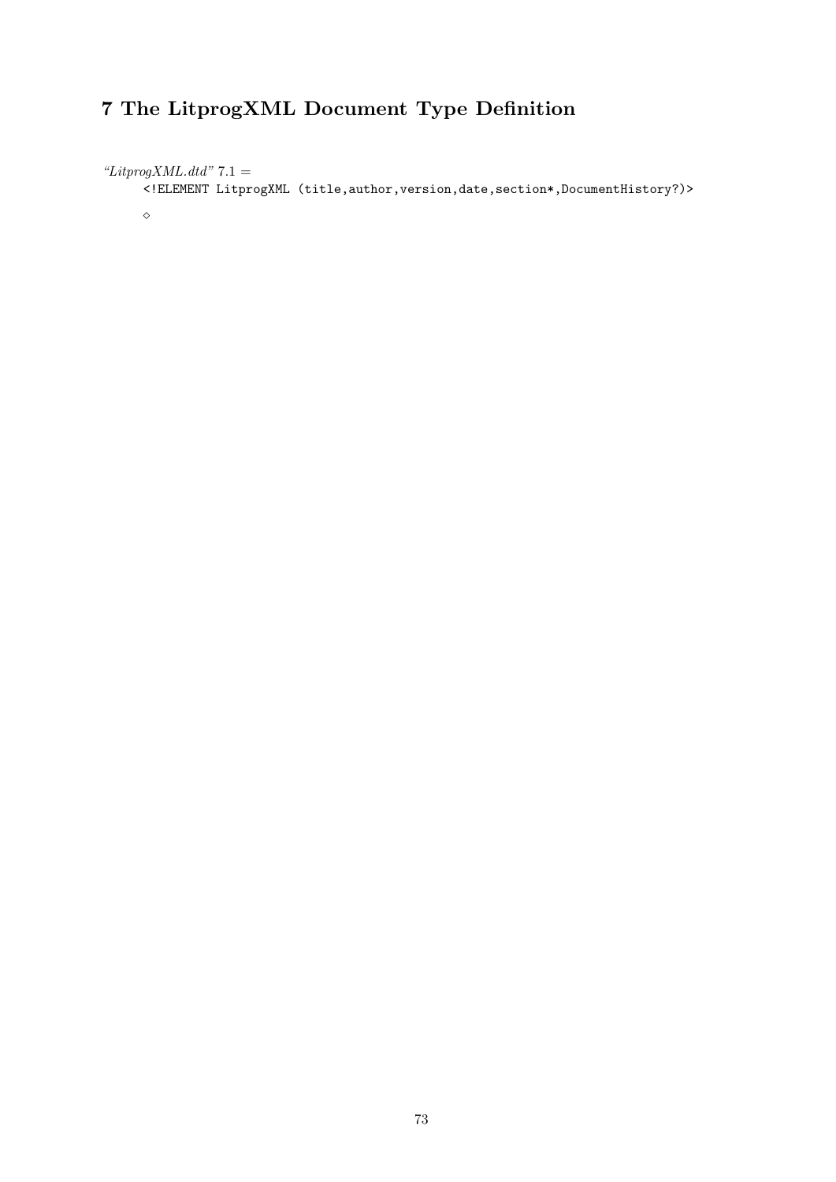# 7 The LitprogXML Document Type Definition

*"LitprogXML.dtd"* 7.1 =

```
<!ELEMENT LitprogXML (title,author,version,date,section*,DocumentHistory?)>
```

◇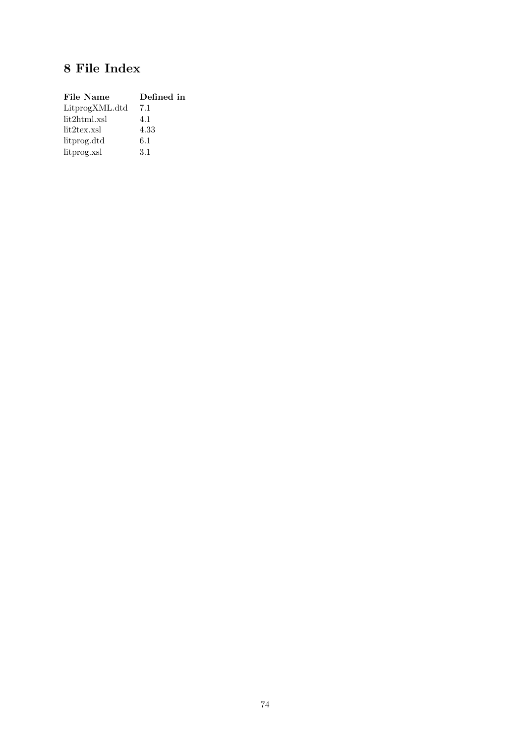# 8 File Index

| File Name | Defined in |
|---|---|
| LitprogXML.dtd | 7.1 |
| lit2html.xsl | 4.1 |
| lit2tex.xsl | 4.33 |
| litprog.dtd | 6.1 |
| litprog.xsl | 3.1 |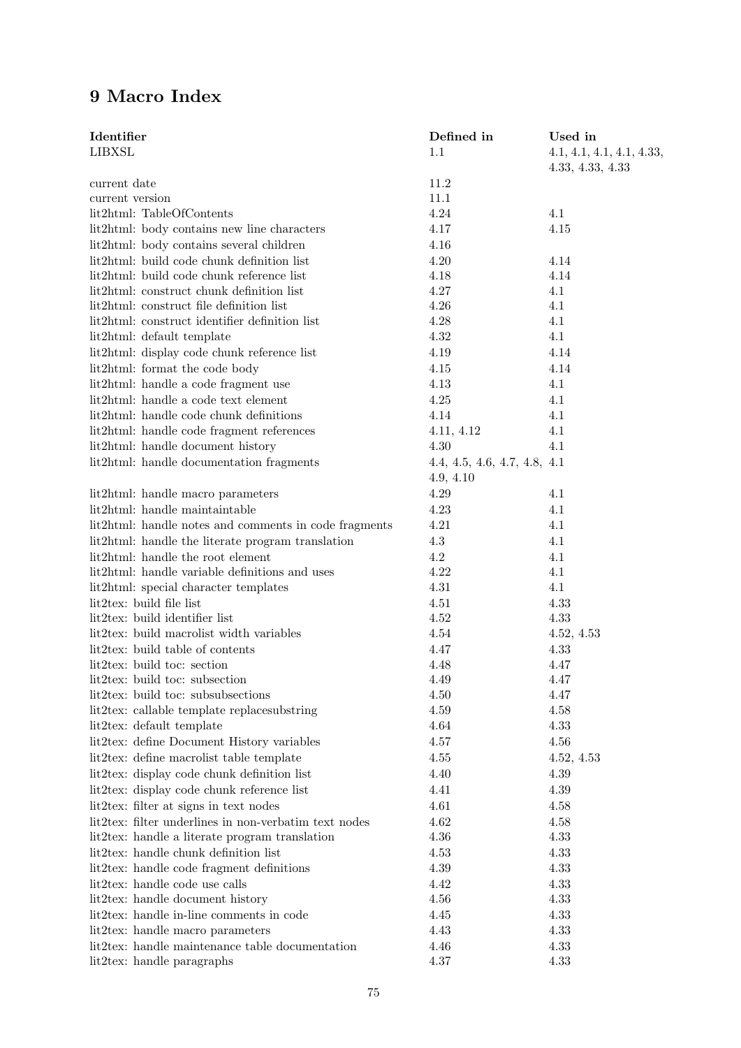# 9 Macro Index

| Identifier | Defined in | Used in |
|---|---|---|
| LIBXSL | 1.1 | 4.1, 4.1, 4.1, 4.1, 4.33, 4.33, 4.33, 4.33 |
| current date | 11.2 | |
| current version | 11.1 | |
| lit2html: TableOfContents | 4.24 | 4.1 |
| lit2html: body contains new line characters | 4.17 | 4.15 |
| lit2html: body contains several children | 4.16 | |
| lit2html: build code chunk definition list | 4.20 | 4.14 |
| lit2html: build code chunk reference list | 4.18 | 4.14 |
| lit2html: construct chunk definition list | 4.27 | 4.1 |
| lit2html: construct file definition list | 4.26 | 4.1 |
| lit2html: construct identifier definition list | 4.28 | 4.1 |
| lit2html: default template | 4.32 | 4.1 |
| lit2html: display code chunk reference list | 4.19 | 4.14 |
| lit2html: format the code body | 4.15 | 4.14 |
| lit2html: handle a code fragment use | 4.13 | 4.1 |
| lit2html: handle a code text element | 4.25 | 4.1 |
| lit2html: handle code chunk definitions | 4.14 | 4.1 |
| lit2html: handle code fragment references | 4.11, 4.12 | 4.1 |
| lit2html: handle document history | 4.30 | 4.1 |
| lit2html: handle documentation fragments | 4.4, 4.5, 4.6, 4.7, 4.8, 4.9, 4.10 | 4.1 |
| lit2html: handle macro parameters | 4.29 | 4.1 |
| lit2html: handle maintaintable | 4.23 | 4.1 |
| lit2html: handle notes and comments in code fragments | 4.21 | 4.1 |
| lit2html: handle the literate program translation | 4.3 | 4.1 |
| lit2html: handle the root element | 4.2 | 4.1 |
| lit2html: handle variable definitions and uses | 4.22 | 4.1 |
| lit2html: special character templates | 4.31 | 4.1 |
| lit2tex: build file list | 4.51 | 4.33 |
| lit2tex: build identifier list | 4.52 | 4.33 |
| lit2tex: build macrolist width variables | 4.54 | 4.52, 4.53 |
| lit2tex: build table of contents | 4.47 | 4.33 |
| lit2tex: build toc: section | 4.48 | 4.47 |
| lit2tex: build toc: subsection | 4.49 | 4.47 |
| lit2tex: build toc: subsubsections | 4.50 | 4.47 |
| lit2tex: callable template replacesubstring | 4.59 | 4.58 |
| lit2tex: default template | 4.64 | 4.33 |
| lit2tex: define Document History variables | 4.57 | 4.56 |
| lit2tex: define macrolist table template | 4.55 | 4.52, 4.53 |
| lit2tex: display code chunk definition list | 4.40 | 4.39 |
| lit2tex: display code chunk reference list | 4.41 | 4.39 |
| lit2tex: filter at signs in text nodes | 4.61 | 4.58 |
| lit2tex: filter underlines in non-verbatim text nodes | 4.62 | 4.58 |
| lit2tex: handle a literate program translation | 4.36 | 4.33 |
| lit2tex: handle chunk definition list | 4.53 | 4.33 |
| lit2tex: handle code fragment definitions | 4.39 | 4.33 |
| lit2tex: handle code use calls | 4.42 | 4.33 |
| lit2tex: handle document history | 4.56 | 4.33 |
| lit2tex: handle in-line comments in code | 4.45 | 4.33 |
| lit2tex: handle macro parameters | 4.43 | 4.33 |
| lit2tex: handle maintenance table documentation | 4.46 | 4.33 |
| lit2tex: handle paragraphs | 4.37 | 4.33 |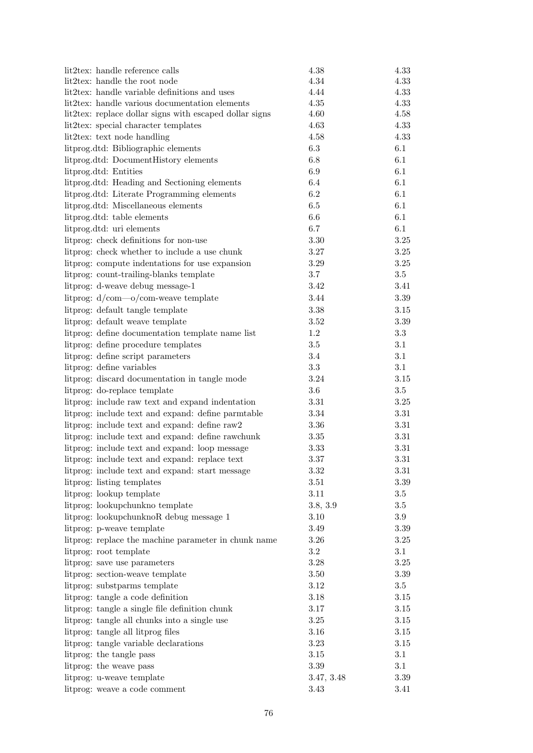| | | |
|---|---|---|
| lit2tex: handle reference calls | 4.38 | 4.33 |
| lit2tex: handle the root node | 4.34 | 4.33 |
| lit2tex: handle variable definitions and uses | 4.44 | 4.33 |
| lit2tex: handle various documentation elements | 4.35 | 4.33 |
| lit2tex: replace dollar signs with escaped dollar signs | 4.60 | 4.58 |
| lit2tex: special character templates | 4.63 | 4.33 |
| lit2tex: text node handling | 4.58 | 4.33 |
| litprog.dtd: Bibliographic elements | 6.3 | 6.1 |
| litprog.dtd: DocumentHistory elements | 6.8 | 6.1 |
| litprog.dtd: Entities | 6.9 | 6.1 |
| litprog.dtd: Heading and Sectioning elements | 6.4 | 6.1 |
| litprog.dtd: Literate Programming elements | 6.2 | 6.1 |
| litprog.dtd: Miscellaneous elements | 6.5 | 6.1 |
| litprog.dtd: table elements | 6.6 | 6.1 |
| litprog.dtd: uri elements | 6.7 | 6.1 |
| litprog: check definitions for non-use | 3.30 | 3.25 |
| litprog: check whether to include a use chunk | 3.27 | 3.25 |
| litprog: compute indentations for use expansion | 3.29 | 3.25 |
| litprog: count-trailing-blanks template | 3.7 | 3.5 |
| litprog: d-weave debug message-1 | 3.42 | 3.41 |
| litprog: d/com—o/com-weave template | 3.44 | 3.39 |
| litprog: default tangle template | 3.38 | 3.15 |
| litprog: default weave template | 3.52 | 3.39 |
| litprog: define documentation template name list | 1.2 | 3.3 |
| litprog: define procedure templates | 3.5 | 3.1 |
| litprog: define script parameters | 3.4 | 3.1 |
| litprog: define variables | 3.3 | 3.1 |
| litprog: discard documentation in tangle mode | 3.24 | 3.15 |
| litprog: do-replace template | 3.6 | 3.5 |
| litprog: include raw text and expand indentation | 3.31 | 3.25 |
| litprog: include text and expand: define parmtable | 3.34 | 3.31 |
| litprog: include text and expand: define raw2 | 3.36 | 3.31 |
| litprog: include text and expand: define rawchunk | 3.35 | 3.31 |
| litprog: include text and expand: loop message | 3.33 | 3.31 |
| litprog: include text and expand: replace text | 3.37 | 3.31 |
| litprog: include text and expand: start message | 3.32 | 3.31 |
| litprog: listing templates | 3.51 | 3.39 |
| litprog: lookup template | 3.11 | 3.5 |
| litprog: lookupchunkno template | 3.8, 3.9 | 3.5 |
| litprog: lookupchunknoR debug message 1 | 3.10 | 3.9 |
| litprog: p-weave template | 3.49 | 3.39 |
| litprog: replace the machine parameter in chunk name | 3.26 | 3.25 |
| litprog: root template | 3.2 | 3.1 |
| litprog: save use parameters | 3.28 | 3.25 |
| litprog: section-weave template | 3.50 | 3.39 |
| litprog: substparms template | 3.12 | 3.5 |
| litprog: tangle a code definition | 3.18 | 3.15 |
| litprog: tangle a single file definition chunk | 3.17 | 3.15 |
| litprog: tangle all chunks into a single use | 3.25 | 3.15 |
| litprog: tangle all litprog files | 3.16 | 3.15 |
| litprog: tangle variable declarations | 3.23 | 3.15 |
| litprog: the tangle pass | 3.15 | 3.1 |
| litprog: the weave pass | 3.39 | 3.1 |
| litprog: u-weave template | 3.47, 3.48 | 3.39 |
| litprog: weave a code comment | 3.43 | 3.41 |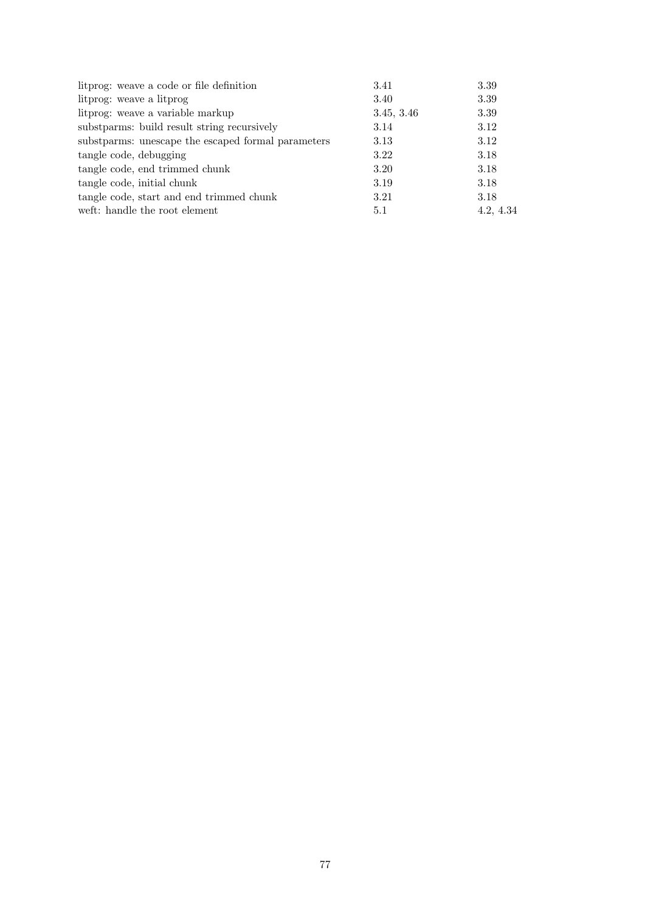| | | |
|---|---|---|
| litprog: weave a code or file definition | 3.41 | 3.39 |
| litprog: weave a litprog | 3.40 | 3.39 |
| litprog: weave a variable markup | 3.45, 3.46 | 3.39 |
| substparms: build result string recursively | 3.14 | 3.12 |
| substparms: unescape the escaped formal parameters | 3.13 | 3.12 |
| tangle code, debugging | 3.22 | 3.18 |
| tangle code, end trimmed chunk | 3.20 | 3.18 |
| tangle code, initial chunk | 3.19 | 3.18 |
| tangle code, start and end trimmed chunk | 3.21 | 3.18 |
| weft: handle the root element | 5.1 | 4.2, 4.34 |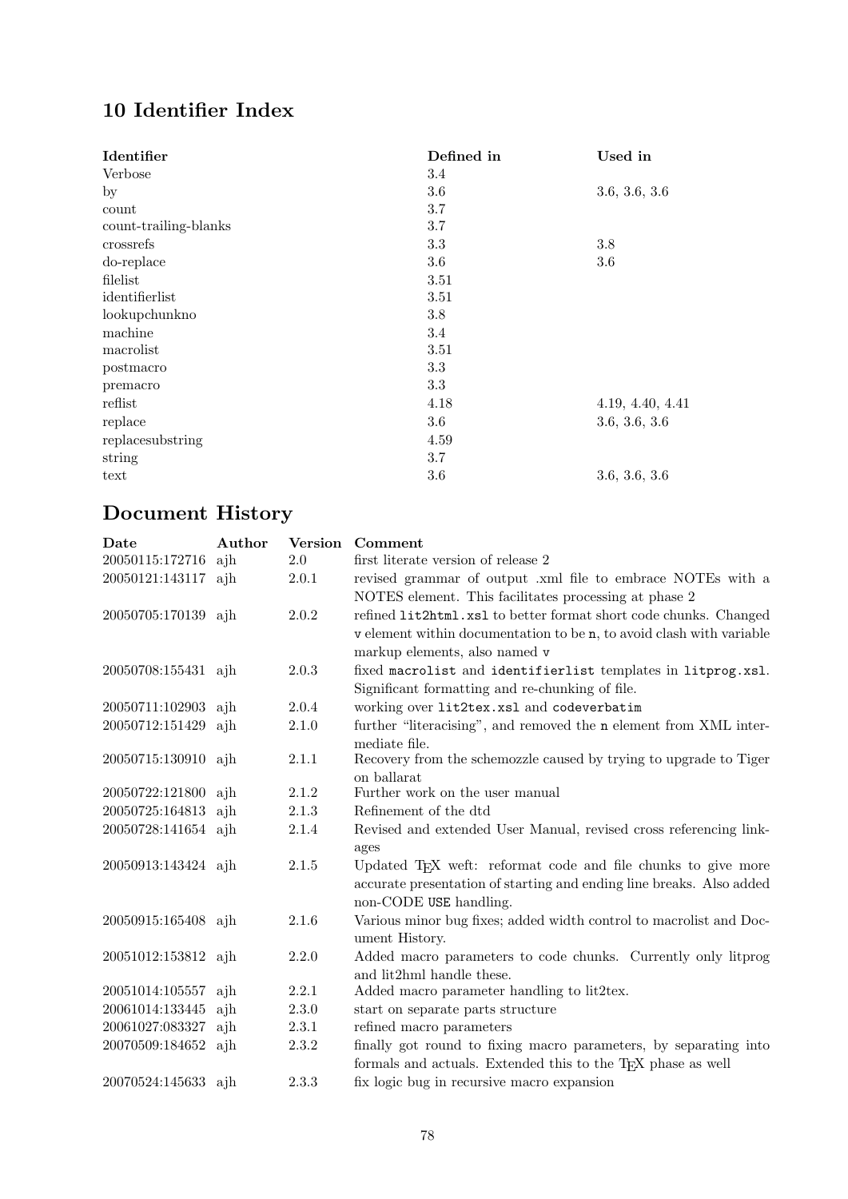# 10 Identifier Index

| Identifier | Defined in | Used in |
|---|---|---|
| Verbose | 3.4 | |
| by | 3.6 | 3.6, 3.6, 3.6 |
| count | 3.7 | |
| count-trailing-blanks | 3.7 | |
| crossrefs | 3.3 | 3.8 |
| do-replace | 3.6 | 3.6 |
| filelist | 3.51 | |
| identifierlist | 3.51 | |
| lookupchunkno | 3.8 | |
| machine | 3.4 | |
| macrolist | 3.51 | |
| postmacro | 3.3 | |
| premacro | 3.3 | |
| reflist | 4.18 | 4.19, 4.40, 4.41 |
| replace | 3.6 | 3.6, 3.6, 3.6 |
| replacesubstring | 4.59 | |
| string | 3.7 | |
| text | 3.6 | 3.6, 3.6, 3.6 |

# Document History

| Date | Author | Version | Comment |
|---|---|---|---|
| 20050115:172716 | ajh | 2.0 | first literate version of release 2 |
| 20050121:143117 | ajh | 2.0.1 | revised grammar of output .xml file to embrace NOTEs with a NOTES element. This facilitates processing at phase 2 |
| 20050705:170139 | ajh | 2.0.2 | refined `lit2html.xsl` to better format short code chunks. Changed `v` element within documentation to be `n`, to avoid clash with variable markup elements, also named `v` |
| 20050708:155431 | ajh | 2.0.3 | fixed `macrolist` and `identifierlist` templates in `litprog.xsl`. Significant formatting and re-chunking of file. |
| 20050711:102903 | ajh | 2.0.4 | working over `lit2tex.xsl` and `codeverbatim` |
| 20050712:151429 | ajh | 2.1.0 | further "literacising", and removed the `n` element from XML intermediate file. |
| 20050715:130910 | ajh | 2.1.1 | Recovery from the schemozzle caused by trying to upgrade to Tiger on ballarat |
| 20050722:121800 | ajh | 2.1.2 | Further work on the user manual |
| 20050725:164813 | ajh | 2.1.3 | Refinement of the dtd |
| 20050728:141654 | ajh | 2.1.4 | Revised and extended User Manual, revised cross referencing linkages |
| 20050913:143424 | ajh | 2.1.5 | Updated TEX weft: reformat code and file chunks to give more accurate presentation of starting and ending line breaks. Also added non-CODE `USE` handling. |
| 20050915:165408 | ajh | 2.1.6 | Various minor bug fixes; added width control to macrolist and Document History. |
| 20051012:153812 | ajh | 2.2.0 | Added macro parameters to code chunks. Currently only litprog and lit2hml handle these. |
| 20051014:105557 | ajh | 2.2.1 | Added macro parameter handling to lit2tex. |
| 20061014:133445 | ajh | 2.3.0 | start on separate parts structure |
| 20061027:083327 | ajh | 2.3.1 | refined macro parameters |
| 20070509:184652 | ajh | 2.3.2 | finally got round to fixing macro parameters, by separating into formals and actuals. Extended this to the TEX phase as well |
| 20070524:145633 | ajh | 2.3.3 | fix logic bug in recursive macro expansion |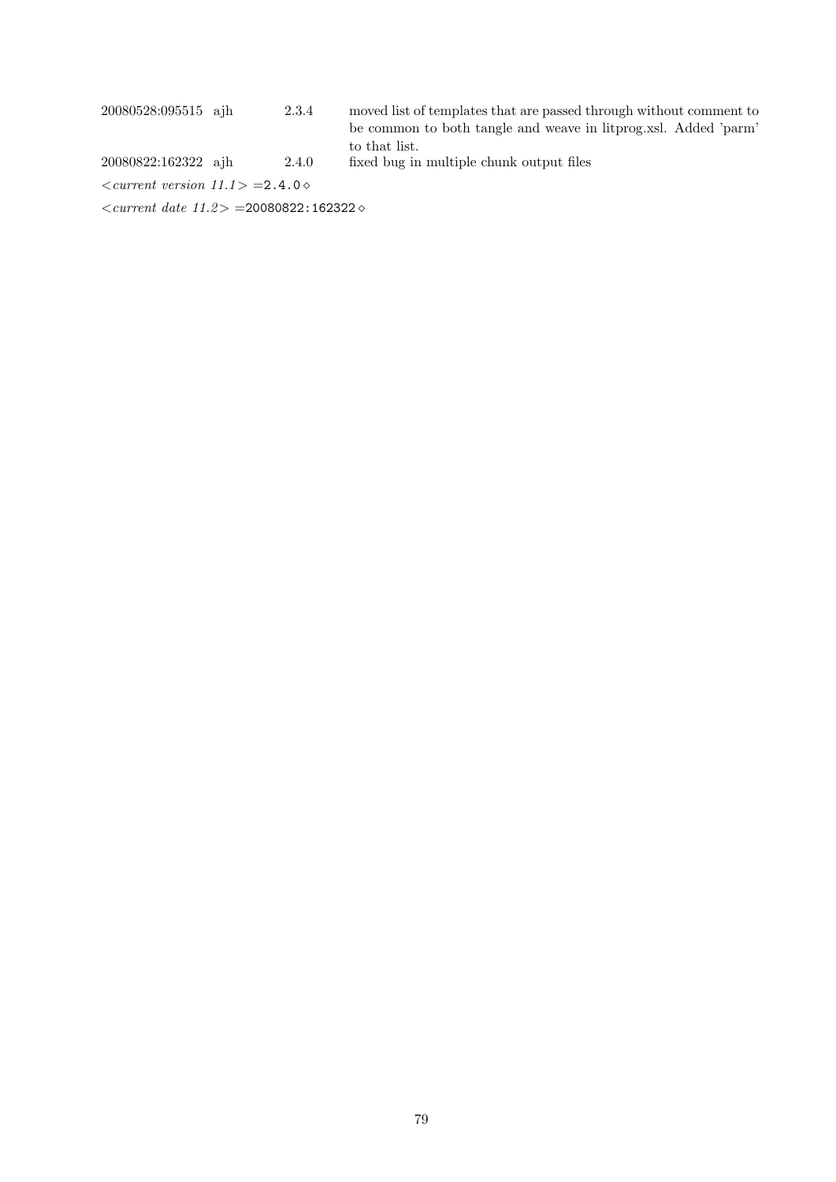| | | | |
|---|---|---|---|
| 20080528:095515 | ajh | 2.3.4 | moved list of templates that are passed through without comment to be common to both tangle and weave in litprog.xsl. Added 'parm' to that list. |
| 20080822:162322 | ajh | 2.4.0 | fixed bug in multiple chunk output files |

*<current version 11.1>* =`2.4.0` ⋄

*<current date 11.2>* =`20080822:162322` ⋄